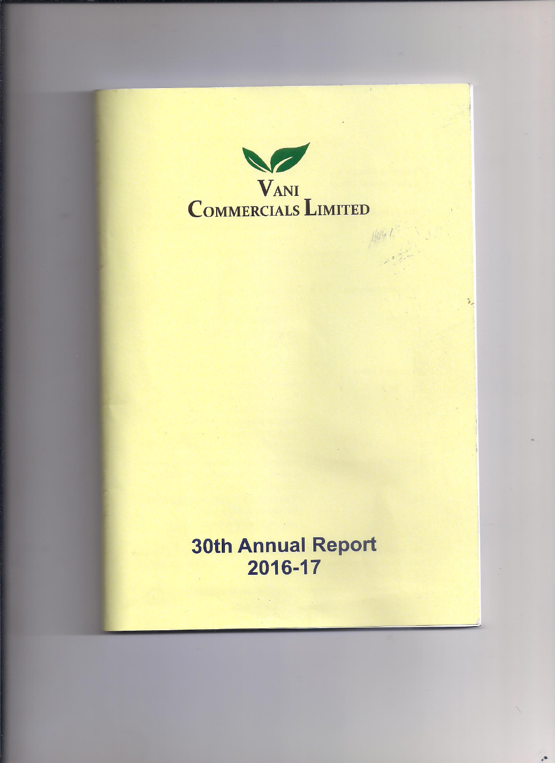# Vani Commercials Limited

## 30th Annual Report 2016-17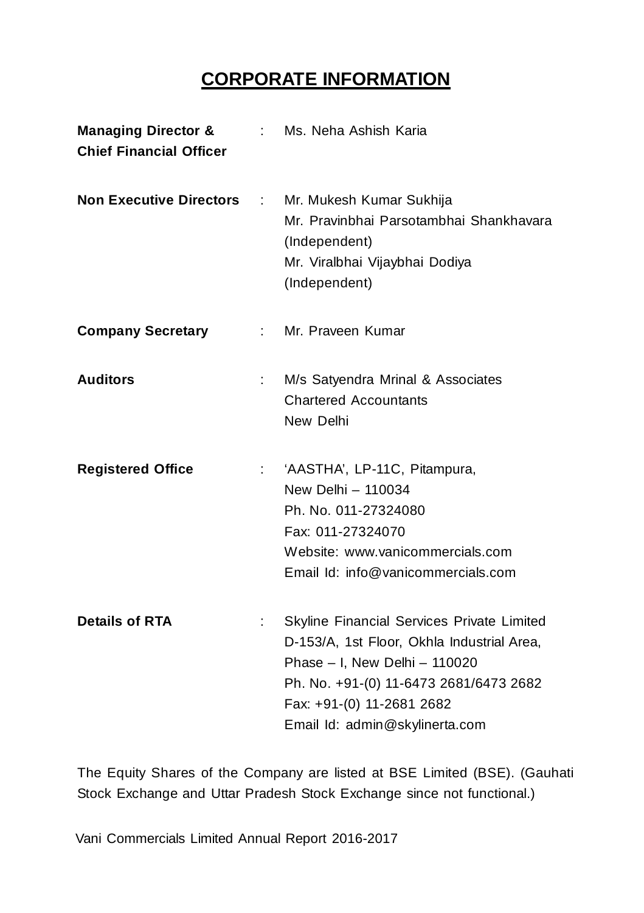# CORPORATE INFORMATION

| | | |
|---|---|---|
| **Managing Director & Chief Financial Officer** | : | Ms. Neha Ashish Karia |
| **Non Executive Directors** | : | Mr. Mukesh Kumar Sukhija<br>Mr. Pravinbhai Parsotambhai Shankhavara (Independent)<br>Mr. Viralbhai Vijaybhai Dodiya (Independent) |
| **Company Secretary** | : | Mr. Praveen Kumar |
| **Auditors** | : | M/s Satyendra Mrinal & Associates<br>Chartered Accountants<br>New Delhi |
| **Registered Office** | : | 'AASTHA', LP-11C, Pitampura,<br>New Delhi – 110034<br>Ph. No. 011-27324080<br>Fax: 011-27324070<br>Website: www.vanicommercials.com<br>Email Id: info@vanicommercials.com |
| **Details of RTA** | : | Skyline Financial Services Private Limited<br>D-153/A, 1st Floor, Okhla Industrial Area,<br>Phase – I, New Delhi – 110020<br>Ph. No. +91-(0) 11-6473 2681/6473 2682<br>Fax: +91-(0) 11-2681 2682<br>Email Id: admin@skylinerta.com |

The Equity Shares of the Company are listed at BSE Limited (BSE). (Gauhati Stock Exchange and Uttar Pradesh Stock Exchange since not functional.)

Vani Commercials Limited Annual Report 2016-2017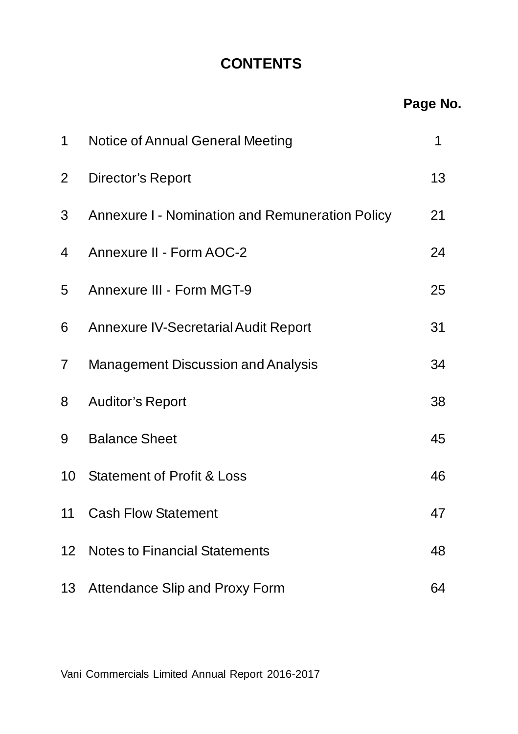# CONTENTS

| | | Page No. |
|---|---|---|
| 1 | Notice of Annual General Meeting | 1 |
| 2 | Director's Report | 13 |
| 3 | Annexure I - Nomination and Remuneration Policy | 21 |
| 4 | Annexure II - Form AOC-2 | 24 |
| 5 | Annexure III - Form MGT-9 | 25 |
| 6 | Annexure IV-Secretarial Audit Report | 31 |
| 7 | Management Discussion and Analysis | 34 |
| 8 | Auditor's Report | 38 |
| 9 | Balance Sheet | 45 |
| 10 | Statement of Profit & Loss | 46 |
| 11 | Cash Flow Statement | 47 |
| 12 | Notes to Financial Statements | 48 |
| 13 | Attendance Slip and Proxy Form | 64 |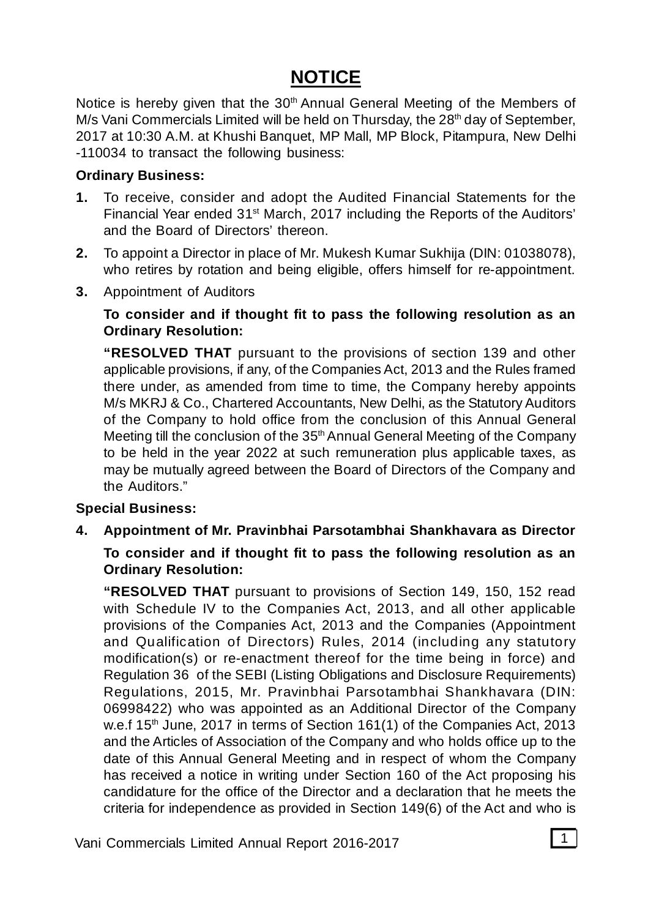# NOTICE

Notice is hereby given that the 30th Annual General Meeting of the Members of M/s Vani Commercials Limited will be held on Thursday, the 28th day of September, 2017 at 10:30 A.M. at Khushi Banquet, MP Mall, MP Block, Pitampura, New Delhi -110034 to transact the following business:

**Ordinary Business:**

1. To receive, consider and adopt the Audited Financial Statements for the Financial Year ended 31st March, 2017 including the Reports of the Auditors' and the Board of Directors' thereon.

2. To appoint a Director in place of Mr. Mukesh Kumar Sukhija (DIN: 01038078), who retires by rotation and being eligible, offers himself for re-appointment.

3. Appointment of Auditors

   **To consider and if thought fit to pass the following resolution as an Ordinary Resolution:**

   **"RESOLVED THAT** pursuant to the provisions of section 139 and other applicable provisions, if any, of the Companies Act, 2013 and the Rules framed there under, as amended from time to time, the Company hereby appoints M/s MKRJ & Co., Chartered Accountants, New Delhi, as the Statutory Auditors of the Company to hold office from the conclusion of this Annual General Meeting till the conclusion of the 35th Annual General Meeting of the Company to be held in the year 2022 at such remuneration plus applicable taxes, as may be mutually agreed between the Board of Directors of the Company and the Auditors."

**Special Business:**

4. **Appointment of Mr. Pravinbhai Parsotambhai Shankhavara as Director**

   **To consider and if thought fit to pass the following resolution as an Ordinary Resolution:**

   **"RESOLVED THAT** pursuant to provisions of Section 149, 150, 152 read with Schedule IV to the Companies Act, 2013, and all other applicable provisions of the Companies Act, 2013 and the Companies (Appointment and Qualification of Directors) Rules, 2014 (including any statutory modification(s) or re-enactment thereof for the time being in force) and Regulation 36 of the SEBI (Listing Obligations and Disclosure Requirements) Regulations, 2015, Mr. Pravinbhai Parsotambhai Shankhavara (DIN: 06998422) who was appointed as an Additional Director of the Company w.e.f 15th June, 2017 in terms of Section 161(1) of the Companies Act, 2013 and the Articles of Association of the Company and who holds office up to the date of this Annual General Meeting and in respect of whom the Company has received a notice in writing under Section 160 of the Act proposing his candidature for the office of the Director and a declaration that he meets the criteria for independence as provided in Section 149(6) of the Act and who is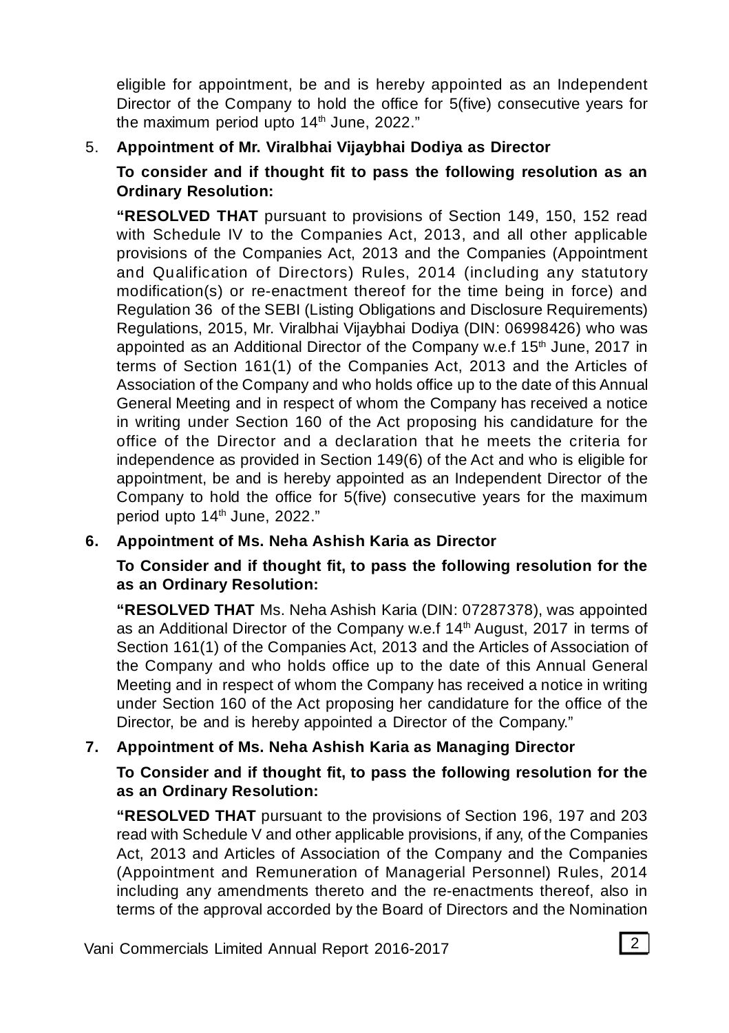eligible for appointment, be and is hereby appointed as an Independent Director of the Company to hold the office for 5(five) consecutive years for the maximum period upto 14th June, 2022."

5. **Appointment of Mr. Viralbhai Vijaybhai Dodiya as Director**

   **To consider and if thought fit to pass the following resolution as an Ordinary Resolution:**

   **"RESOLVED THAT** pursuant to provisions of Section 149, 150, 152 read with Schedule IV to the Companies Act, 2013, and all other applicable provisions of the Companies Act, 2013 and the Companies (Appointment and Qualification of Directors) Rules, 2014 (including any statutory modification(s) or re-enactment thereof for the time being in force) and Regulation 36 of the SEBI (Listing Obligations and Disclosure Requirements) Regulations, 2015, Mr. Viralbhai Vijaybhai Dodiya (DIN: 06998426) who was appointed as an Additional Director of the Company w.e.f 15th June, 2017 in terms of Section 161(1) of the Companies Act, 2013 and the Articles of Association of the Company and who holds office up to the date of this Annual General Meeting and in respect of whom the Company has received a notice in writing under Section 160 of the Act proposing his candidature for the office of the Director and a declaration that he meets the criteria for independence as provided in Section 149(6) of the Act and who is eligible for appointment, be and is hereby appointed as an Independent Director of the Company to hold the office for 5(five) consecutive years for the maximum period upto 14th June, 2022."

6. **Appointment of Ms. Neha Ashish Karia as Director**

   **To Consider and if thought fit, to pass the following resolution for the as an Ordinary Resolution:**

   **"RESOLVED THAT** Ms. Neha Ashish Karia (DIN: 07287378), was appointed as an Additional Director of the Company w.e.f 14th August, 2017 in terms of Section 161(1) of the Companies Act, 2013 and the Articles of Association of the Company and who holds office up to the date of this Annual General Meeting and in respect of whom the Company has received a notice in writing under Section 160 of the Act proposing her candidature for the office of the Director, be and is hereby appointed a Director of the Company."

7. **Appointment of Ms. Neha Ashish Karia as Managing Director**

   **To Consider and if thought fit, to pass the following resolution for the as an Ordinary Resolution:**

   **"RESOLVED THAT** pursuant to the provisions of Section 196, 197 and 203 read with Schedule V and other applicable provisions, if any, of the Companies Act, 2013 and Articles of Association of the Company and the Companies (Appointment and Remuneration of Managerial Personnel) Rules, 2014 including any amendments thereto and the re-enactments thereof, also in terms of the approval accorded by the Board of Directors and the Nomination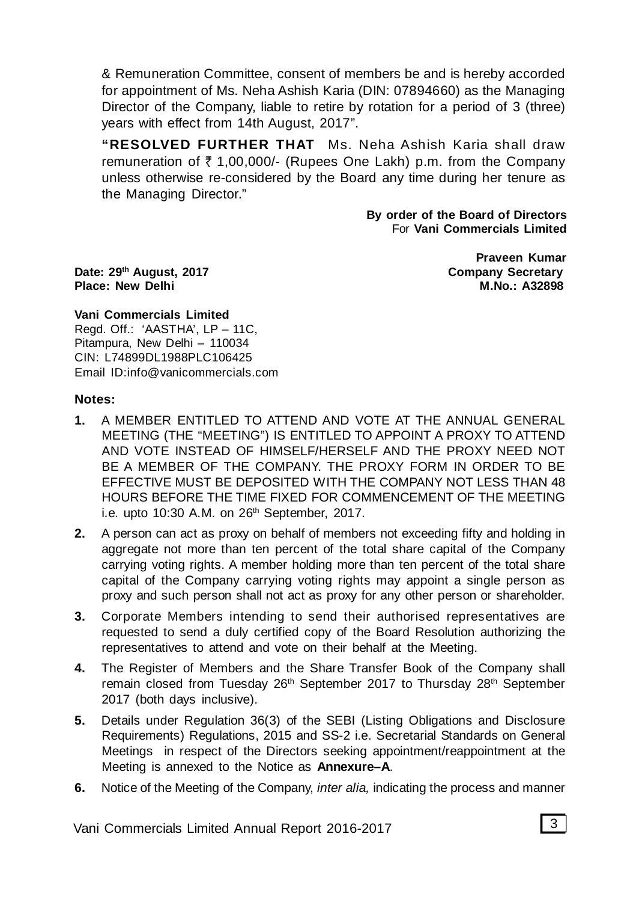& Remuneration Committee, consent of members be and is hereby accorded for appointment of Ms. Neha Ashish Karia (DIN: 07894660) as the Managing Director of the Company, liable to retire by rotation for a period of 3 (three) years with effect from 14th August, 2017".

**"RESOLVED FURTHER THAT** Ms. Neha Ashish Karia shall draw remuneration of ₹ 1,00,000/- (Rupees One Lakh) p.m. from the Company unless otherwise re-considered by the Board any time during her tenure as the Managing Director."

**By order of the Board of Directors**
For **Vani Commercials Limited**

**Praveen Kumar**
**Company Secretary**
**M.No.: A32898**

**Date: 29th August, 2017**
**Place: New Delhi**

**Vani Commercials Limited**
Regd. Off.: 'AASTHA', LP – 11C,
Pitampura, New Delhi – 110034
CIN: L74899DL1988PLC106425
Email ID:info@vanicommercials.com

**Notes:**

1. A MEMBER ENTITLED TO ATTEND AND VOTE AT THE ANNUAL GENERAL MEETING (THE "MEETING") IS ENTITLED TO APPOINT A PROXY TO ATTEND AND VOTE INSTEAD OF HIMSELF/HERSELF AND THE PROXY NEED NOT BE A MEMBER OF THE COMPANY. THE PROXY FORM IN ORDER TO BE EFFECTIVE MUST BE DEPOSITED WITH THE COMPANY NOT LESS THAN 48 HOURS BEFORE THE TIME FIXED FOR COMMENCEMENT OF THE MEETING i.e. upto 10:30 A.M. on 26th September, 2017.

2. A person can act as proxy on behalf of members not exceeding fifty and holding in aggregate not more than ten percent of the total share capital of the Company carrying voting rights. A member holding more than ten percent of the total share capital of the Company carrying voting rights may appoint a single person as proxy and such person shall not act as proxy for any other person or shareholder.

3. Corporate Members intending to send their authorised representatives are requested to send a duly certified copy of the Board Resolution authorizing the representatives to attend and vote on their behalf at the Meeting.

4. The Register of Members and the Share Transfer Book of the Company shall remain closed from Tuesday 26th September 2017 to Thursday 28th September 2017 (both days inclusive).

5. Details under Regulation 36(3) of the SEBI (Listing Obligations and Disclosure Requirements) Regulations, 2015 and SS-2 i.e. Secretarial Standards on General Meetings in respect of the Directors seeking appointment/reappointment at the Meeting is annexed to the Notice as **Annexure–A**.

6. Notice of the Meeting of the Company, *inter alia,* indicating the process and manner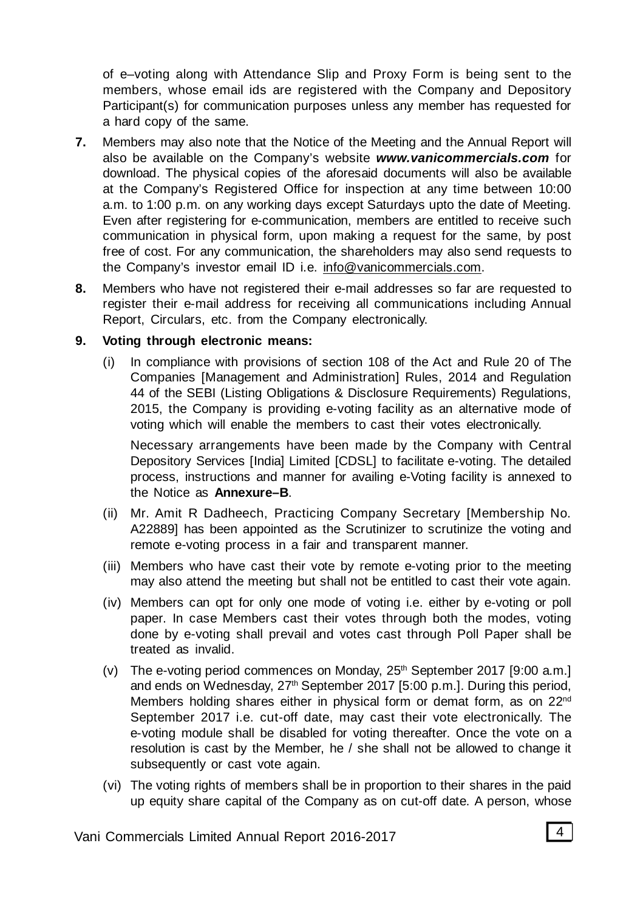of e–voting along with Attendance Slip and Proxy Form is being sent to the members, whose email ids are registered with the Company and Depository Participant(s) for communication purposes unless any member has requested for a hard copy of the same.

**7.** Members may also note that the Notice of the Meeting and the Annual Report will also be available on the Company's website ***www.vanicommercials.com*** for download. The physical copies of the aforesaid documents will also be available at the Company's Registered Office for inspection at any time between 10:00 a.m. to 1:00 p.m. on any working days except Saturdays upto the date of Meeting. Even after registering for e-communication, members are entitled to receive such communication in physical form, upon making a request for the same, by post free of cost. For any communication, the shareholders may also send requests to the Company's investor email ID i.e. info@vanicommercials.com.

**8.** Members who have not registered their e-mail addresses so far are requested to register their e-mail address for receiving all communications including Annual Report, Circulars, etc. from the Company electronically.

**9. Voting through electronic means:**

(i) In compliance with provisions of section 108 of the Act and Rule 20 of The Companies [Management and Administration] Rules, 2014 and Regulation 44 of the SEBI (Listing Obligations & Disclosure Requirements) Regulations, 2015, the Company is providing e-voting facility as an alternative mode of voting which will enable the members to cast their votes electronically.

Necessary arrangements have been made by the Company with Central Depository Services [India] Limited [CDSL] to facilitate e-voting. The detailed process, instructions and manner for availing e-Voting facility is annexed to the Notice as **Annexure–B**.

(ii) Mr. Amit R Dadheech, Practicing Company Secretary [Membership No. A22889] has been appointed as the Scrutinizer to scrutinize the voting and remote e-voting process in a fair and transparent manner.

(iii) Members who have cast their vote by remote e-voting prior to the meeting may also attend the meeting but shall not be entitled to cast their vote again.

(iv) Members can opt for only one mode of voting i.e. either by e-voting or poll paper. In case Members cast their votes through both the modes, voting done by e-voting shall prevail and votes cast through Poll Paper shall be treated as invalid.

(v) The e-voting period commences on Monday, 25th September 2017 [9:00 a.m.] and ends on Wednesday, 27th September 2017 [5:00 p.m.]. During this period, Members holding shares either in physical form or demat form, as on 22nd September 2017 i.e. cut-off date, may cast their vote electronically. The e-voting module shall be disabled for voting thereafter. Once the vote on a resolution is cast by the Member, he / she shall not be allowed to change it subsequently or cast vote again.

(vi) The voting rights of members shall be in proportion to their shares in the paid up equity share capital of the Company as on cut-off date. A person, whose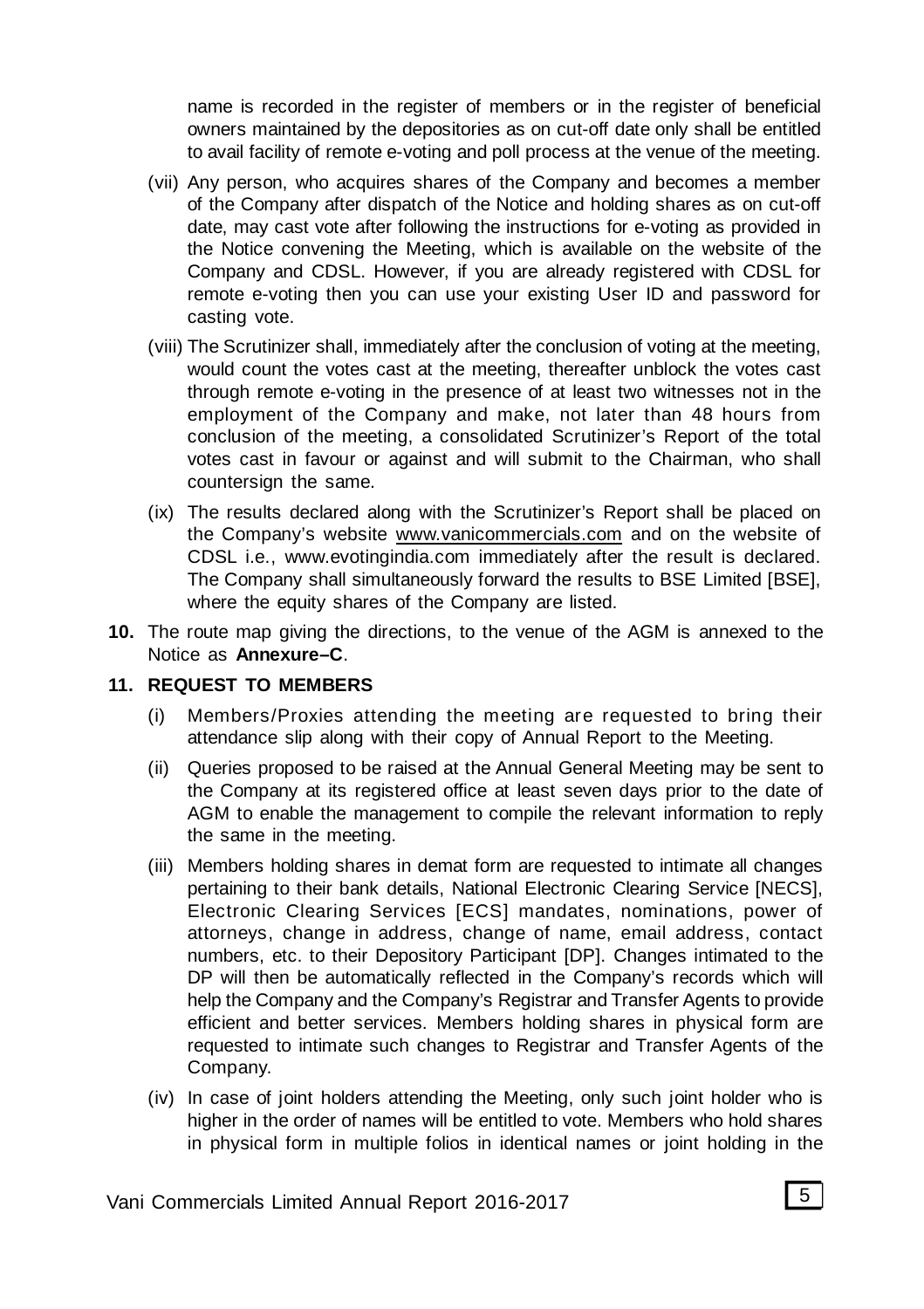name is recorded in the register of members or in the register of beneficial owners maintained by the depositories as on cut-off date only shall be entitled to avail facility of remote e-voting and poll process at the venue of the meeting.

(vii) Any person, who acquires shares of the Company and becomes a member of the Company after dispatch of the Notice and holding shares as on cut-off date, may cast vote after following the instructions for e-voting as provided in the Notice convening the Meeting, which is available on the website of the Company and CDSL. However, if you are already registered with CDSL for remote e-voting then you can use your existing User ID and password for casting vote.

(viii) The Scrutinizer shall, immediately after the conclusion of voting at the meeting, would count the votes cast at the meeting, thereafter unblock the votes cast through remote e-voting in the presence of at least two witnesses not in the employment of the Company and make, not later than 48 hours from conclusion of the meeting, a consolidated Scrutinizer's Report of the total votes cast in favour or against and will submit to the Chairman, who shall countersign the same.

(ix) The results declared along with the Scrutinizer's Report shall be placed on the Company's website www.vanicommercials.com and on the website of CDSL i.e., www.evotingindia.com immediately after the result is declared. The Company shall simultaneously forward the results to BSE Limited [BSE], where the equity shares of the Company are listed.

**10.** The route map giving the directions, to the venue of the AGM is annexed to the Notice as **Annexure–C**.

**11. REQUEST TO MEMBERS**

(i) Members/Proxies attending the meeting are requested to bring their attendance slip along with their copy of Annual Report to the Meeting.

(ii) Queries proposed to be raised at the Annual General Meeting may be sent to the Company at its registered office at least seven days prior to the date of AGM to enable the management to compile the relevant information to reply the same in the meeting.

(iii) Members holding shares in demat form are requested to intimate all changes pertaining to their bank details, National Electronic Clearing Service [NECS], Electronic Clearing Services [ECS] mandates, nominations, power of attorneys, change in address, change of name, email address, contact numbers, etc. to their Depository Participant [DP]. Changes intimated to the DP will then be automatically reflected in the Company's records which will help the Company and the Company's Registrar and Transfer Agents to provide efficient and better services. Members holding shares in physical form are requested to intimate such changes to Registrar and Transfer Agents of the Company.

(iv) In case of joint holders attending the Meeting, only such joint holder who is higher in the order of names will be entitled to vote. Members who hold shares in physical form in multiple folios in identical names or joint holding in the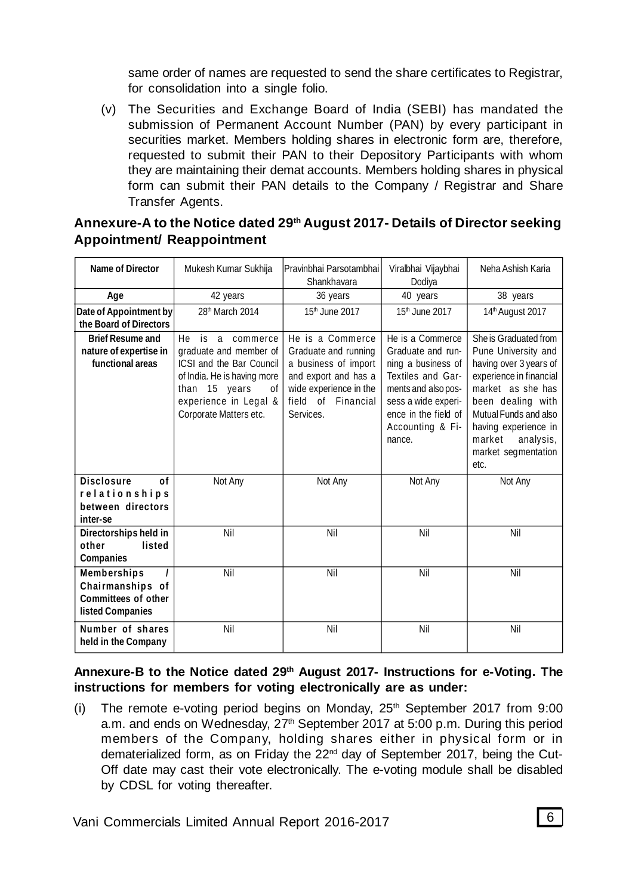same order of names are requested to send the share certificates to Registrar, for consolidation into a single folio.

(v) The Securities and Exchange Board of India (SEBI) has mandated the submission of Permanent Account Number (PAN) by every participant in securities market. Members holding shares in electronic form are, therefore, requested to submit their PAN to their Depository Participants with whom they are maintaining their demat accounts. Members holding shares in physical form can submit their PAN details to the Company / Registrar and Share Transfer Agents.

## Annexure-A to the Notice dated 29th August 2017- Details of Director seeking Appointment/ Reappointment

| Name of Director | Mukesh Kumar Sukhija | Pravinbhai Parsotambhai Shankhavara | Viralbhai Vijaybhai Dodiya | Neha Ashish Karia |
|---|---|---|---|---|
| Age | 42 years | 36 years | 40 years | 38 years |
| Date of Appointment by the Board of Directors | 28th March 2014 | 15th June 2017 | 15th June 2017 | 14th August 2017 |
| Brief Resume and nature of expertise in functional areas | He is a commerce graduate and member of ICSI and the Bar Council of India. He is having more than 15 years of experience in Legal & Corporate Matters etc. | He is a Commerce Graduate and running a business of import and export and has a wide experience in the field of Financial Services. | He is a Commerce Graduate and running a business of Textiles and Garments and also possess a wide experience in the field of Accounting & Finance. | She is Graduated from Pune University and having over 3 years of experience in financial market as she has been dealing with Mutual Funds and also having experience in market analysis, market segmentation etc. |
| Disclosure of relationships between directors inter-se | Not Any | Not Any | Not Any | Not Any |
| Directorships held in other listed Companies | Nil | Nil | Nil | Nil |
| Memberships / Chairmanships of Committees of other listed Companies | Nil | Nil | Nil | Nil |
| Number of shares held in the Company | Nil | Nil | Nil | Nil |

**Annexure-B to the Notice dated 29th August 2017- Instructions for e-Voting. The instructions for members for voting electronically are as under:**

(i) The remote e-voting period begins on Monday, 25th September 2017 from 9:00 a.m. and ends on Wednesday, 27th September 2017 at 5:00 p.m. During this period members of the Company, holding shares either in physical form or in dematerialized form, as on Friday the 22nd day of September 2017, being the Cut-Off date may cast their vote electronically. The e-voting module shall be disabled by CDSL for voting thereafter.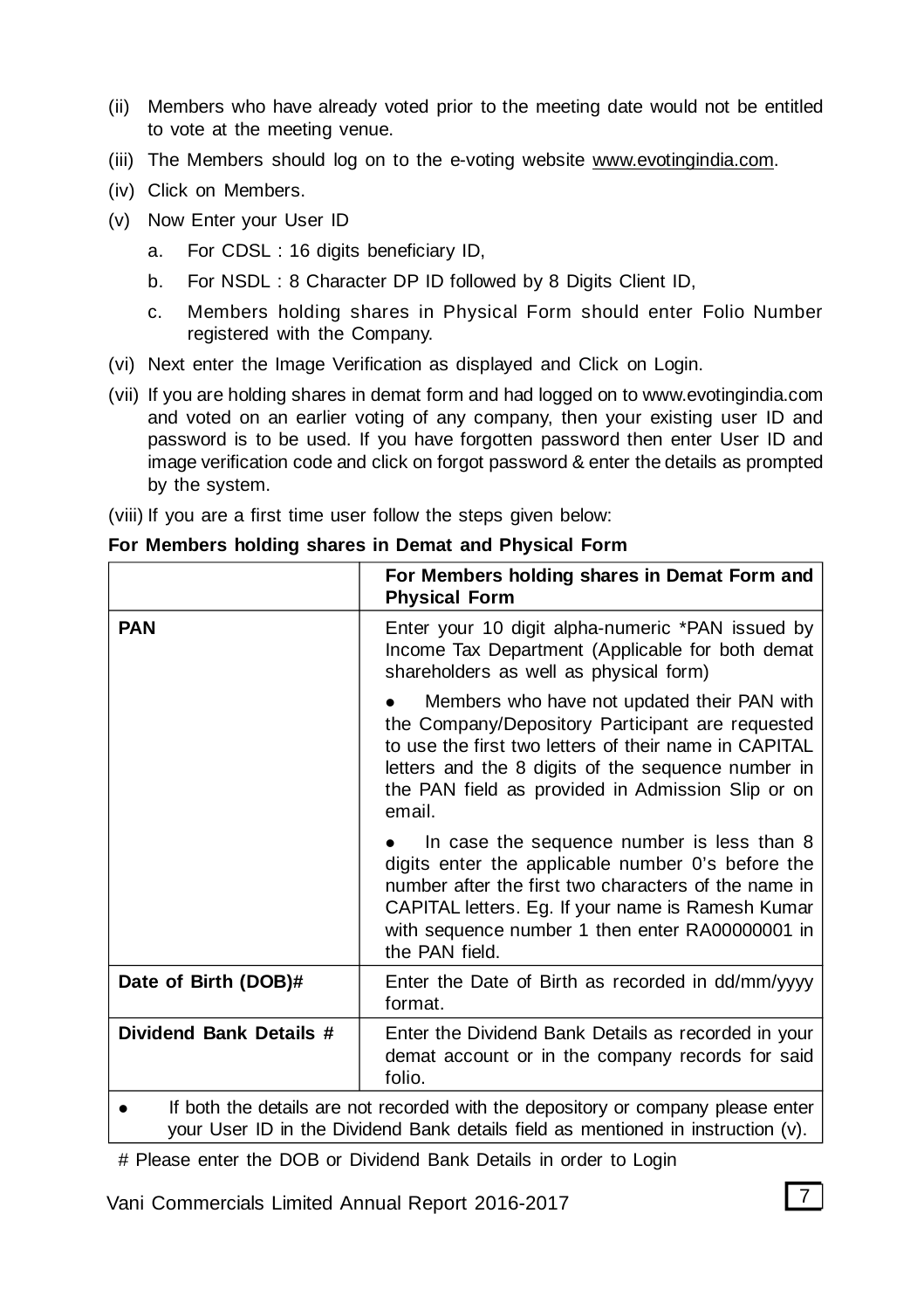(ii) Members who have already voted prior to the meeting date would not be entitled to vote at the meeting venue.

(iii) The Members should log on to the e-voting website www.evotingindia.com.

(iv) Click on Members.

(v) Now Enter your User ID

   a. For CDSL : 16 digits beneficiary ID,

   b. For NSDL : 8 Character DP ID followed by 8 Digits Client ID,

   c. Members holding shares in Physical Form should enter Folio Number registered with the Company.

(vi) Next enter the Image Verification as displayed and Click on Login.

(vii) If you are holding shares in demat form and had logged on to www.evotingindia.com and voted on an earlier voting of any company, then your existing user ID and password is to be used. If you have forgotten password then enter User ID and image verification code and click on forgot password & enter the details as prompted by the system.

(viii) If you are a first time user follow the steps given below:

**For Members holding shares in Demat and Physical Form**

| | **For Members holding shares in Demat Form and Physical Form** |
|---|---|
| **PAN** | Enter your 10 digit alpha-numeric *PAN issued by Income Tax Department (Applicable for both demat shareholders as well as physical form)<br>● Members who have not updated their PAN with the Company/Depository Participant are requested to use the first two letters of their name in CAPITAL letters and the 8 digits of the sequence number in the PAN field as provided in Admission Slip or on email.<br>● In case the sequence number is less than 8 digits enter the applicable number 0's before the number after the first two characters of the name in CAPITAL letters. Eg. If your name is Ramesh Kumar with sequence number 1 then enter RA00000001 in the PAN field. |
| **Date of Birth (DOB)#** | Enter the Date of Birth as recorded in dd/mm/yyyy format. |
| **Dividend Bank Details #** | Enter the Dividend Bank Details as recorded in your demat account or in the company records for said folio. |
| ● If both the details are not recorded with the depository or company please enter your User ID in the Dividend Bank details field as mentioned in instruction (v). | |

# Please enter the DOB or Dividend Bank Details in order to Login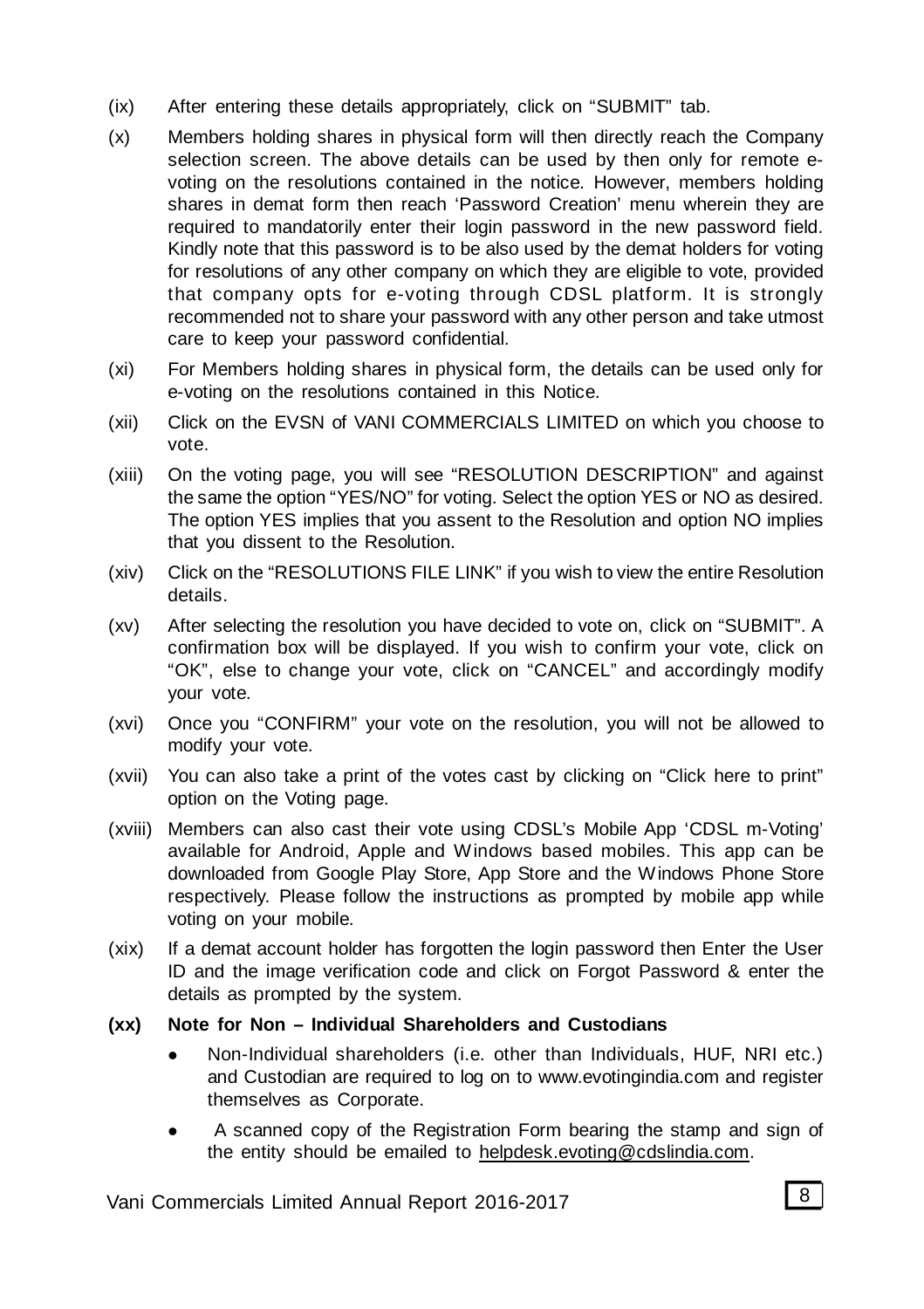(ix) After entering these details appropriately, click on “SUBMIT” tab.

(x) Members holding shares in physical form will then directly reach the Company selection screen. The above details can be used by then only for remote e-voting on the resolutions contained in the notice. However, members holding shares in demat form then reach ‘Password Creation’ menu wherein they are required to mandatorily enter their login password in the new password field. Kindly note that this password is to be also used by the demat holders for voting for resolutions of any other company on which they are eligible to vote, provided that company opts for e-voting through CDSL platform. It is strongly recommended not to share your password with any other person and take utmost care to keep your password confidential.

(xi) For Members holding shares in physical form, the details can be used only for e-voting on the resolutions contained in this Notice.

(xii) Click on the EVSN of VANI COMMERCIALS LIMITED on which you choose to vote.

(xiii) On the voting page, you will see “RESOLUTION DESCRIPTION” and against the same the option “YES/NO” for voting. Select the option YES or NO as desired. The option YES implies that you assent to the Resolution and option NO implies that you dissent to the Resolution.

(xiv) Click on the “RESOLUTIONS FILE LINK” if you wish to view the entire Resolution details.

(xv) After selecting the resolution you have decided to vote on, click on “SUBMIT”. A confirmation box will be displayed. If you wish to confirm your vote, click on “OK”, else to change your vote, click on “CANCEL” and accordingly modify your vote.

(xvi) Once you “CONFIRM” your vote on the resolution, you will not be allowed to modify your vote.

(xvii) You can also take a print of the votes cast by clicking on “Click here to print” option on the Voting page.

(xviii) Members can also cast their vote using CDSL’s Mobile App ‘CDSL m-Voting’ available for Android, Apple and Windows based mobiles. This app can be downloaded from Google Play Store, App Store and the Windows Phone Store respectively. Please follow the instructions as prompted by mobile app while voting on your mobile.

(xix) If a demat account holder has forgotten the login password then Enter the User ID and the image verification code and click on Forgot Password & enter the details as prompted by the system.

**(xx) Note for Non – Individual Shareholders and Custodians**

- Non-Individual shareholders (i.e. other than Individuals, HUF, NRI etc.) and Custodian are required to log on to www.evotingindia.com and register themselves as Corporate.
- A scanned copy of the Registration Form bearing the stamp and sign of the entity should be emailed to helpdesk.evoting@cdslindia.com.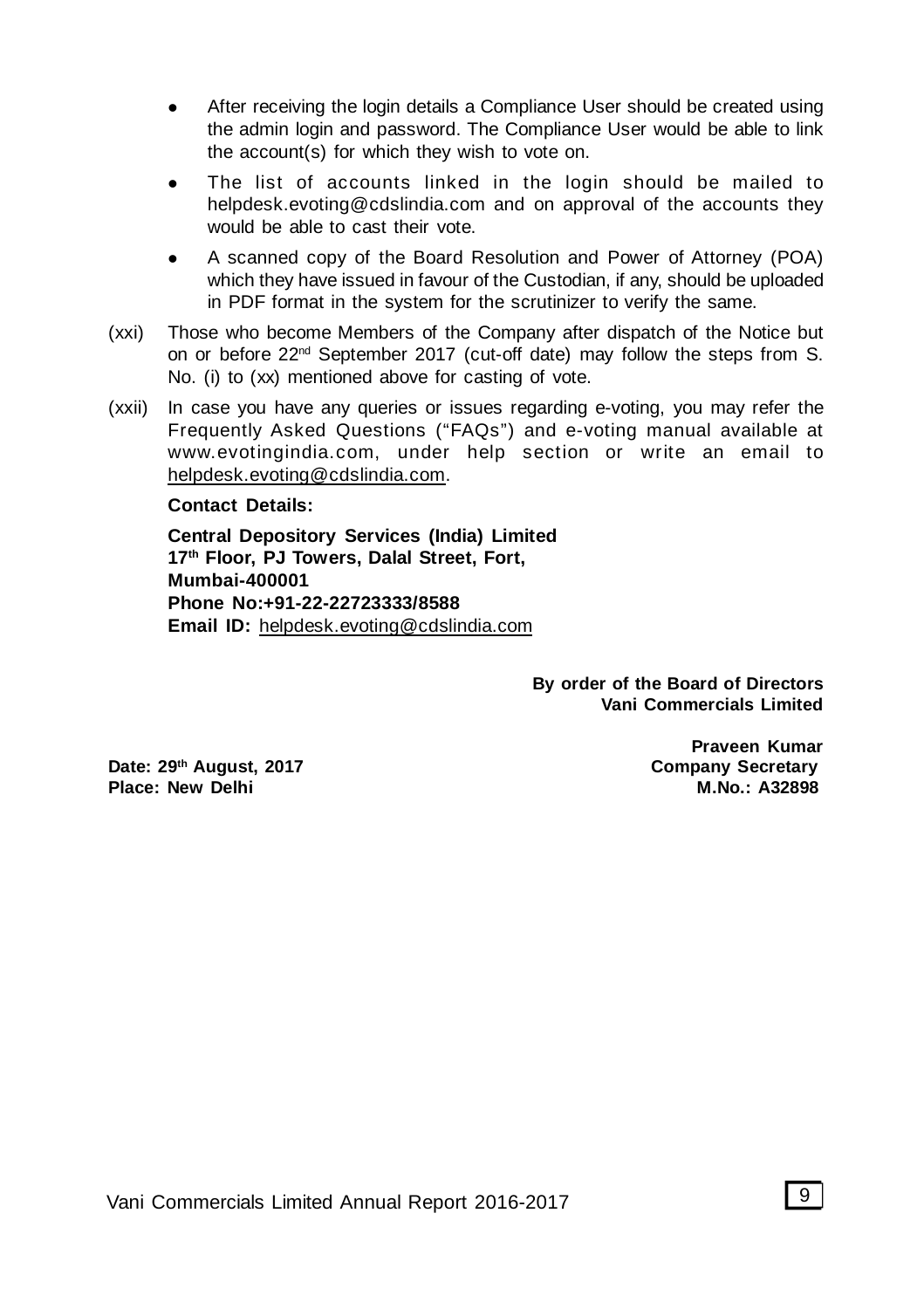- After receiving the login details a Compliance User should be created using the admin login and password. The Compliance User would be able to link the account(s) for which they wish to vote on.
- The list of accounts linked in the login should be mailed to helpdesk.evoting@cdslindia.com and on approval of the accounts they would be able to cast their vote.
- A scanned copy of the Board Resolution and Power of Attorney (POA) which they have issued in favour of the Custodian, if any, should be uploaded in PDF format in the system for the scrutinizer to verify the same.

(xxi) Those who become Members of the Company after dispatch of the Notice but on or before 22nd September 2017 (cut-off date) may follow the steps from S. No. (i) to (xx) mentioned above for casting of vote.

(xxii) In case you have any queries or issues regarding e-voting, you may refer the Frequently Asked Questions ("FAQs") and e-voting manual available at www.evotingindia.com, under help section or write an email to helpdesk.evoting@cdslindia.com.

**Contact Details:**

**Central Depository Services (India) Limited**
**17th Floor, PJ Towers, Dalal Street, Fort,**
**Mumbai-400001**
**Phone No:+91-22-22723333/8588**
**Email ID:** helpdesk.evoting@cdslindia.com

**By order of the Board of Directors**
**Vani Commercials Limited**

**Praveen Kumar**
**Company Secretary**
**M.No.: A32898**

**Date: 29th August, 2017**
**Place: New Delhi**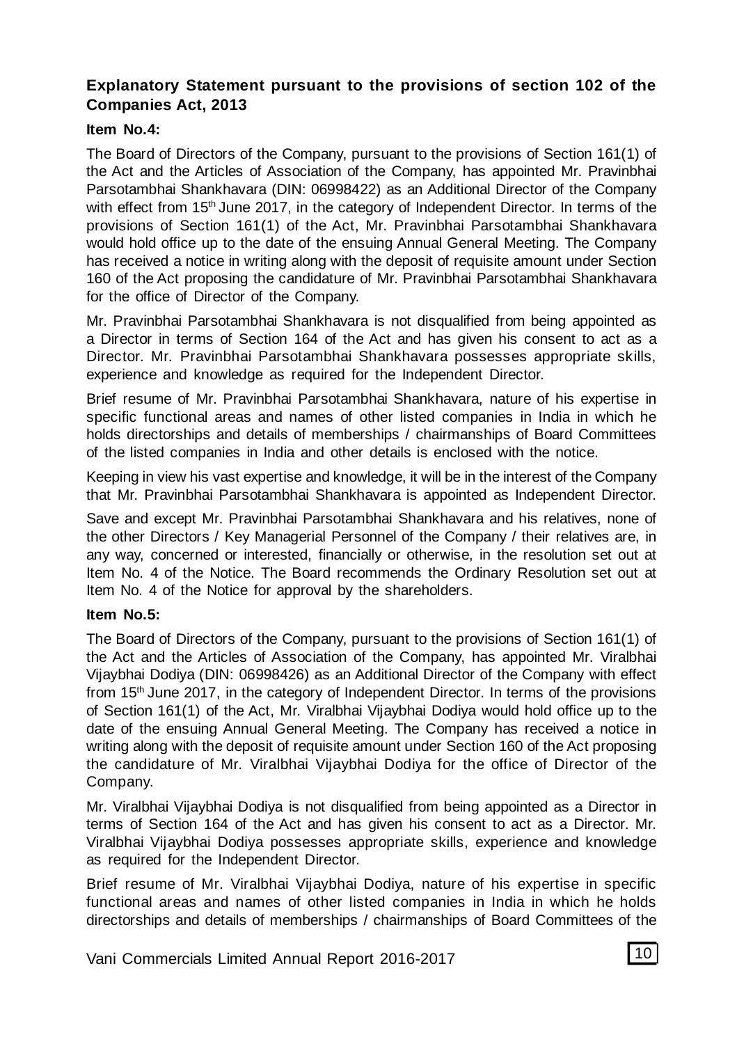## Explanatory Statement pursuant to the provisions of section 102 of the Companies Act, 2013

**Item No.4:**

The Board of Directors of the Company, pursuant to the provisions of Section 161(1) of the Act and the Articles of Association of the Company, has appointed Mr. Pravinbhai Parsotambhai Shankhavara (DIN: 06998422) as an Additional Director of the Company with effect from 15th June 2017, in the category of Independent Director. In terms of the provisions of Section 161(1) of the Act, Mr. Pravinbhai Parsotambhai Shankhavara would hold office up to the date of the ensuing Annual General Meeting. The Company has received a notice in writing along with the deposit of requisite amount under Section 160 of the Act proposing the candidature of Mr. Pravinbhai Parsotambhai Shankhavara for the office of Director of the Company.

Mr. Pravinbhai Parsotambhai Shankhavara is not disqualified from being appointed as a Director in terms of Section 164 of the Act and has given his consent to act as a Director. Mr. Pravinbhai Parsotambhai Shankhavara possesses appropriate skills, experience and knowledge as required for the Independent Director.

Brief resume of Mr. Pravinbhai Parsotambhai Shankhavara, nature of his expertise in specific functional areas and names of other listed companies in India in which he holds directorships and details of memberships / chairmanships of Board Committees of the listed companies in India and other details is enclosed with the notice.

Keeping in view his vast expertise and knowledge, it will be in the interest of the Company that Mr. Pravinbhai Parsotambhai Shankhavara is appointed as Independent Director.

Save and except Mr. Pravinbhai Parsotambhai Shankhavara and his relatives, none of the other Directors / Key Managerial Personnel of the Company / their relatives are, in any way, concerned or interested, financially or otherwise, in the resolution set out at Item No. 4 of the Notice. The Board recommends the Ordinary Resolution set out at Item No. 4 of the Notice for approval by the shareholders.

**Item No.5:**

The Board of Directors of the Company, pursuant to the provisions of Section 161(1) of the Act and the Articles of Association of the Company, has appointed Mr. Viralbhai Vijaybhai Dodiya (DIN: 06998426) as an Additional Director of the Company with effect from 15th June 2017, in the category of Independent Director. In terms of the provisions of Section 161(1) of the Act, Mr. Viralbhai Vijaybhai Dodiya would hold office up to the date of the ensuing Annual General Meeting. The Company has received a notice in writing along with the deposit of requisite amount under Section 160 of the Act proposing the candidature of Mr. Viralbhai Vijaybhai Dodiya for the office of Director of the Company.

Mr. Viralbhai Vijaybhai Dodiya is not disqualified from being appointed as a Director in terms of Section 164 of the Act and has given his consent to act as a Director. Mr. Viralbhai Vijaybhai Dodiya possesses appropriate skills, experience and knowledge as required for the Independent Director.

Brief resume of Mr. Viralbhai Vijaybhai Dodiya, nature of his expertise in specific functional areas and names of other listed companies in India in which he holds directorships and details of memberships / chairmanships of Board Committees of the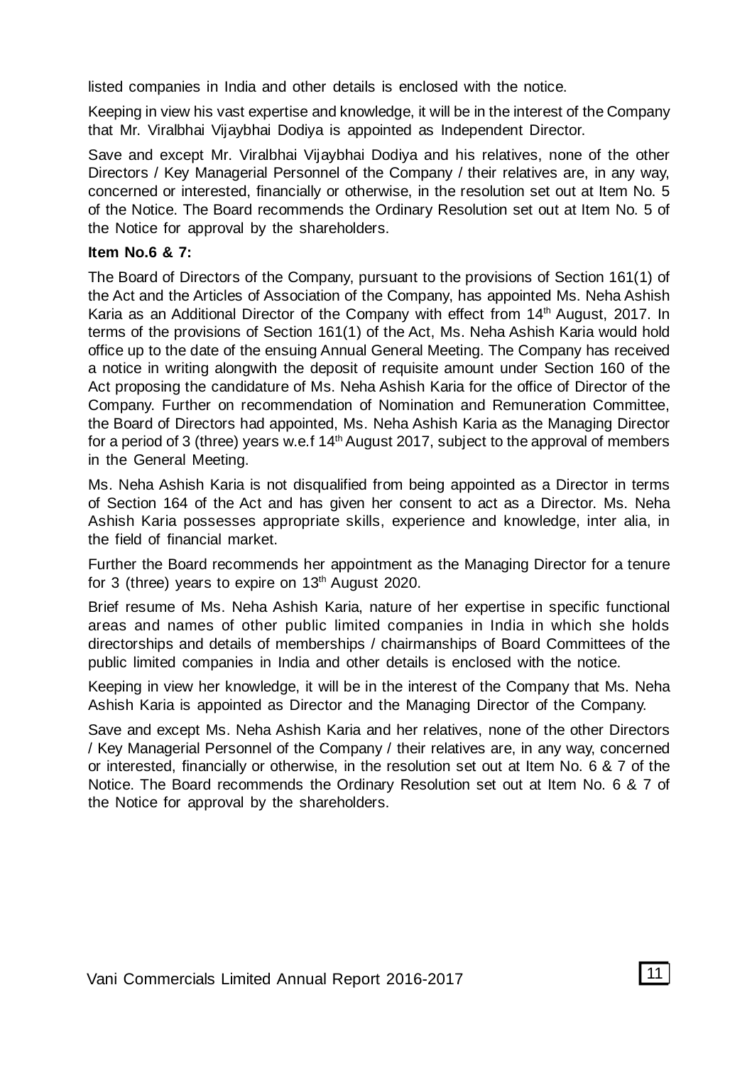listed companies in India and other details is enclosed with the notice.

Keeping in view his vast expertise and knowledge, it will be in the interest of the Company that Mr. Viralbhai Vijaybhai Dodiya is appointed as Independent Director.

Save and except Mr. Viralbhai Vijaybhai Dodiya and his relatives, none of the other Directors / Key Managerial Personnel of the Company / their relatives are, in any way, concerned or interested, financially or otherwise, in the resolution set out at Item No. 5 of the Notice. The Board recommends the Ordinary Resolution set out at Item No. 5 of the Notice for approval by the shareholders.

**Item No.6 & 7:**

The Board of Directors of the Company, pursuant to the provisions of Section 161(1) of the Act and the Articles of Association of the Company, has appointed Ms. Neha Ashish Karia as an Additional Director of the Company with effect from 14th August, 2017. In terms of the provisions of Section 161(1) of the Act, Ms. Neha Ashish Karia would hold office up to the date of the ensuing Annual General Meeting. The Company has received a notice in writing alongwith the deposit of requisite amount under Section 160 of the Act proposing the candidature of Ms. Neha Ashish Karia for the office of Director of the Company. Further on recommendation of Nomination and Remuneration Committee, the Board of Directors had appointed, Ms. Neha Ashish Karia as the Managing Director for a period of 3 (three) years w.e.f 14th August 2017, subject to the approval of members in the General Meeting.

Ms. Neha Ashish Karia is not disqualified from being appointed as a Director in terms of Section 164 of the Act and has given her consent to act as a Director. Ms. Neha Ashish Karia possesses appropriate skills, experience and knowledge, inter alia, in the field of financial market.

Further the Board recommends her appointment as the Managing Director for a tenure for 3 (three) years to expire on 13th August 2020.

Brief resume of Ms. Neha Ashish Karia, nature of her expertise in specific functional areas and names of other public limited companies in India in which she holds directorships and details of memberships / chairmanships of Board Committees of the public limited companies in India and other details is enclosed with the notice.

Keeping in view her knowledge, it will be in the interest of the Company that Ms. Neha Ashish Karia is appointed as Director and the Managing Director of the Company.

Save and except Ms. Neha Ashish Karia and her relatives, none of the other Directors / Key Managerial Personnel of the Company / their relatives are, in any way, concerned or interested, financially or otherwise, in the resolution set out at Item No. 6 & 7 of the Notice. The Board recommends the Ordinary Resolution set out at Item No. 6 & 7 of the Notice for approval by the shareholders.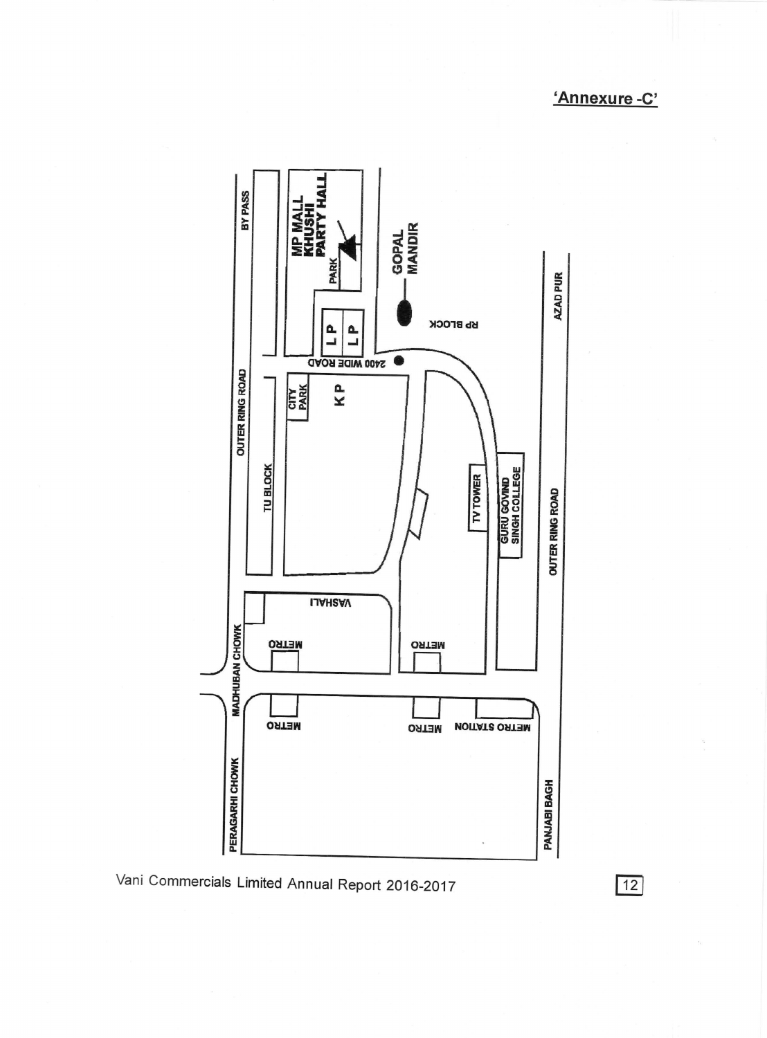**'Annexure -C'**

BY PASS

OUTER RING ROAD

TU BLOCK

MADHUBAN CHOWK

PERAGARHI CHOWK

MP MALL
KHUSHI
PARTY HALL

PARK

L P

L P

GOPAL
MANDIR

RP BLOCK

2400 WIDE ROAD

CITY
PARK

K P

VASHALI

METRO

METRO

METRO

METRO

METRO STATION

TV TOWER

GURU GOVIND
SINGH COLLEGE

OUTER RING ROAD

AZAD PUR

PANJABI BAGH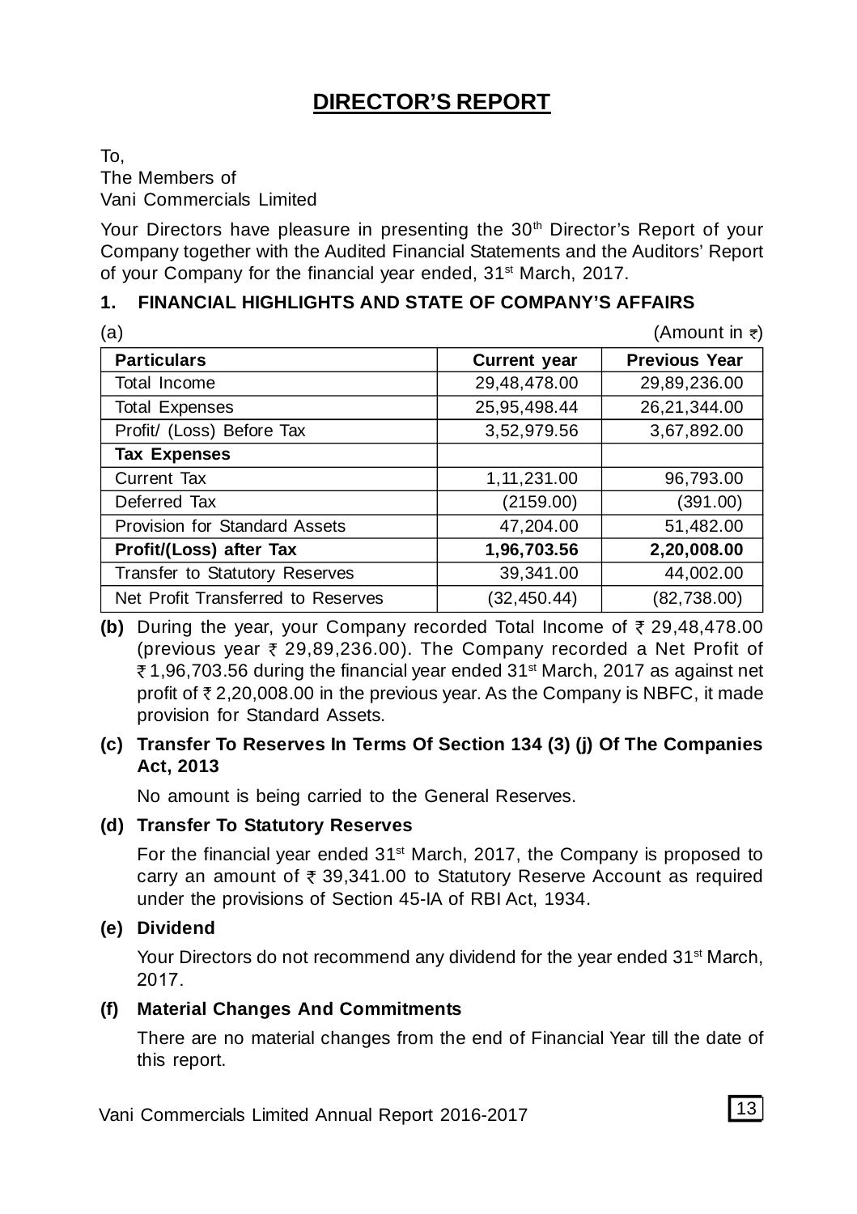# DIRECTOR'S REPORT

To,
The Members of
Vani Commercials Limited

Your Directors have pleasure in presenting the 30th Director's Report of your Company together with the Audited Financial Statements and the Auditors' Report of your Company for the financial year ended, 31st March, 2017.

## 1. FINANCIAL HIGHLIGHTS AND STATE OF COMPANY'S AFFAIRS

(a) (Amount in ₹)

| Particulars | Current year | Previous Year |
|---|---|---|
| Total Income | 29,48,478.00 | 29,89,236.00 |
| Total Expenses | 25,95,498.44 | 26,21,344.00 |
| Profit/ (Loss) Before Tax | 3,52,979.56 | 3,67,892.00 |
| **Tax Expenses** | | |
| Current Tax | 1,11,231.00 | 96,793.00 |
| Deferred Tax | (2159.00) | (391.00) |
| Provision for Standard Assets | 47,204.00 | 51,482.00 |
| **Profit/(Loss) after Tax** | **1,96,703.56** | **2,20,008.00** |
| Transfer to Statutory Reserves | 39,341.00 | 44,002.00 |
| Net Profit Transferred to Reserves | (32,450.44) | (82,738.00) |

**(b)** During the year, your Company recorded Total Income of ₹ 29,48,478.00 (previous year ₹ 29,89,236.00). The Company recorded a Net Profit of ₹ 1,96,703.56 during the financial year ended 31st March, 2017 as against net profit of ₹ 2,20,008.00 in the previous year. As the Company is NBFC, it made provision for Standard Assets.

**(c) Transfer To Reserves In Terms Of Section 134 (3) (j) Of The Companies Act, 2013**

No amount is being carried to the General Reserves.

**(d) Transfer To Statutory Reserves**

For the financial year ended 31st March, 2017, the Company is proposed to carry an amount of ₹ 39,341.00 to Statutory Reserve Account as required under the provisions of Section 45-IA of RBI Act, 1934.

**(e) Dividend**

Your Directors do not recommend any dividend for the year ended 31st March, 2017.

**(f) Material Changes And Commitments**

There are no material changes from the end of Financial Year till the date of this report.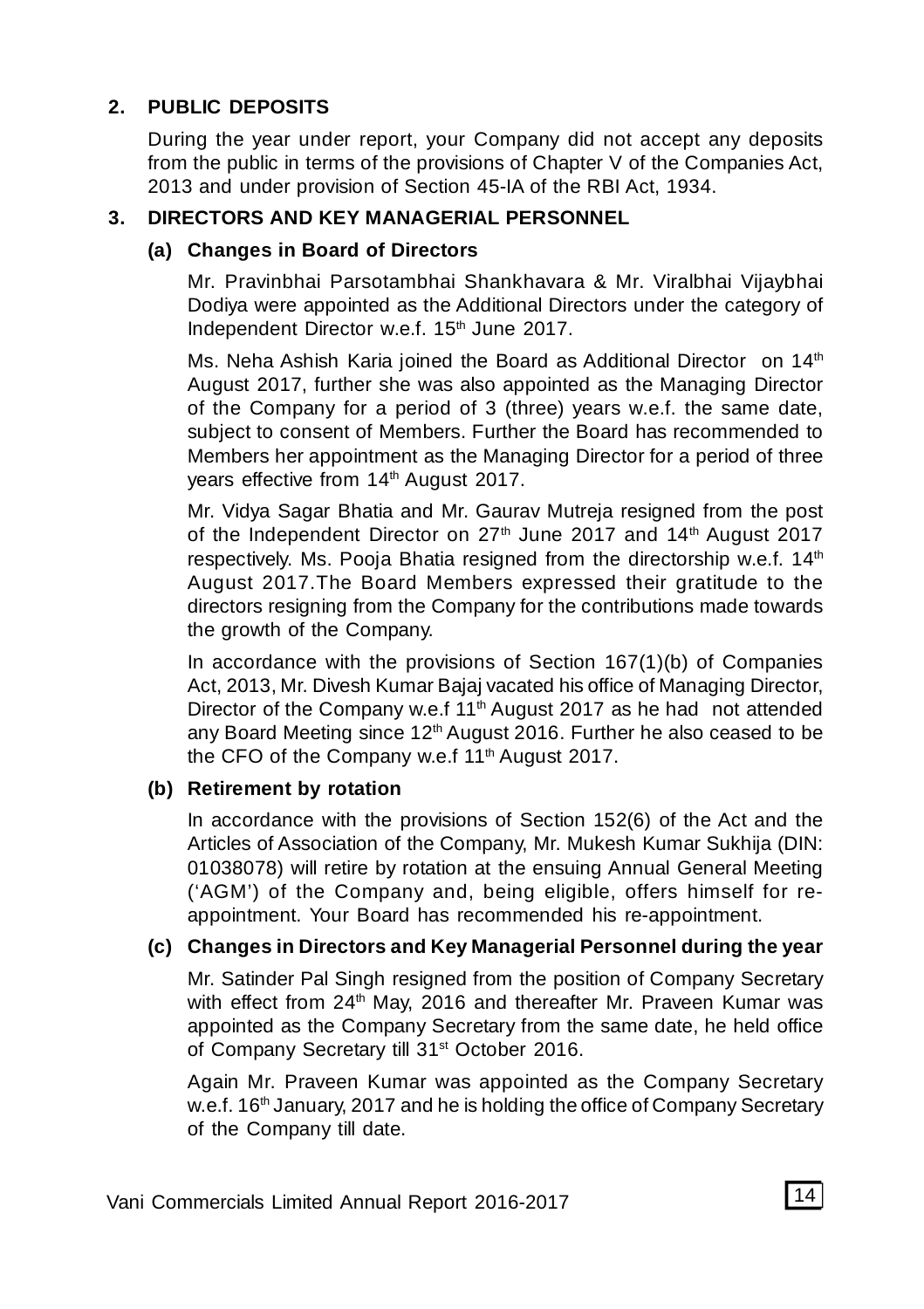## 2. PUBLIC DEPOSITS

During the year under report, your Company did not accept any deposits from the public in terms of the provisions of Chapter V of the Companies Act, 2013 and under provision of Section 45-IA of the RBI Act, 1934.

## 3. DIRECTORS AND KEY MANAGERIAL PERSONNEL

### (a) Changes in Board of Directors

Mr. Pravinbhai Parsotambhai Shankhavara & Mr. Viralbhai Vijaybhai Dodiya were appointed as the Additional Directors under the category of Independent Director w.e.f. 15th June 2017.

Ms. Neha Ashish Karia joined the Board as Additional Director on 14th August 2017, further she was also appointed as the Managing Director of the Company for a period of 3 (three) years w.e.f. the same date, subject to consent of Members. Further the Board has recommended to Members her appointment as the Managing Director for a period of three years effective from 14th August 2017.

Mr. Vidya Sagar Bhatia and Mr. Gaurav Mutreja resigned from the post of the Independent Director on 27th June 2017 and 14th August 2017 respectively. Ms. Pooja Bhatia resigned from the directorship w.e.f. 14th August 2017.The Board Members expressed their gratitude to the directors resigning from the Company for the contributions made towards the growth of the Company.

In accordance with the provisions of Section 167(1)(b) of Companies Act, 2013, Mr. Divesh Kumar Bajaj vacated his office of Managing Director, Director of the Company w.e.f 11th August 2017 as he had not attended any Board Meeting since 12th August 2016. Further he also ceased to be the CFO of the Company w.e.f 11th August 2017.

### (b) Retirement by rotation

In accordance with the provisions of Section 152(6) of the Act and the Articles of Association of the Company, Mr. Mukesh Kumar Sukhija (DIN: 01038078) will retire by rotation at the ensuing Annual General Meeting ('AGM') of the Company and, being eligible, offers himself for re-appointment. Your Board has recommended his re-appointment.

### (c) Changes in Directors and Key Managerial Personnel during the year

Mr. Satinder Pal Singh resigned from the position of Company Secretary with effect from 24th May, 2016 and thereafter Mr. Praveen Kumar was appointed as the Company Secretary from the same date, he held office of Company Secretary till 31st October 2016.

Again Mr. Praveen Kumar was appointed as the Company Secretary w.e.f. 16th January, 2017 and he is holding the office of Company Secretary of the Company till date.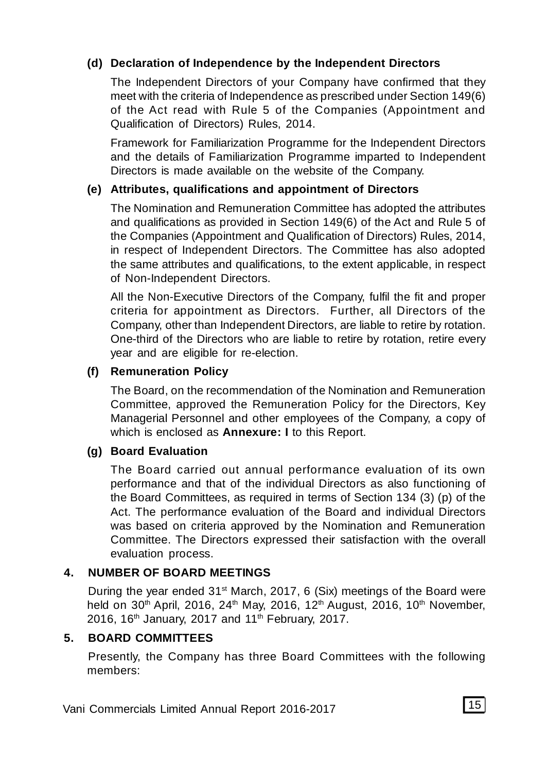**(d) Declaration of Independence by the Independent Directors**

The Independent Directors of your Company have confirmed that they meet with the criteria of Independence as prescribed under Section 149(6) of the Act read with Rule 5 of the Companies (Appointment and Qualification of Directors) Rules, 2014.

Framework for Familiarization Programme for the Independent Directors and the details of Familiarization Programme imparted to Independent Directors is made available on the website of the Company.

**(e) Attributes, qualifications and appointment of Directors**

The Nomination and Remuneration Committee has adopted the attributes and qualifications as provided in Section 149(6) of the Act and Rule 5 of the Companies (Appointment and Qualification of Directors) Rules, 2014, in respect of Independent Directors. The Committee has also adopted the same attributes and qualifications, to the extent applicable, in respect of Non-Independent Directors.

All the Non-Executive Directors of the Company, fulfil the fit and proper criteria for appointment as Directors. Further, all Directors of the Company, other than Independent Directors, are liable to retire by rotation. One-third of the Directors who are liable to retire by rotation, retire every year and are eligible for re-election.

**(f) Remuneration Policy**

The Board, on the recommendation of the Nomination and Remuneration Committee, approved the Remuneration Policy for the Directors, Key Managerial Personnel and other employees of the Company, a copy of which is enclosed as **Annexure: I** to this Report.

**(g) Board Evaluation**

The Board carried out annual performance evaluation of its own performance and that of the individual Directors as also functioning of the Board Committees, as required in terms of Section 134 (3) (p) of the Act. The performance evaluation of the Board and individual Directors was based on criteria approved by the Nomination and Remuneration Committee. The Directors expressed their satisfaction with the overall evaluation process.

## 4. NUMBER OF BOARD MEETINGS

During the year ended 31st March, 2017, 6 (Six) meetings of the Board were held on 30th April, 2016, 24th May, 2016, 12th August, 2016, 10th November, 2016, 16th January, 2017 and 11th February, 2017.

## 5. BOARD COMMITTEES

Presently, the Company has three Board Committees with the following members: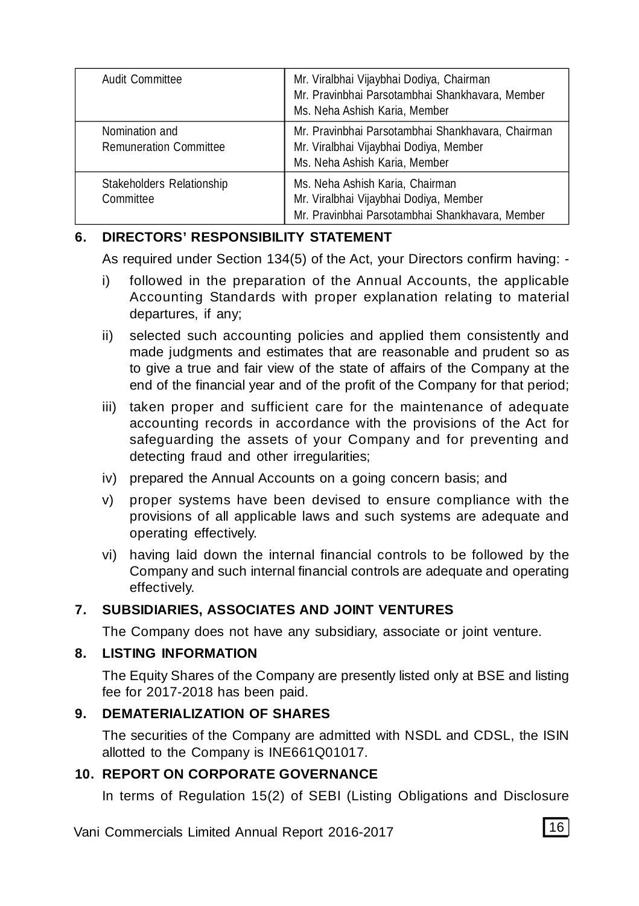| Audit Committee | Mr. Viralbhai Vijaybhai Dodiya, Chairman<br>Mr. Pravinbhai Parsotambhai Shankhavara, Member<br>Ms. Neha Ashish Karia, Member |
|---|---|
| Nomination and Remuneration Committee | Mr. Pravinbhai Parsotambhai Shankhavara, Chairman<br>Mr. Viralbhai Vijaybhai Dodiya, Member<br>Ms. Neha Ashish Karia, Member |
| Stakeholders Relationship Committee | Ms. Neha Ashish Karia, Chairman<br>Mr. Viralbhai Vijaybhai Dodiya, Member<br>Mr. Pravinbhai Parsotambhai Shankhavara, Member |

## 6. DIRECTORS' RESPONSIBILITY STATEMENT

As required under Section 134(5) of the Act, your Directors confirm having: -

i) followed in the preparation of the Annual Accounts, the applicable Accounting Standards with proper explanation relating to material departures, if any;

ii) selected such accounting policies and applied them consistently and made judgments and estimates that are reasonable and prudent so as to give a true and fair view of the state of affairs of the Company at the end of the financial year and of the profit of the Company for that period;

iii) taken proper and sufficient care for the maintenance of adequate accounting records in accordance with the provisions of the Act for safeguarding the assets of your Company and for preventing and detecting fraud and other irregularities;

iv) prepared the Annual Accounts on a going concern basis; and

v) proper systems have been devised to ensure compliance with the provisions of all applicable laws and such systems are adequate and operating effectively.

vi) having laid down the internal financial controls to be followed by the Company and such internal financial controls are adequate and operating effectively.

## 7. SUBSIDIARIES, ASSOCIATES AND JOINT VENTURES

The Company does not have any subsidiary, associate or joint venture.

## 8. LISTING INFORMATION

The Equity Shares of the Company are presently listed only at BSE and listing fee for 2017-2018 has been paid.

## 9. DEMATERIALIZATION OF SHARES

The securities of the Company are admitted with NSDL and CDSL, the ISIN allotted to the Company is INE661Q01017.

## 10. REPORT ON CORPORATE GOVERNANCE

In terms of Regulation 15(2) of SEBI (Listing Obligations and Disclosure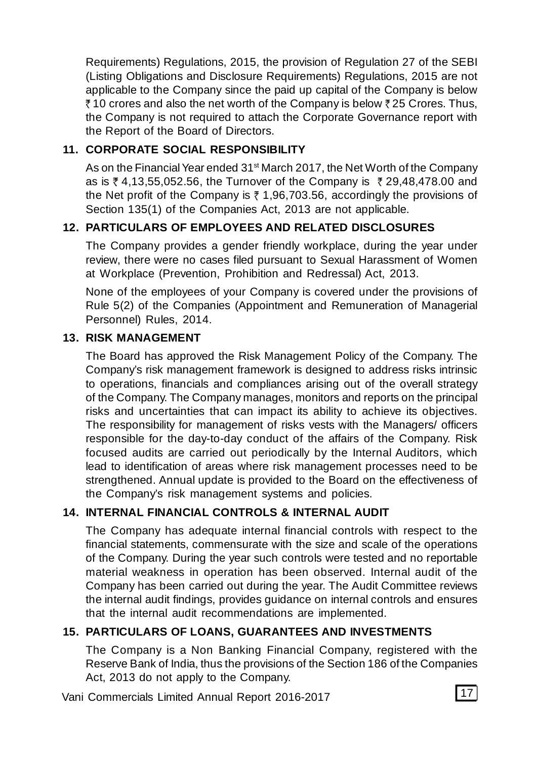Requirements) Regulations, 2015, the provision of Regulation 27 of the SEBI (Listing Obligations and Disclosure Requirements) Regulations, 2015 are not applicable to the Company since the paid up capital of the Company is below ₹ 10 crores and also the net worth of the Company is below ₹ 25 Crores. Thus, the Company is not required to attach the Corporate Governance report with the Report of the Board of Directors.

## 11. CORPORATE SOCIAL RESPONSIBILITY

As on the Financial Year ended 31st March 2017, the Net Worth of the Company as is ₹ 4,13,55,052.56, the Turnover of the Company is ₹ 29,48,478.00 and the Net profit of the Company is ₹ 1,96,703.56, accordingly the provisions of Section 135(1) of the Companies Act, 2013 are not applicable.

## 12. PARTICULARS OF EMPLOYEES AND RELATED DISCLOSURES

The Company provides a gender friendly workplace, during the year under review, there were no cases filed pursuant to Sexual Harassment of Women at Workplace (Prevention, Prohibition and Redressal) Act, 2013.

None of the employees of your Company is covered under the provisions of Rule 5(2) of the Companies (Appointment and Remuneration of Managerial Personnel) Rules, 2014.

## 13. RISK MANAGEMENT

The Board has approved the Risk Management Policy of the Company. The Company's risk management framework is designed to address risks intrinsic to operations, financials and compliances arising out of the overall strategy of the Company. The Company manages, monitors and reports on the principal risks and uncertainties that can impact its ability to achieve its objectives. The responsibility for management of risks vests with the Managers/ officers responsible for the day-to-day conduct of the affairs of the Company. Risk focused audits are carried out periodically by the Internal Auditors, which lead to identification of areas where risk management processes need to be strengthened. Annual update is provided to the Board on the effectiveness of the Company's risk management systems and policies.

## 14. INTERNAL FINANCIAL CONTROLS & INTERNAL AUDIT

The Company has adequate internal financial controls with respect to the financial statements, commensurate with the size and scale of the operations of the Company. During the year such controls were tested and no reportable material weakness in operation has been observed. Internal audit of the Company has been carried out during the year. The Audit Committee reviews the internal audit findings, provides guidance on internal controls and ensures that the internal audit recommendations are implemented.

## 15. PARTICULARS OF LOANS, GUARANTEES AND INVESTMENTS

The Company is a Non Banking Financial Company, registered with the Reserve Bank of India, thus the provisions of the Section 186 of the Companies Act, 2013 do not apply to the Company.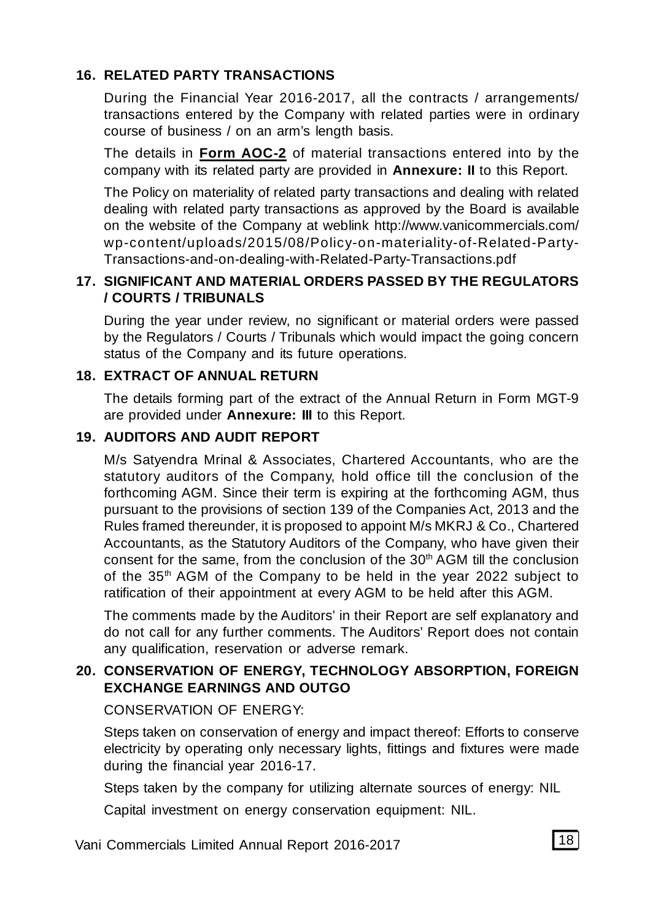## 16. RELATED PARTY TRANSACTIONS

During the Financial Year 2016-2017, all the contracts / arrangements/ transactions entered by the Company with related parties were in ordinary course of business / on an arm's length basis.

The details in **Form AOC-2** of material transactions entered into by the company with its related party are provided in **Annexure: II** to this Report.

The Policy on materiality of related party transactions and dealing with related dealing with related party transactions as approved by the Board is available on the website of the Company at weblink http://www.vanicommercials.com/wp-content/uploads/2015/08/Policy-on-materiality-of-Related-Party-Transactions-and-on-dealing-with-Related-Party-Transactions.pdf

## 17. SIGNIFICANT AND MATERIAL ORDERS PASSED BY THE REGULATORS / COURTS / TRIBUNALS

During the year under review, no significant or material orders were passed by the Regulators / Courts / Tribunals which would impact the going concern status of the Company and its future operations.

## 18. EXTRACT OF ANNUAL RETURN

The details forming part of the extract of the Annual Return in Form MGT-9 are provided under **Annexure: III** to this Report.

## 19. AUDITORS AND AUDIT REPORT

M/s Satyendra Mrinal & Associates, Chartered Accountants, who are the statutory auditors of the Company, hold office till the conclusion of the forthcoming AGM. Since their term is expiring at the forthcoming AGM, thus pursuant to the provisions of section 139 of the Companies Act, 2013 and the Rules framed thereunder, it is proposed to appoint M/s MKRJ & Co., Chartered Accountants, as the Statutory Auditors of the Company, who have given their consent for the same, from the conclusion of the 30th AGM till the conclusion of the 35th AGM of the Company to be held in the year 2022 subject to ratification of their appointment at every AGM to be held after this AGM.

The comments made by the Auditors' in their Report are self explanatory and do not call for any further comments. The Auditors' Report does not contain any qualification, reservation or adverse remark.

## 20. CONSERVATION OF ENERGY, TECHNOLOGY ABSORPTION, FOREIGN EXCHANGE EARNINGS AND OUTGO

CONSERVATION OF ENERGY:

Steps taken on conservation of energy and impact thereof: Efforts to conserve electricity by operating only necessary lights, fittings and fixtures were made during the financial year 2016-17.

Steps taken by the company for utilizing alternate sources of energy: NIL

Capital investment on energy conservation equipment: NIL.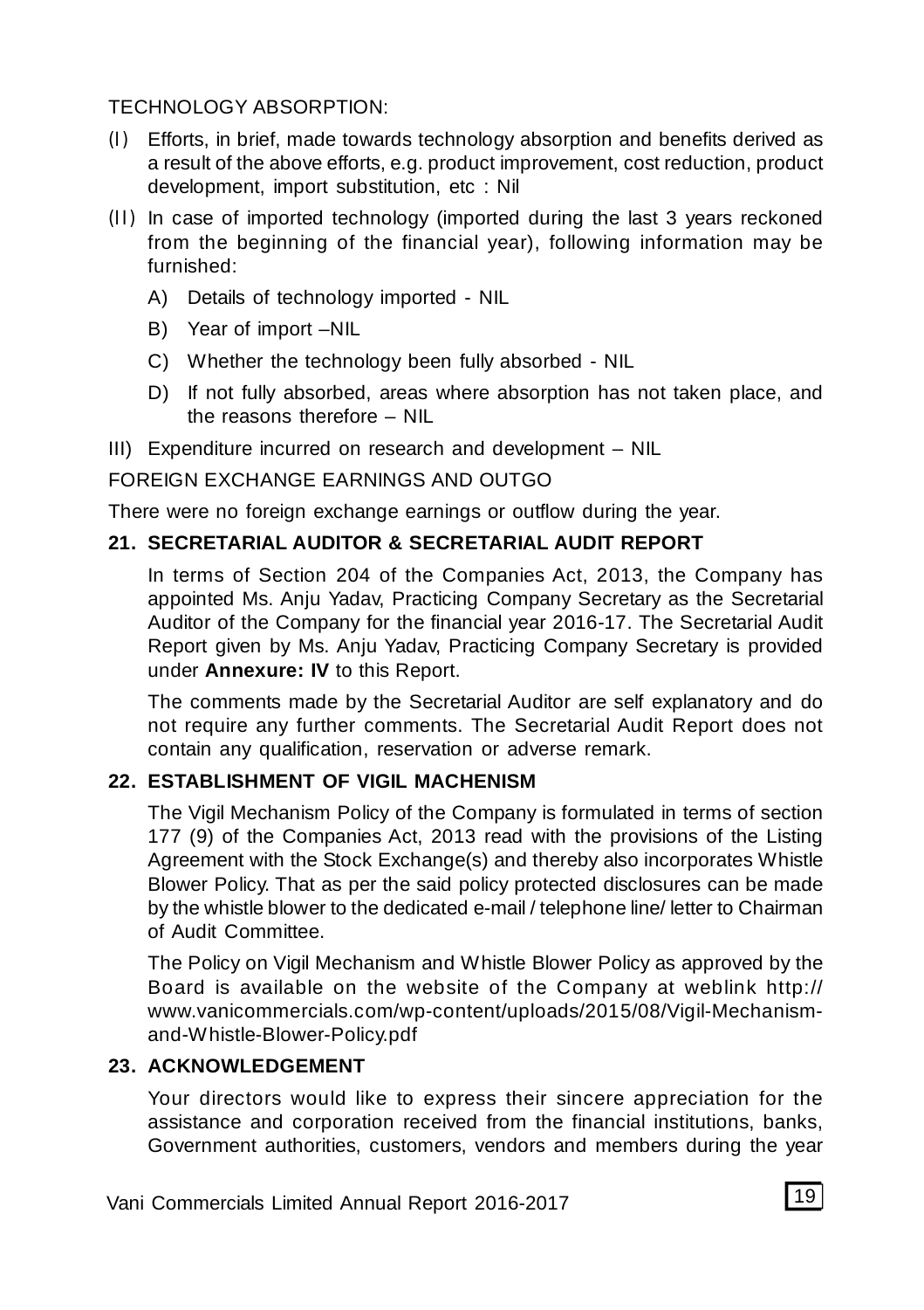TECHNOLOGY ABSORPTION:

(I) Efforts, in brief, made towards technology absorption and benefits derived as a result of the above efforts, e.g. product improvement, cost reduction, product development, import substitution, etc : Nil

(II) In case of imported technology (imported during the last 3 years reckoned from the beginning of the financial year), following information may be furnished:

A) Details of technology imported - NIL

B) Year of import –NIL

C) Whether the technology been fully absorbed - NIL

D) If not fully absorbed, areas where absorption has not taken place, and the reasons therefore – NIL

III) Expenditure incurred on research and development – NIL

FOREIGN EXCHANGE EARNINGS AND OUTGO

There were no foreign exchange earnings or outflow during the year.

**21. SECRETARIAL AUDITOR & SECRETARIAL AUDIT REPORT**

In terms of Section 204 of the Companies Act, 2013, the Company has appointed Ms. Anju Yadav, Practicing Company Secretary as the Secretarial Auditor of the Company for the financial year 2016-17. The Secretarial Audit Report given by Ms. Anju Yadav, Practicing Company Secretary is provided under **Annexure: IV** to this Report.

The comments made by the Secretarial Auditor are self explanatory and do not require any further comments. The Secretarial Audit Report does not contain any qualification, reservation or adverse remark.

**22. ESTABLISHMENT OF VIGIL MACHENISM**

The Vigil Mechanism Policy of the Company is formulated in terms of section 177 (9) of the Companies Act, 2013 read with the provisions of the Listing Agreement with the Stock Exchange(s) and thereby also incorporates Whistle Blower Policy. That as per the said policy protected disclosures can be made by the whistle blower to the dedicated e-mail / telephone line/ letter to Chairman of Audit Committee.

The Policy on Vigil Mechanism and Whistle Blower Policy as approved by the Board is available on the website of the Company at weblink http://www.vanicommercials.com/wp-content/uploads/2015/08/Vigil-Mechanism-and-Whistle-Blower-Policy.pdf

**23. ACKNOWLEDGEMENT**

Your directors would like to express their sincere appreciation for the assistance and corporation received from the financial institutions, banks, Government authorities, customers, vendors and members during the year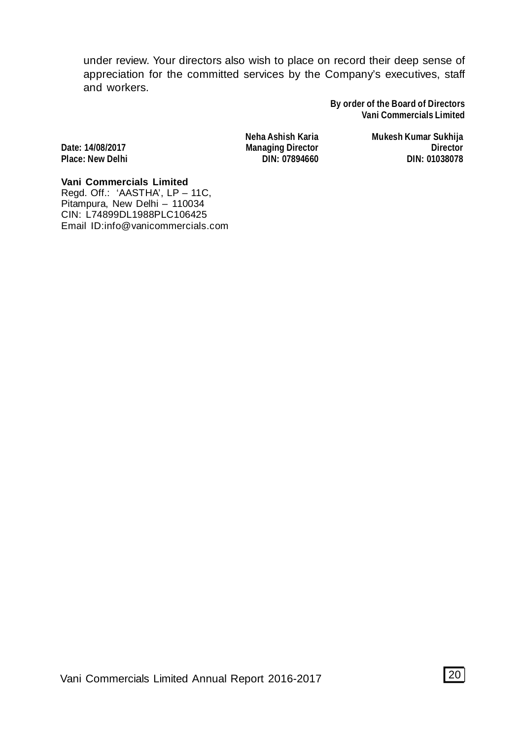under review. Your directors also wish to place on record their deep sense of appreciation for the committed services by the Company's executives, staff and workers.

**By order of the Board of Directors**
**Vani Commercials Limited**

| | | |
|---|---|---|
| | **Neha Ashish Karia** | **Mukesh Kumar Sukhija** |
| **Date: 14/08/2017** | **Managing Director** | **Director** |
| **Place: New Delhi** | **DIN: 07894660** | **DIN: 01038078** |

**Vani Commercials Limited**
Regd. Off.: 'AASTHA', LP – 11C,
Pitampura, New Delhi – 110034
CIN: L74899DL1988PLC106425
Email ID:info@vanicommercials.com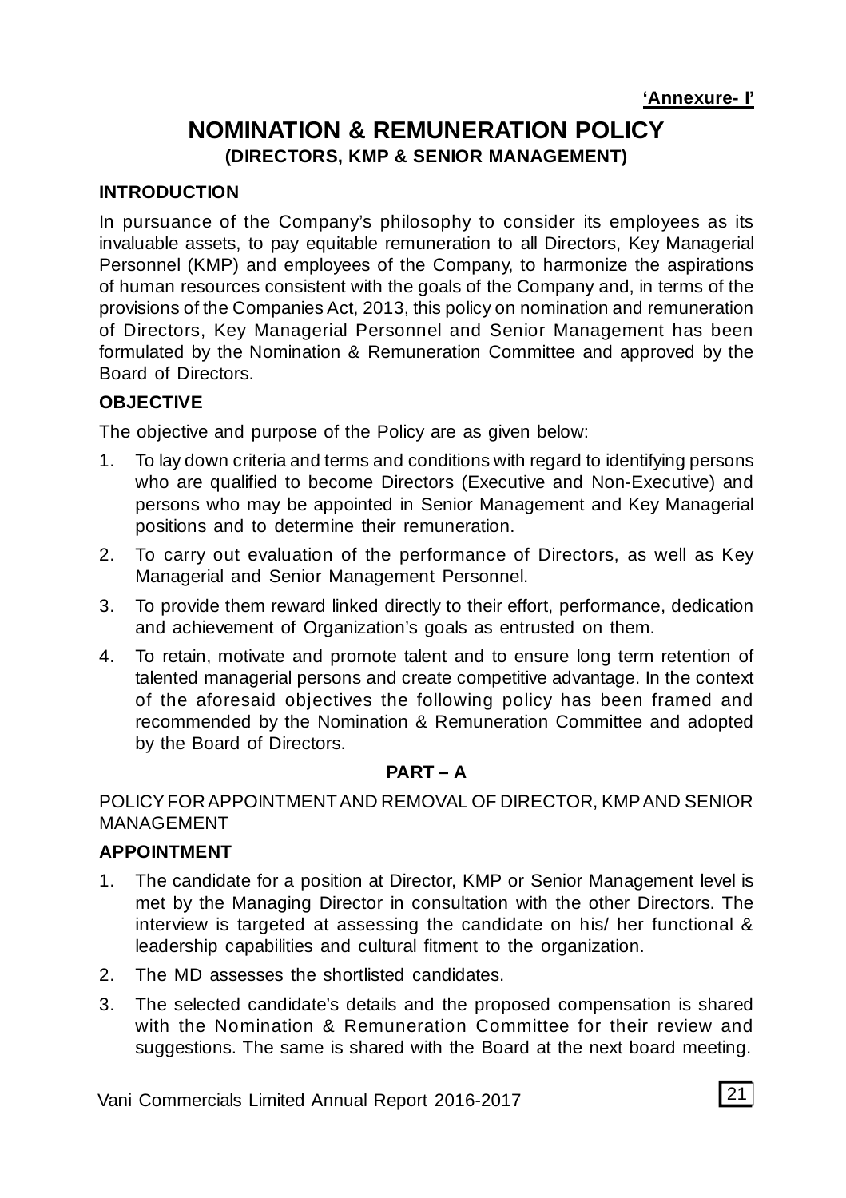**'Annexure- I'**

# NOMINATION & REMUNERATION POLICY

## (DIRECTORS, KMP & SENIOR MANAGEMENT)

**INTRODUCTION**

In pursuance of the Company's philosophy to consider its employees as its invaluable assets, to pay equitable remuneration to all Directors, Key Managerial Personnel (KMP) and employees of the Company, to harmonize the aspirations of human resources consistent with the goals of the Company and, in terms of the provisions of the Companies Act, 2013, this policy on nomination and remuneration of Directors, Key Managerial Personnel and Senior Management has been formulated by the Nomination & Remuneration Committee and approved by the Board of Directors.

**OBJECTIVE**

The objective and purpose of the Policy are as given below:

1. To lay down criteria and terms and conditions with regard to identifying persons who are qualified to become Directors (Executive and Non-Executive) and persons who may be appointed in Senior Management and Key Managerial positions and to determine their remuneration.
2. To carry out evaluation of the performance of Directors, as well as Key Managerial and Senior Management Personnel.
3. To provide them reward linked directly to their effort, performance, dedication and achievement of Organization's goals as entrusted on them.
4. To retain, motivate and promote talent and to ensure long term retention of talented managerial persons and create competitive advantage. In the context of the aforesaid objectives the following policy has been framed and recommended by the Nomination & Remuneration Committee and adopted by the Board of Directors.

**PART – A**

POLICY FOR APPOINTMENT AND REMOVAL OF DIRECTOR, KMP AND SENIOR MANAGEMENT

**APPOINTMENT**

1. The candidate for a position at Director, KMP or Senior Management level is met by the Managing Director in consultation with the other Directors. The interview is targeted at assessing the candidate on his/ her functional & leadership capabilities and cultural fitment to the organization.
2. The MD assesses the shortlisted candidates.
3. The selected candidate's details and the proposed compensation is shared with the Nomination & Remuneration Committee for their review and suggestions. The same is shared with the Board at the next board meeting.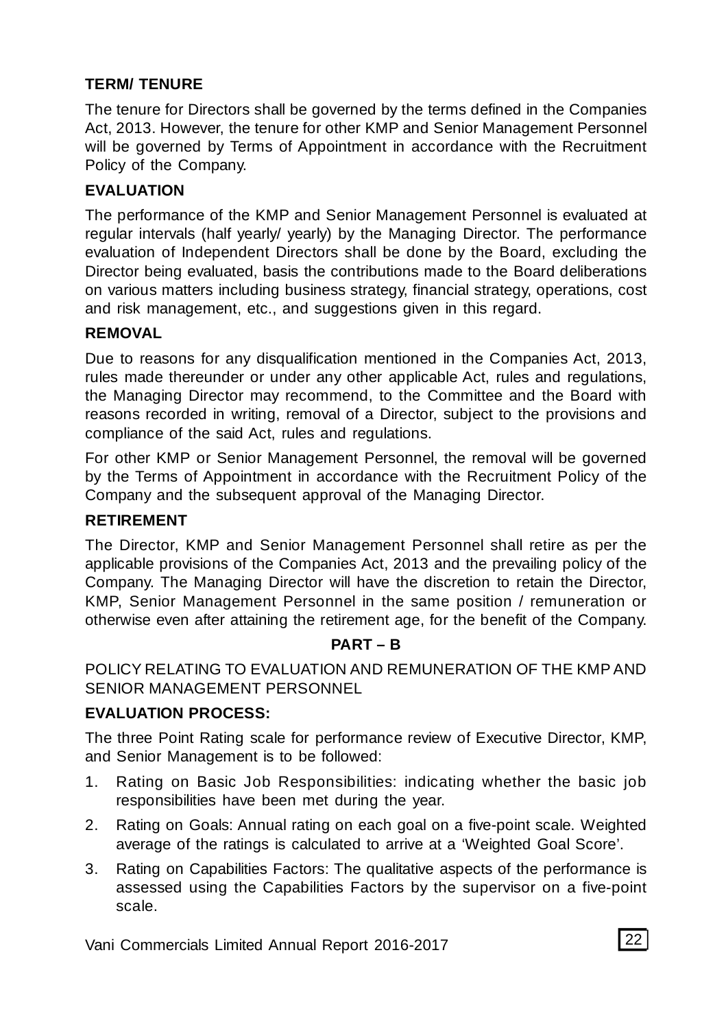**TERM/ TENURE**

The tenure for Directors shall be governed by the terms defined in the Companies Act, 2013. However, the tenure for other KMP and Senior Management Personnel will be governed by Terms of Appointment in accordance with the Recruitment Policy of the Company.

**EVALUATION**

The performance of the KMP and Senior Management Personnel is evaluated at regular intervals (half yearly/ yearly) by the Managing Director. The performance evaluation of Independent Directors shall be done by the Board, excluding the Director being evaluated, basis the contributions made to the Board deliberations on various matters including business strategy, financial strategy, operations, cost and risk management, etc., and suggestions given in this regard.

**REMOVAL**

Due to reasons for any disqualification mentioned in the Companies Act, 2013, rules made thereunder or under any other applicable Act, rules and regulations, the Managing Director may recommend, to the Committee and the Board with reasons recorded in writing, removal of a Director, subject to the provisions and compliance of the said Act, rules and regulations.

For other KMP or Senior Management Personnel, the removal will be governed by the Terms of Appointment in accordance with the Recruitment Policy of the Company and the subsequent approval of the Managing Director.

**RETIREMENT**

The Director, KMP and Senior Management Personnel shall retire as per the applicable provisions of the Companies Act, 2013 and the prevailing policy of the Company. The Managing Director will have the discretion to retain the Director, KMP, Senior Management Personnel in the same position / remuneration or otherwise even after attaining the retirement age, for the benefit of the Company.

**PART – B**

POLICY RELATING TO EVALUATION AND REMUNERATION OF THE KMP AND SENIOR MANAGEMENT PERSONNEL

**EVALUATION PROCESS:**

The three Point Rating scale for performance review of Executive Director, KMP, and Senior Management is to be followed:

1. Rating on Basic Job Responsibilities: indicating whether the basic job responsibilities have been met during the year.
2. Rating on Goals: Annual rating on each goal on a five-point scale. Weighted average of the ratings is calculated to arrive at a 'Weighted Goal Score'.
3. Rating on Capabilities Factors: The qualitative aspects of the performance is assessed using the Capabilities Factors by the supervisor on a five-point scale.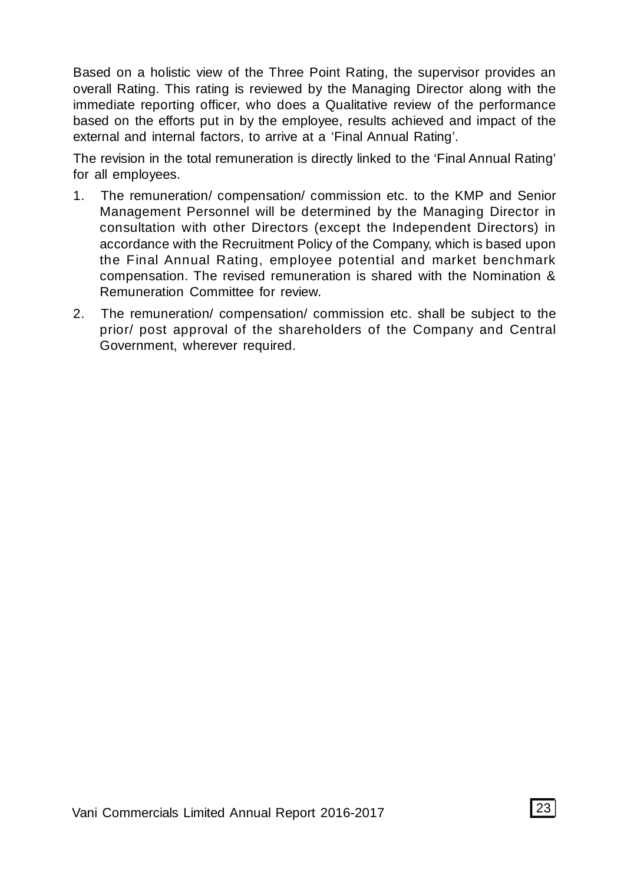Based on a holistic view of the Three Point Rating, the supervisor provides an overall Rating. This rating is reviewed by the Managing Director along with the immediate reporting officer, who does a Qualitative review of the performance based on the efforts put in by the employee, results achieved and impact of the external and internal factors, to arrive at a 'Final Annual Rating'.

The revision in the total remuneration is directly linked to the 'Final Annual Rating' for all employees.

1. The remuneration/ compensation/ commission etc. to the KMP and Senior Management Personnel will be determined by the Managing Director in consultation with other Directors (except the Independent Directors) in accordance with the Recruitment Policy of the Company, which is based upon the Final Annual Rating, employee potential and market benchmark compensation. The revised remuneration is shared with the Nomination & Remuneration Committee for review.
2. The remuneration/ compensation/ commission etc. shall be subject to the prior/ post approval of the shareholders of the Company and Central Government, wherever required.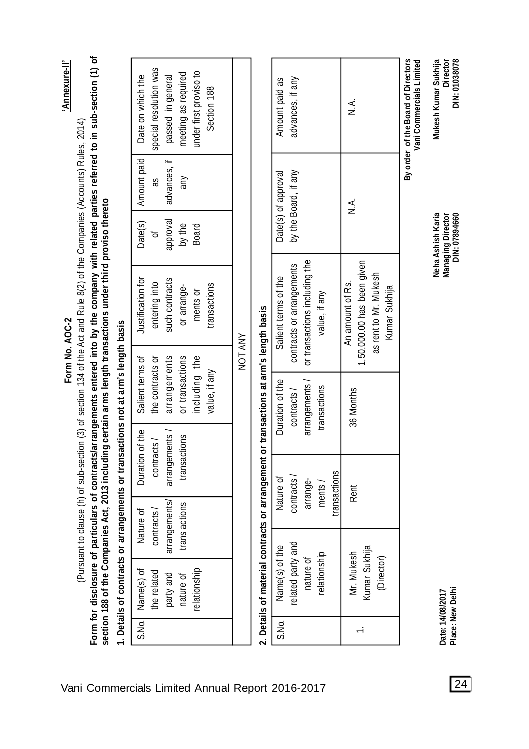**'Annexure-II'**

# Form No. AOC-2

(Pursuant to clause (h) of sub-section (3) of section 134 of the Act and Rule 8(2) of the Companies (Accounts) Rules, 2014)

**Form for disclosure of particulars of contracts/arrangements entered into by the company with related parties referred to in sub-section (1) of section 188 of the Companies Act, 2013 including certain arms length transactions under third proviso thereto**

**1. Details of contracts or arrangements or transactions not at arm's length basis**

| S.No. | Name(s) of the related party and nature of relationship | Nature of contracts / arrangements/ trans actions | Duration of the contracts / arrangements / transactions | Salient terms of the contracts or arrangements or transactions including the value, if any | Justification for entering into such contracts or arrange-ments or transactions | Date(s) of approval by the Board | Amount paid as advances, if any | Date on which the special resolution was passed in general meeting as required under first proviso to Section 188 |
|---|---|---|---|---|---|---|---|---|
| NOT ANY | | | | | | | | |

**2. Details of material contracts or arrangement or transactions at arm's length basis**

| S.No. | Name(s) of the related party and nature of relationship | Nature of contracts / arrange-ments / transactions | Duration of the contracts / arrangements / transactions | Salient terms of the contracts or arrangements or transactions including the value, if any | Date(s) of approval by the Board, if any | Amount paid as advances, if any |
|---|---|---|---|---|---|---|
| 1. | Mr. Mukesh Kumar Sukhija (Director) | Rent | 36 Months | An amount of Rs. 1,50,000.00 has been given as rent to Mr. Mukesh Kumar Sukhija | N.A. | N.A. |

**By order of the Board of Directors**
**Vani Commercials Limited**

**Date: 14/08/2017**
**Place: New Delhi**

**Neha Ashish Karia**
**Managing Director**
**DIN: 07894660**

**Mukesh Kumar Sukhija**
**Director**
**DIN: 01038078**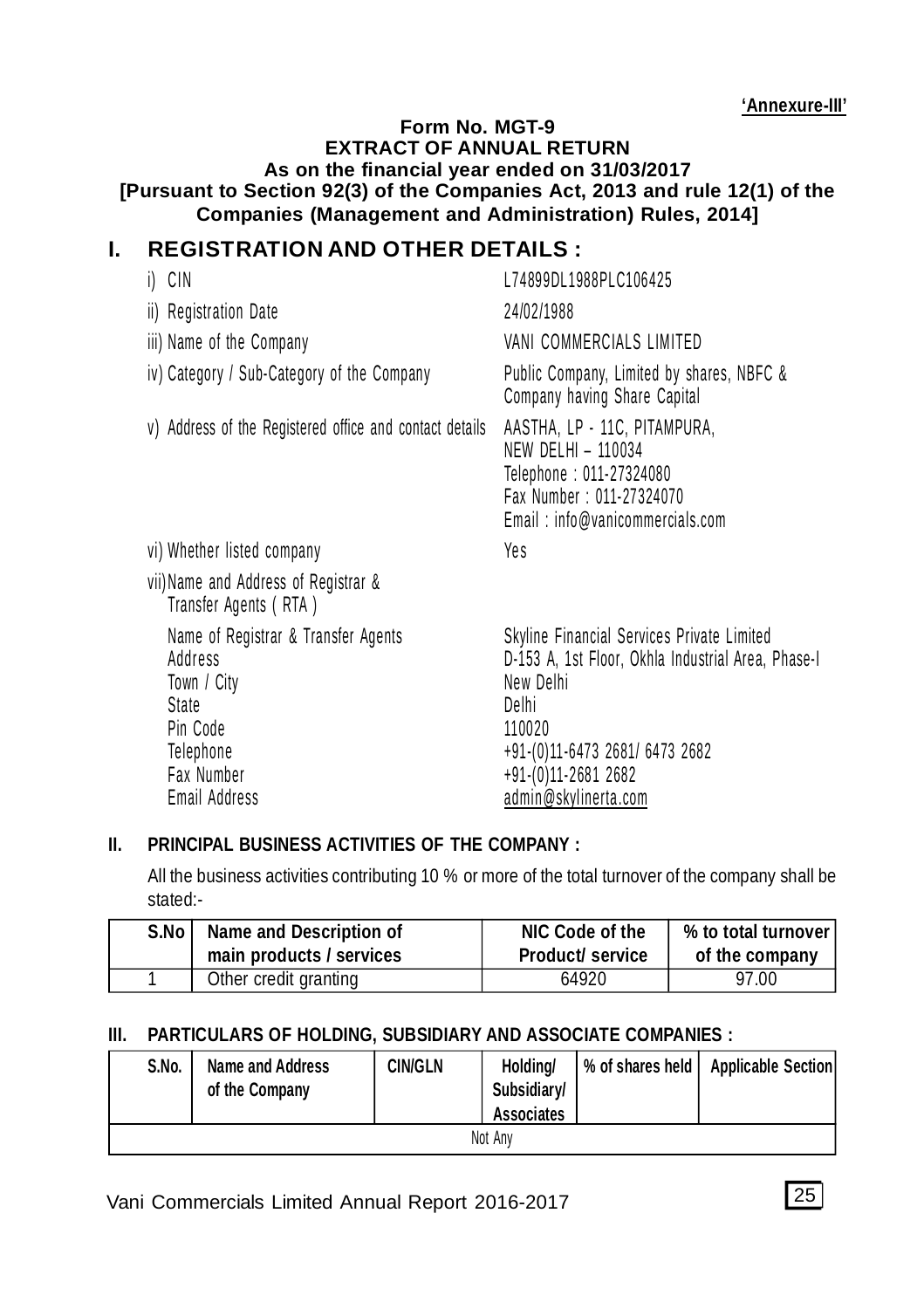**'Annexure-III'**

**Form No. MGT-9**
**EXTRACT OF ANNUAL RETURN**
**As on the financial year ended on 31/03/2017**
**[Pursuant to Section 92(3) of the Companies Act, 2013 and rule 12(1) of the Companies (Management and Administration) Rules, 2014]**

# I. REGISTRATION AND OTHER DETAILS :

| | |
|---|---|
| i) CIN | L74899DL1988PLC106425 |
| ii) Registration Date | 24/02/1988 |
| iii) Name of the Company | VANI COMMERCIALS LIMITED |
| iv) Category / Sub-Category of the Company | Public Company, Limited by shares, NBFC & Company having Share Capital |
| v) Address of the Registered office and contact details | AASTHA, LP - 11C, PITAMPURA, NEW DELHI – 110034<br>Telephone : 011-27324080<br>Fax Number : 011-27324070<br>Email : info@vanicommercials.com |
| vi) Whether listed company | Yes |
| vii) Name and Address of Registrar & Transfer Agents ( RTA ) | |
| Name of Registrar & Transfer Agents | Skyline Financial Services Private Limited |
| Address | D-153 A, 1st Floor, Okhla Industrial Area, Phase-I |
| Town / City | New Delhi |
| State | Delhi |
| Pin Code | 110020 |
| Telephone | +91-(0)11-6473 2681/ 6473 2682 |
| Fax Number | +91-(0)11-2681 2682 |
| Email Address | admin@skylinerta.com |

## II. PRINCIPAL BUSINESS ACTIVITIES OF THE COMPANY :

All the business activities contributing 10 % or more of the total turnover of the company shall be stated:-

| S.No | Name and Description of main products / services | NIC Code of the Product/ service | % to total turnover of the company |
|---|---|---|---|
| 1 | Other credit granting | 64920 | 97.00 |

## III. PARTICULARS OF HOLDING, SUBSIDIARY AND ASSOCIATE COMPANIES :

| S.No. | Name and Address of the Company | CIN/GLN | Holding/ Subsidiary/ Associates | % of shares held | Applicable Section |
|---|---|---|---|---|---|
| Not Any | | | | | |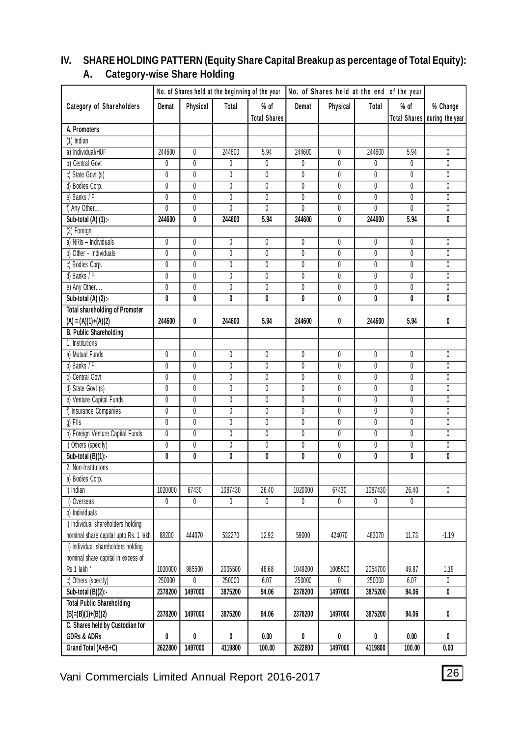## IV. SHARE HOLDING PATTERN (Equity Share Capital Breakup as percentage of Total Equity):

### A. Category-wise Share Holding

| Category of Shareholders | No. of Shares held at the beginning of the year | | | | No. of Shares held at the end of the year | | | | % Change during the year |
|---|---|---|---|---|---|---|---|---|---|
| | Demat | Physical | Total | % of Total Shares | Demat | Physical | Total | % of Total Shares | |
| **A. Promoters** | | | | | | | | | |
| (1) Indian | | | | | | | | | |
| a) Individual/HUF | 244600 | 0 | 244600 | 5.94 | 244600 | 0 | 244600 | 5.94 | 0 |
| b) Central Govt | 0 | 0 | 0 | 0 | 0 | 0 | 0 | 0 | 0 |
| c) State Govt (s) | 0 | 0 | 0 | 0 | 0 | 0 | 0 | 0 | 0 |
| d) Bodies Corp. | 0 | 0 | 0 | 0 | 0 | 0 | 0 | 0 | 0 |
| e) Banks / FI | 0 | 0 | 0 | 0 | 0 | 0 | 0 | 0 | 0 |
| f) Any Other.... | 0 | 0 | 0 | 0 | 0 | 0 | 0 | 0 | 0 |
| **Sub-total (A) (1):-** | **244600** | **0** | **244600** | **5.94** | **244600** | **0** | **244600** | **5.94** | **0** |
| (2) Foreign | | | | | | | | | |
| a) NRIs – Individuals | 0 | 0 | 0 | 0 | 0 | 0 | 0 | 0 | 0 |
| b) Other – Individuals | 0 | 0 | 0 | 0 | 0 | 0 | 0 | 0 | 0 |
| c) Bodies Corp. | 0 | 0 | 0 | 0 | 0 | 0 | 0 | 0 | 0 |
| d) Banks / FI | 0 | 0 | 0 | 0 | 0 | 0 | 0 | 0 | 0 |
| e) Any Other.... | 0 | 0 | 0 | 0 | 0 | 0 | 0 | 0 | 0 |
| **Sub-total (A) (2):-** | **0** | **0** | **0** | **0** | **0** | **0** | **0** | **0** | **0** |
| **Total shareholding of Promoter (A) = (A)(1)+(A)(2)** | **244600** | **0** | **244600** | **5.94** | **244600** | **0** | **244600** | **5.94** | **0** |
| **B. Public Shareholding** | | | | | | | | | |
| 1. Institutions | | | | | | | | | |
| a) Mutual Funds | 0 | 0 | 0 | 0 | 0 | 0 | 0 | 0 | 0 |
| b) Banks / FI | 0 | 0 | 0 | 0 | 0 | 0 | 0 | 0 | 0 |
| c) Central Govt | 0 | 0 | 0 | 0 | 0 | 0 | 0 | 0 | 0 |
| d) State Govt (s) | 0 | 0 | 0 | 0 | 0 | 0 | 0 | 0 | 0 |
| e) Venture Capital Funds | 0 | 0 | 0 | 0 | 0 | 0 | 0 | 0 | 0 |
| f) Insurance Companies | 0 | 0 | 0 | 0 | 0 | 0 | 0 | 0 | 0 |
| g) FIIs | 0 | 0 | 0 | 0 | 0 | 0 | 0 | 0 | 0 |
| h) Foreign Venture Capital Funds | 0 | 0 | 0 | 0 | 0 | 0 | 0 | 0 | 0 |
| i) Others (specify) | 0 | 0 | 0 | 0 | 0 | 0 | 0 | 0 | 0 |
| **Sub-total (B)(1):-** | **0** | **0** | **0** | **0** | **0** | **0** | **0** | **0** | **0** |
| 2. Non-Institutions | | | | | | | | | |
| a) Bodies Corp. | | | | | | | | | |
| i) Indian | 1020000 | 67430 | 1087430 | 26.40 | 1020000 | 67430 | 1087430 | 26.40 | 0 |
| ii) Overseas | 0 | 0 | 0 | 0 | 0 | 0 | 0 | 0 | |
| b) Individuals | | | | | | | | | |
| i) Individual shareholders holding nominal share capital upto Rs. 1 lakh | 88200 | 444070 | 532270 | 12.92 | 59000 | 424070 | 483070 | 11.73 | -1.19 |
| ii) Individual shareholders holding nominal share capital in excess of Rs 1 lakh * | 1020000 | 985500 | 2005500 | 48.68 | 1049200 | 1005500 | 2054700 | 49.87 | 1.19 |
| c) Others (specify) | 250000 | 0 | 250000 | 6.07 | 250000 | 0 | 250000 | 6.07 | 0 |
| **Sub-total (B)(2):-** | **2378200** | **1497000** | **3875200** | **94.06** | **2378200** | **1497000** | **3875200** | **94.06** | **0** |
| **Total Public Shareholding (B)=(B)(1)+(B)(2)** | **2378200** | **1497000** | **3875200** | **94.06** | **2378200** | **1497000** | **3875200** | **94.06** | **0** |
| **C. Shares held by Custodian for GDRs & ADRs** | **0** | **0** | **0** | **0.00** | **0** | **0** | **0** | **0.00** | **0** |
| **Grand Total (A+B+C)** | **2622800** | **1497000** | **4119800** | **100.00** | **2622800** | **1497000** | **4119800** | **100.00** | **0.00** |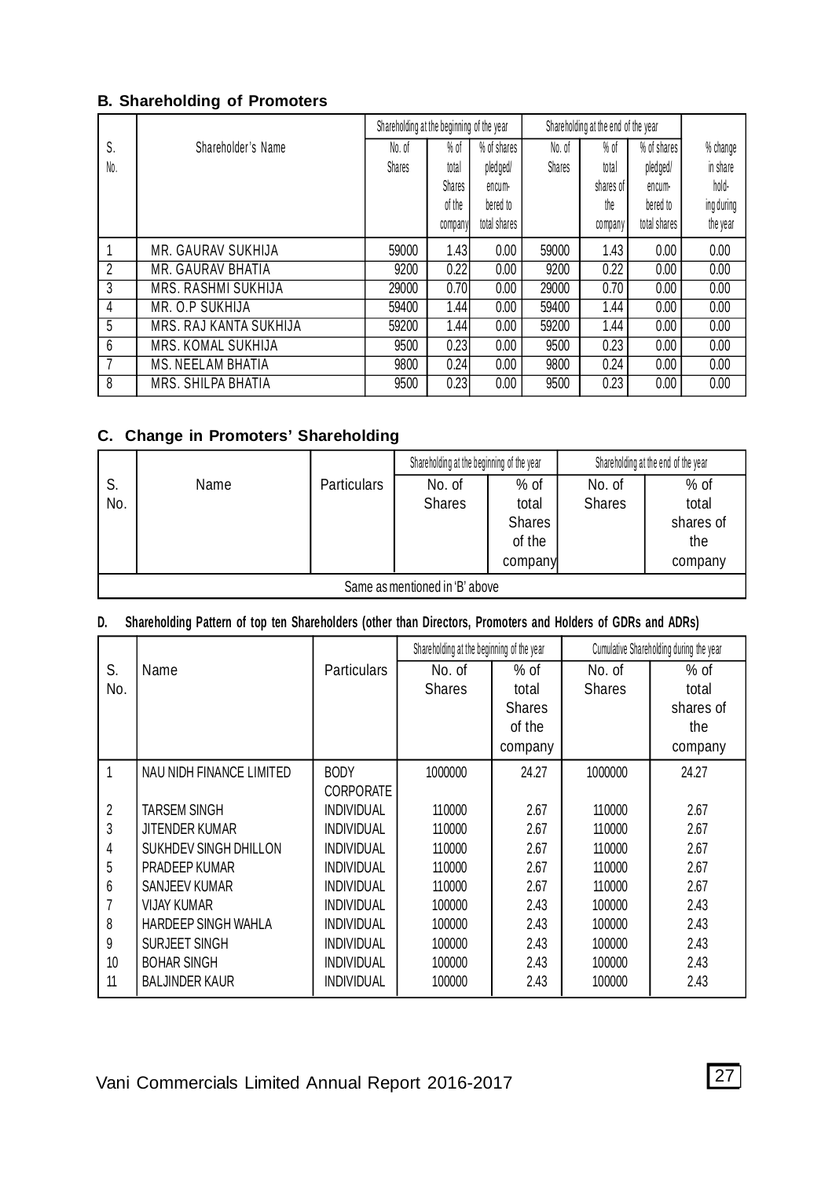### B. Shareholding of Promoters

| S. No. | Shareholder's Name | Shareholding at the beginning of the year | | | Shareholding at the end of the year | | | % change in share holding during the year |
|---|---|---|---|---|---|---|---|---|
| | | No. of Shares | % of total Shares of the company | % of shares pledged/ encumbered to total shares | No. of Shares | % of total shares of the company | % of shares pledged/ encumbered to total shares | |
| 1 | MR. GAURAV SUKHIJA | 59000 | 1.43 | 0.00 | 59000 | 1.43 | 0.00 | 0.00 |
| 2 | MR. GAURAV BHATIA | 9200 | 0.22 | 0.00 | 9200 | 0.22 | 0.00 | 0.00 |
| 3 | MRS. RASHMI SUKHIJA | 29000 | 0.70 | 0.00 | 29000 | 0.70 | 0.00 | 0.00 |
| 4 | MR. O.P SUKHIJA | 59400 | 1.44 | 0.00 | 59400 | 1.44 | 0.00 | 0.00 |
| 5 | MRS. RAJ KANTA SUKHIJA | 59200 | 1.44 | 0.00 | 59200 | 1.44 | 0.00 | 0.00 |
| 6 | MRS. KOMAL SUKHIJA | 9500 | 0.23 | 0.00 | 9500 | 0.23 | 0.00 | 0.00 |
| 7 | MS. NEELAM BHATIA | 9800 | 0.24 | 0.00 | 9800 | 0.24 | 0.00 | 0.00 |
| 8 | MRS. SHILPA BHATIA | 9500 | 0.23 | 0.00 | 9500 | 0.23 | 0.00 | 0.00 |

### C. Change in Promoters' Shareholding

| S. No. | Name | Particulars | Shareholding at the beginning of the year | | Shareholding at the end of the year | |
|---|---|---|---|---|---|---|
| | | | No. of Shares | % of total Shares of the company | No. of Shares | % of total shares of the company |
| Same as mentioned in 'B' above | | | | | | |

### D. Shareholding Pattern of top ten Shareholders (other than Directors, Promoters and Holders of GDRs and ADRs)

| S. No. | Name | Particulars | Shareholding at the beginning of the year | | Cumulative Shareholding during the year | |
|---|---|---|---|---|---|---|
| | | | No. of Shares | % of total Shares of the company | No. of Shares | % of total shares of the company |
| 1 | NAU NIDH FINANCE LIMITED | BODY CORPORATE | 1000000 | 24.27 | 1000000 | 24.27 |
| 2 | TARSEM SINGH | INDIVIDUAL | 110000 | 2.67 | 110000 | 2.67 |
| 3 | JITENDER KUMAR | INDIVIDUAL | 110000 | 2.67 | 110000 | 2.67 |
| 4 | SUKHDEV SINGH DHILLON | INDIVIDUAL | 110000 | 2.67 | 110000 | 2.67 |
| 5 | PRADEEP KUMAR | INDIVIDUAL | 110000 | 2.67 | 110000 | 2.67 |
| 6 | SANJEEV KUMAR | INDIVIDUAL | 110000 | 2.67 | 110000 | 2.67 |
| 7 | VIJAY KUMAR | INDIVIDUAL | 100000 | 2.43 | 100000 | 2.43 |
| 8 | HARDEEP SINGH WAHLA | INDIVIDUAL | 100000 | 2.43 | 100000 | 2.43 |
| 9 | SURJEET SINGH | INDIVIDUAL | 100000 | 2.43 | 100000 | 2.43 |
| 10 | BOHAR SINGH | INDIVIDUAL | 100000 | 2.43 | 100000 | 2.43 |
| 11 | BALJINDER KAUR | INDIVIDUAL | 100000 | 2.43 | 100000 | 2.43 |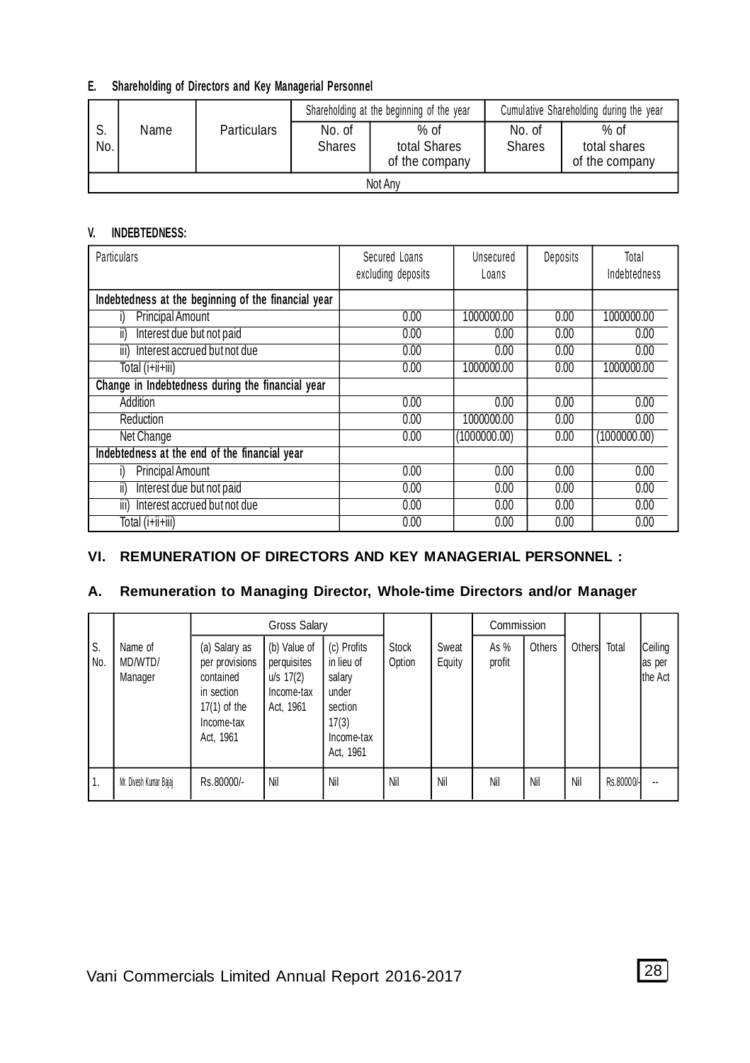### E. Shareholding of Directors and Key Managerial Personnel

| S. No. | Name | Particulars | Shareholding at the beginning of the year | | Cumulative Shareholding during the year | |
|---|---|---|---|---|---|---|
| | | | No. of Shares | % of total Shares of the company | No. of Shares | % of total shares of the company |
| Not Any | | | | | | |

### V. INDEBTEDNESS:

| Particulars | Secured Loans excluding deposits | Unsecured Loans | Deposits | Total Indebtedness |
|---|---|---|---|---|
| **Indebtedness at the beginning of the financial year** | | | | |
| i) Principal Amount | 0.00 | 1000000.00 | 0.00 | 1000000.00 |
| ii) Interest due but not paid | 0.00 | 0.00 | 0.00 | 0.00 |
| iii) Interest accrued but not due | 0.00 | 0.00 | 0.00 | 0.00 |
| Total (i+ii+iii) | 0.00 | 1000000.00 | 0.00 | 1000000.00 |
| **Change in Indebtedness during the financial year** | | | | |
| Addition | 0.00 | 0.00 | 0.00 | 0.00 |
| Reduction | 0.00 | 1000000.00 | 0.00 | 0.00 |
| Net Change | 0.00 | (1000000.00) | 0.00 | (1000000.00) |
| **Indebtedness at the end of the financial year** | | | | |
| i) Principal Amount | 0.00 | 0.00 | 0.00 | 0.00 |
| ii) Interest due but not paid | 0.00 | 0.00 | 0.00 | 0.00 |
| iii) Interest accrued but not due | 0.00 | 0.00 | 0.00 | 0.00 |
| Total (i+ii+iii) | 0.00 | 0.00 | 0.00 | 0.00 |

### VI. REMUNERATION OF DIRECTORS AND KEY MANAGERIAL PERSONNEL :

### A. Remuneration to Managing Director, Whole-time Directors and/or Manager

| S. No. | Name of MD/WTD/ Manager | Gross Salary | | | Stock Option | Sweat Equity | Commission | | Others | Total | Ceiling as per the Act |
|---|---|---|---|---|---|---|---|---|---|---|---|
| | | (a) Salary as per provisions contained in section 17(1) of the Income-tax Act, 1961 | (b) Value of perquisites u/s 17(2) Income-tax Act, 1961 | (c) Profits in lieu of salary under section 17(3) Income-tax Act, 1961 | | | As % profit | Others | | | |
| 1. | Mr. Divesh Kumar Bajaj | Rs.80000/- | Nil | Nil | Nil | Nil | Nil | Nil | Nil | Rs.80000/- | -- |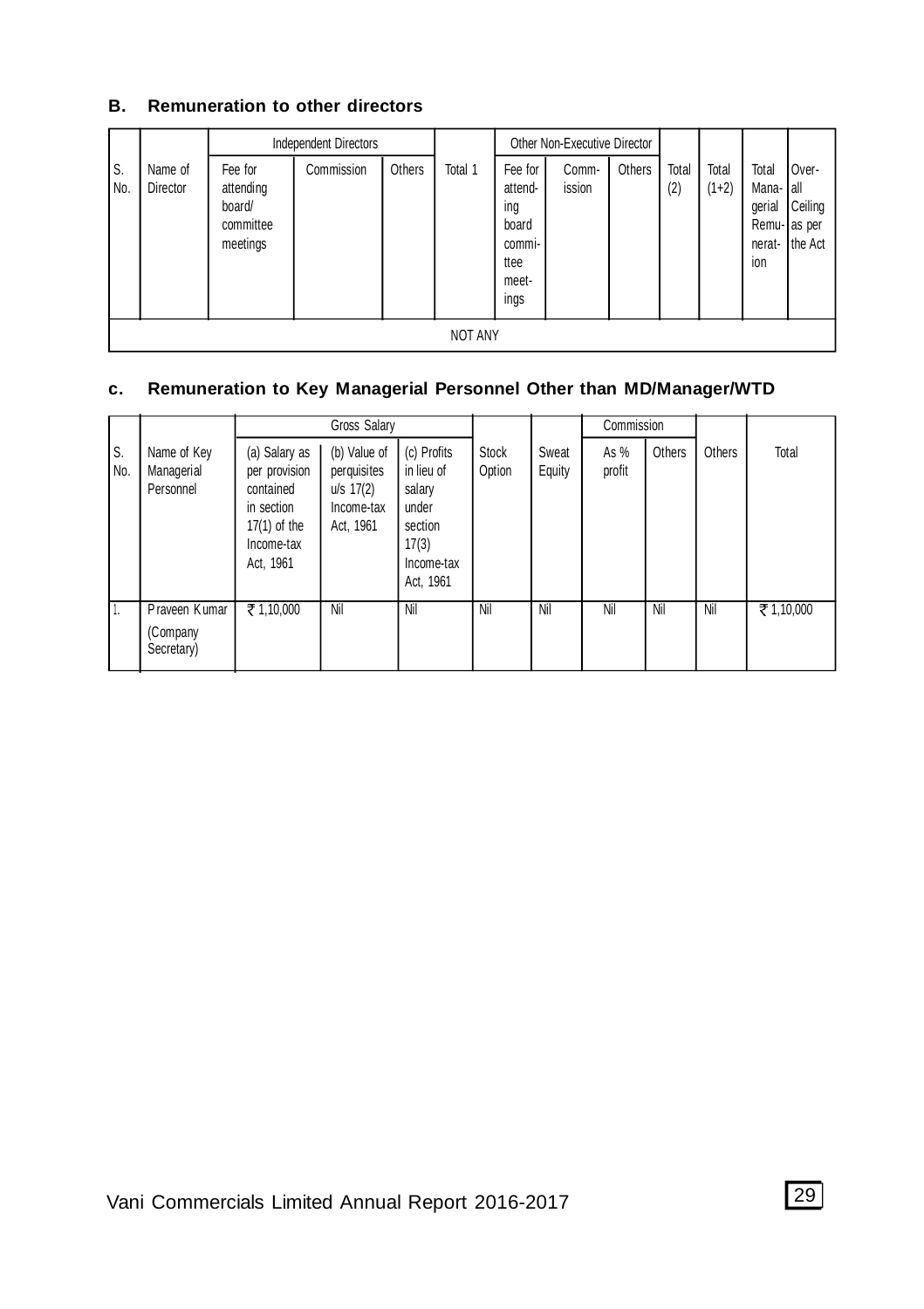## B. Remuneration to other directors

| S. No. | Name of Director | Independent Directors | | | Total 1 | Other Non-Executive Director | | | Total (2) | Total (1+2) | Total Managerial Remuneration | Overall Ceiling as per the Act |
|---|---|---|---|---|---|---|---|---|---|---|---|---|
| | | Fee for attending board/ committee meetings | Commission | Others | | Fee for attending board committee meetings | Commission | Others | | | | |
| NOT ANY | | | | | | | | | | | | |

## c. Remuneration to Key Managerial Personnel Other than MD/Manager/WTD

| S. No. | Name of Key Managerial Personnel | Gross Salary | | | Stock Option | Sweat Equity | Commission | | Others | Total |
|---|---|---|---|---|---|---|---|---|---|---|
| | | (a) Salary as per provision contained in section 17(1) of the Income-tax Act, 1961 | (b) Value of perquisites u/s 17(2) Income-tax Act, 1961 | (c) Profits in lieu of salary under section 17(3) Income-tax Act, 1961 | | | As % profit | Others | | |
| 1. | Praveen Kumar (Company Secretary) | ₹ 1,10,000 | Nil | Nil | Nil | Nil | Nil | Nil | Nil | ₹ 1,10,000 |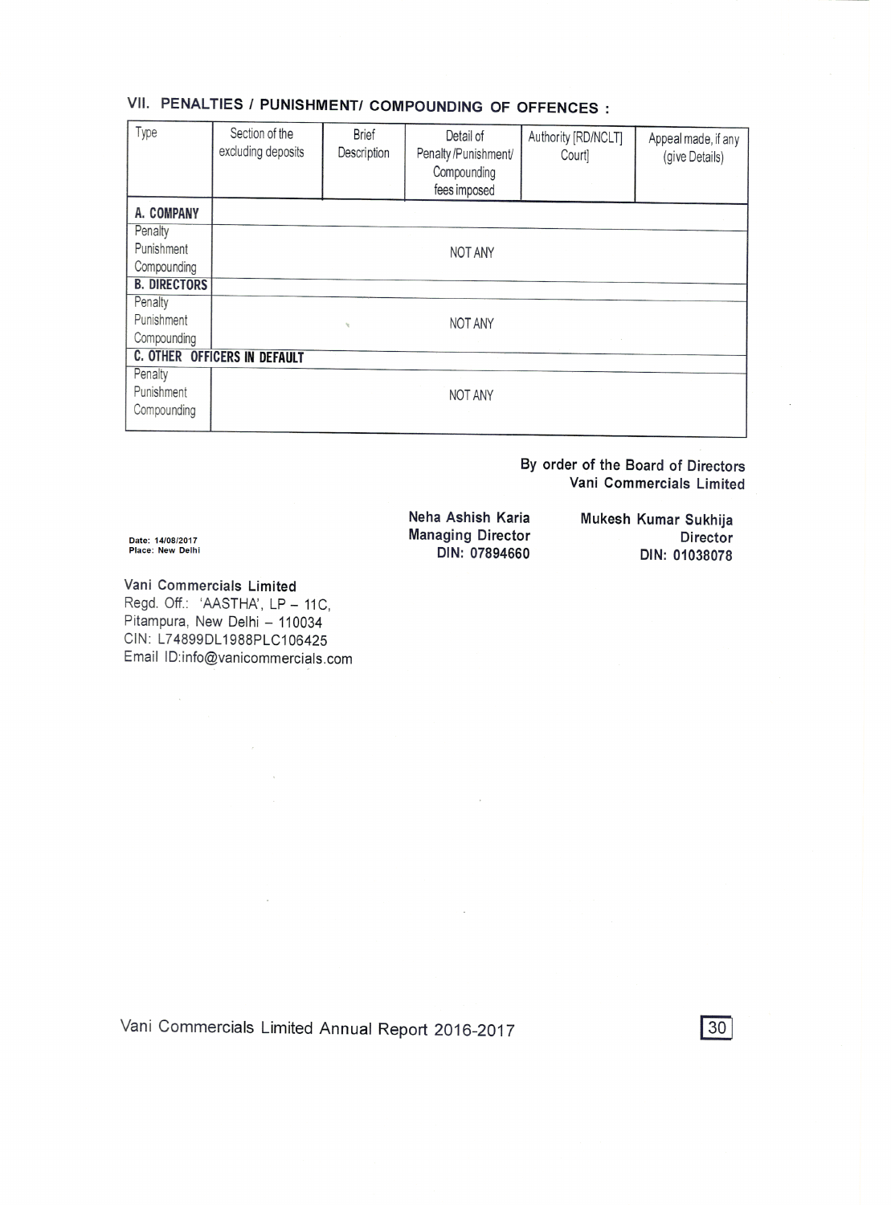## VII. PENALTIES / PUNISHMENT/ COMPOUNDING OF OFFENCES :

| Type | Section of the excluding deposits | Brief Description | Detail of Penalty /Punishment/ Compounding fees imposed | Authority [RD/NCLT] Court] | Appeal made, if any (give Details) |
|---|---|---|---|---|---|
| **A. COMPANY** | | | | | |
| Penalty<br>Punishment<br>Compounding | | | NOT ANY | | |
| **B. DIRECTORS** | | | | | |
| Penalty<br>Punishment<br>Compounding | | | NOT ANY | | |
| **C. OTHER OFFICERS IN DEFAULT** | | | | | |
| Penalty<br>Punishment<br>Compounding | | | NOT ANY | | |

**By order of the Board of Directors**
**Vani Commercials Limited**

Date: 14/08/2017
Place: New Delhi

**Neha Ashish Karia**
**Managing Director**
**DIN: 07894660**

**Mukesh Kumar Sukhija**
**Director**
**DIN: 01038078**

**Vani Commercials Limited**
Regd. Off.: 'AASTHA', LP – 11C,
Pitampura, New Delhi – 110034
CIN: L74899DL1988PLC106425
Email ID:info@vanicommercials.com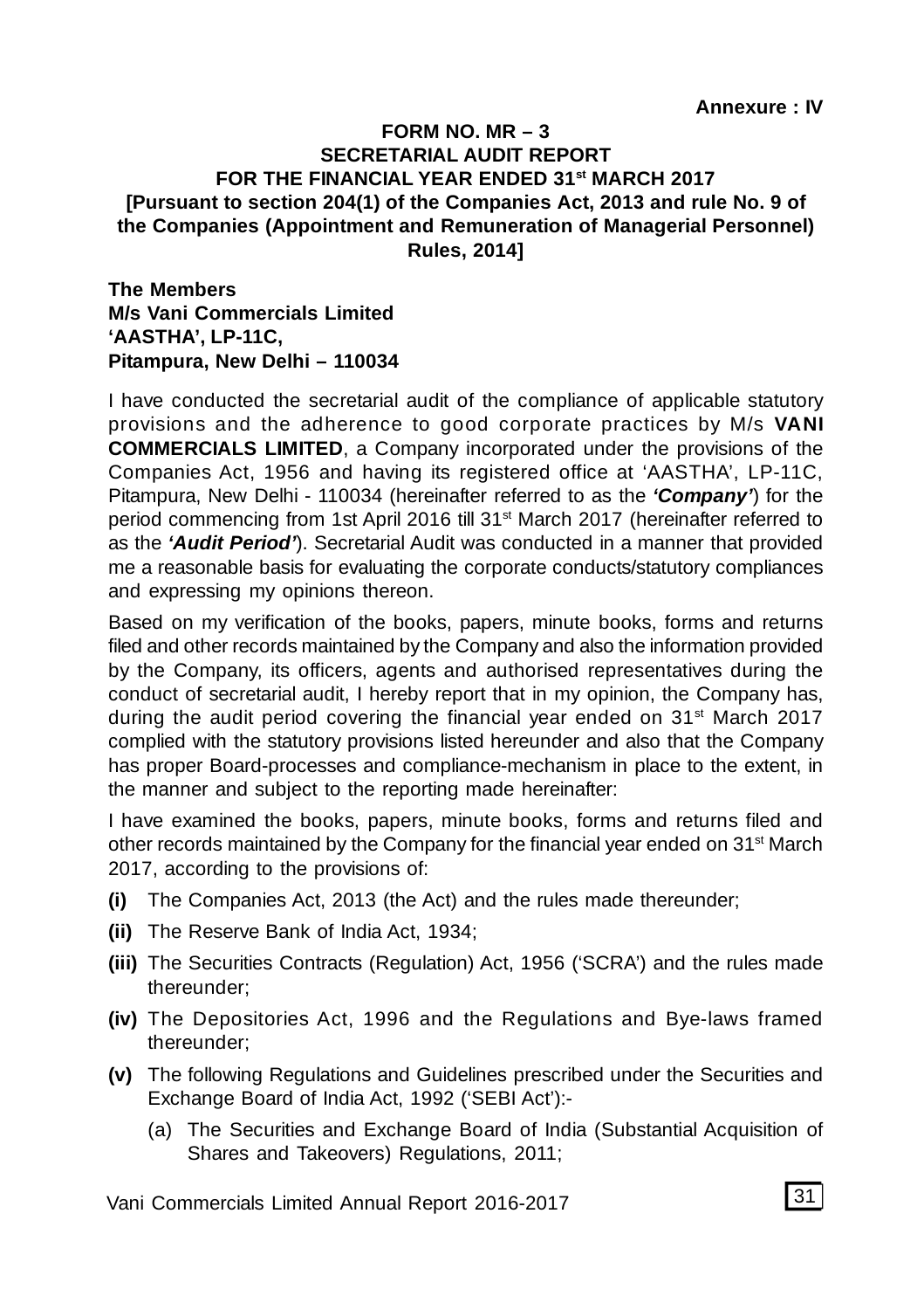**Annexure : IV**

# FORM NO. MR – 3
## SECRETARIAL AUDIT REPORT
## FOR THE FINANCIAL YEAR ENDED 31st MARCH 2017
**[Pursuant to section 204(1) of the Companies Act, 2013 and rule No. 9 of the Companies (Appointment and Remuneration of Managerial Personnel) Rules, 2014]**

**The Members**
**M/s Vani Commercials Limited**
**'AASTHA', LP-11C,**
**Pitampura, New Delhi – 110034**

I have conducted the secretarial audit of the compliance of applicable statutory provisions and the adherence to good corporate practices by M/s **VANI COMMERCIALS LIMITED**, a Company incorporated under the provisions of the Companies Act, 1956 and having its registered office at 'AASTHA', LP-11C, Pitampura, New Delhi - 110034 (hereinafter referred to as the ***'Company'***) for the period commencing from 1st April 2016 till 31st March 2017 (hereinafter referred to as the ***'Audit Period'***). Secretarial Audit was conducted in a manner that provided me a reasonable basis for evaluating the corporate conducts/statutory compliances and expressing my opinions thereon.

Based on my verification of the books, papers, minute books, forms and returns filed and other records maintained by the Company and also the information provided by the Company, its officers, agents and authorised representatives during the conduct of secretarial audit, I hereby report that in my opinion, the Company has, during the audit period covering the financial year ended on 31st March 2017 complied with the statutory provisions listed hereunder and also that the Company has proper Board-processes and compliance-mechanism in place to the extent, in the manner and subject to the reporting made hereinafter:

I have examined the books, papers, minute books, forms and returns filed and other records maintained by the Company for the financial year ended on 31st March 2017, according to the provisions of:

**(i)** The Companies Act, 2013 (the Act) and the rules made thereunder;

**(ii)** The Reserve Bank of India Act, 1934;

**(iii)** The Securities Contracts (Regulation) Act, 1956 ('SCRA') and the rules made thereunder;

**(iv)** The Depositories Act, 1996 and the Regulations and Bye-laws framed thereunder;

**(v)** The following Regulations and Guidelines prescribed under the Securities and Exchange Board of India Act, 1992 ('SEBI Act'):-

(a) The Securities and Exchange Board of India (Substantial Acquisition of Shares and Takeovers) Regulations, 2011;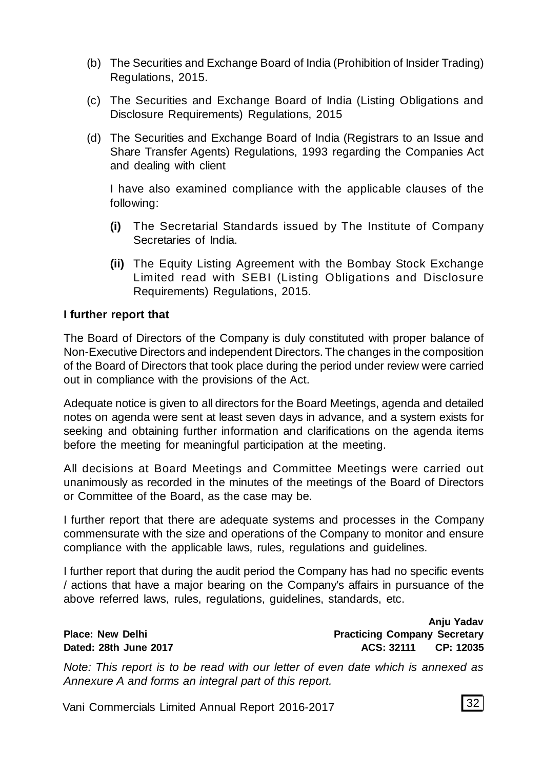(b) The Securities and Exchange Board of India (Prohibition of Insider Trading) Regulations, 2015.

(c) The Securities and Exchange Board of India (Listing Obligations and Disclosure Requirements) Regulations, 2015

(d) The Securities and Exchange Board of India (Registrars to an Issue and Share Transfer Agents) Regulations, 1993 regarding the Companies Act and dealing with client

I have also examined compliance with the applicable clauses of the following:

**(i)** The Secretarial Standards issued by The Institute of Company Secretaries of India.

**(ii)** The Equity Listing Agreement with the Bombay Stock Exchange Limited read with SEBI (Listing Obligations and Disclosure Requirements) Regulations, 2015.

**I further report that**

The Board of Directors of the Company is duly constituted with proper balance of Non-Executive Directors and independent Directors. The changes in the composition of the Board of Directors that took place during the period under review were carried out in compliance with the provisions of the Act.

Adequate notice is given to all directors for the Board Meetings, agenda and detailed notes on agenda were sent at least seven days in advance, and a system exists for seeking and obtaining further information and clarifications on the agenda items before the meeting for meaningful participation at the meeting.

All decisions at Board Meetings and Committee Meetings were carried out unanimously as recorded in the minutes of the meetings of the Board of Directors or Committee of the Board, as the case may be.

I further report that there are adequate systems and processes in the Company commensurate with the size and operations of the Company to monitor and ensure compliance with the applicable laws, rules, regulations and guidelines.

I further report that during the audit period the Company has had no specific events / actions that have a major bearing on the Company's affairs in pursuance of the above referred laws, rules, regulations, guidelines, standards, etc.

**Place: New Delhi**
**Dated: 28th June 2017**

**Anju Yadav**
**Practicing Company Secretary**
**ACS: 32111 CP: 12035**

*Note: This report is to be read with our letter of even date which is annexed as Annexure A and forms an integral part of this report.*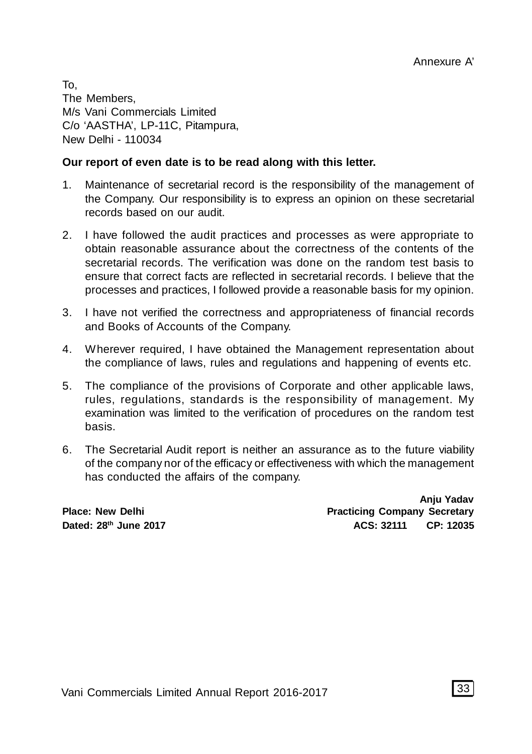Annexure A'

To,
The Members,
M/s Vani Commercials Limited
C/o 'AASTHA', LP-11C, Pitampura,
New Delhi - 110034

**Our report of even date is to be read along with this letter.**

1. Maintenance of secretarial record is the responsibility of the management of the Company. Our responsibility is to express an opinion on these secretarial records based on our audit.

2. I have followed the audit practices and processes as were appropriate to obtain reasonable assurance about the correctness of the contents of the secretarial records. The verification was done on the random test basis to ensure that correct facts are reflected in secretarial records. I believe that the processes and practices, I followed provide a reasonable basis for my opinion.

3. I have not verified the correctness and appropriateness of financial records and Books of Accounts of the Company.

4. Wherever required, I have obtained the Management representation about the compliance of laws, rules and regulations and happening of events etc.

5. The compliance of the provisions of Corporate and other applicable laws, rules, regulations, standards is the responsibility of management. My examination was limited to the verification of procedures on the random test basis.

6. The Secretarial Audit report is neither an assurance as to the future viability of the company nor of the efficacy or effectiveness with which the management has conducted the affairs of the company.

**Anju Yadav**
**Practicing Company Secretary**
**ACS: 32111 CP: 12035**

**Place: New Delhi**
**Dated: 28th June 2017**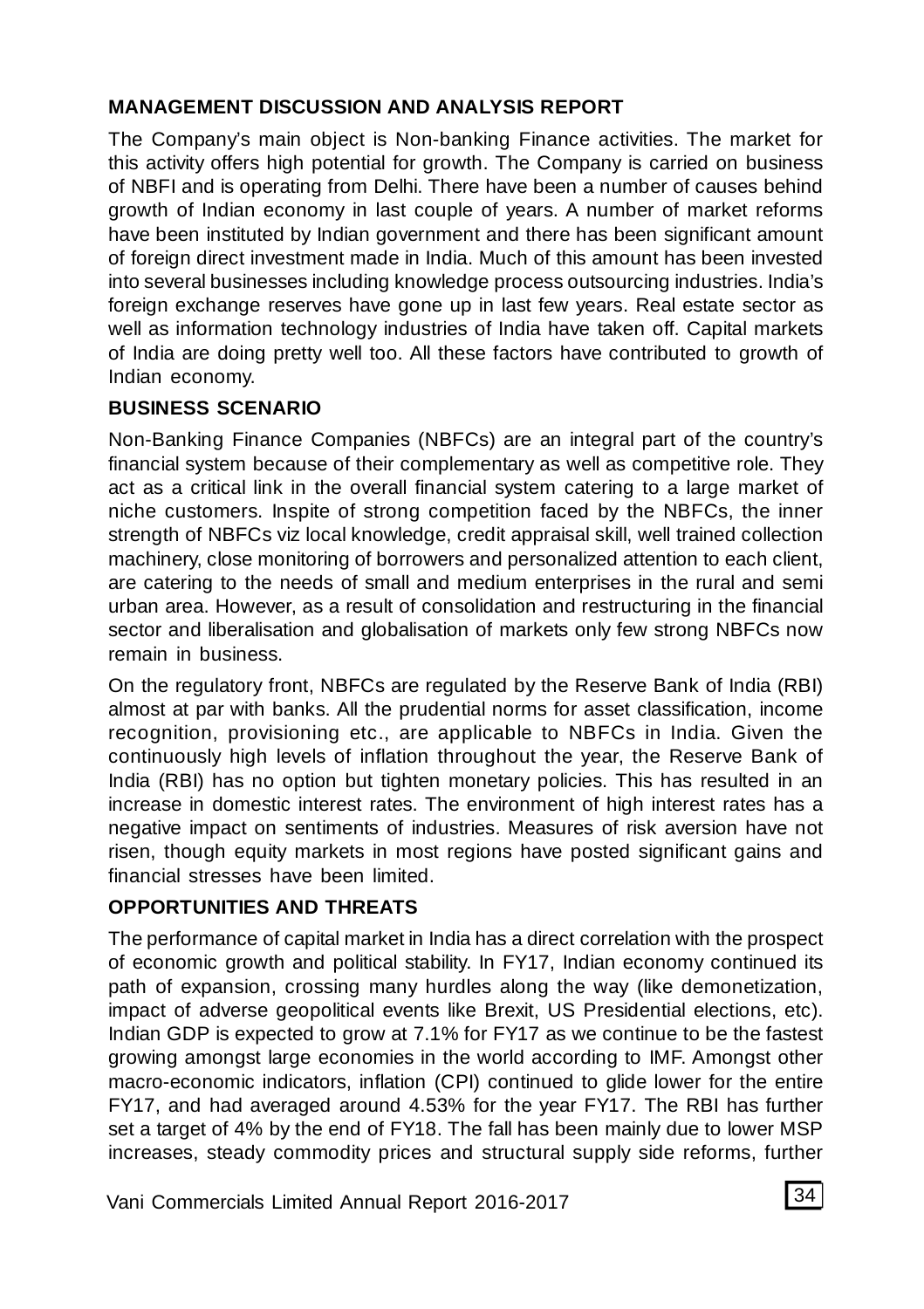## MANAGEMENT DISCUSSION AND ANALYSIS REPORT

The Company's main object is Non-banking Finance activities. The market for this activity offers high potential for growth. The Company is carried on business of NBFI and is operating from Delhi. There have been a number of causes behind growth of Indian economy in last couple of years. A number of market reforms have been instituted by Indian government and there has been significant amount of foreign direct investment made in India. Much of this amount has been invested into several businesses including knowledge process outsourcing industries. India's foreign exchange reserves have gone up in last few years. Real estate sector as well as information technology industries of India have taken off. Capital markets of India are doing pretty well too. All these factors have contributed to growth of Indian economy.

## BUSINESS SCENARIO

Non-Banking Finance Companies (NBFCs) are an integral part of the country's financial system because of their complementary as well as competitive role. They act as a critical link in the overall financial system catering to a large market of niche customers. Inspite of strong competition faced by the NBFCs, the inner strength of NBFCs viz local knowledge, credit appraisal skill, well trained collection machinery, close monitoring of borrowers and personalized attention to each client, are catering to the needs of small and medium enterprises in the rural and semi urban area. However, as a result of consolidation and restructuring in the financial sector and liberalisation and globalisation of markets only few strong NBFCs now remain in business.

On the regulatory front, NBFCs are regulated by the Reserve Bank of India (RBI) almost at par with banks. All the prudential norms for asset classification, income recognition, provisioning etc., are applicable to NBFCs in India. Given the continuously high levels of inflation throughout the year, the Reserve Bank of India (RBI) has no option but tighten monetary policies. This has resulted in an increase in domestic interest rates. The environment of high interest rates has a negative impact on sentiments of industries. Measures of risk aversion have not risen, though equity markets in most regions have posted significant gains and financial stresses have been limited.

## OPPORTUNITIES AND THREATS

The performance of capital market in India has a direct correlation with the prospect of economic growth and political stability. In FY17, Indian economy continued its path of expansion, crossing many hurdles along the way (like demonetization, impact of adverse geopolitical events like Brexit, US Presidential elections, etc). Indian GDP is expected to grow at 7.1% for FY17 as we continue to be the fastest growing amongst large economies in the world according to IMF. Amongst other macro-economic indicators, inflation (CPI) continued to glide lower for the entire FY17, and had averaged around 4.53% for the year FY17. The RBI has further set a target of 4% by the end of FY18. The fall has been mainly due to lower MSP increases, steady commodity prices and structural supply side reforms, further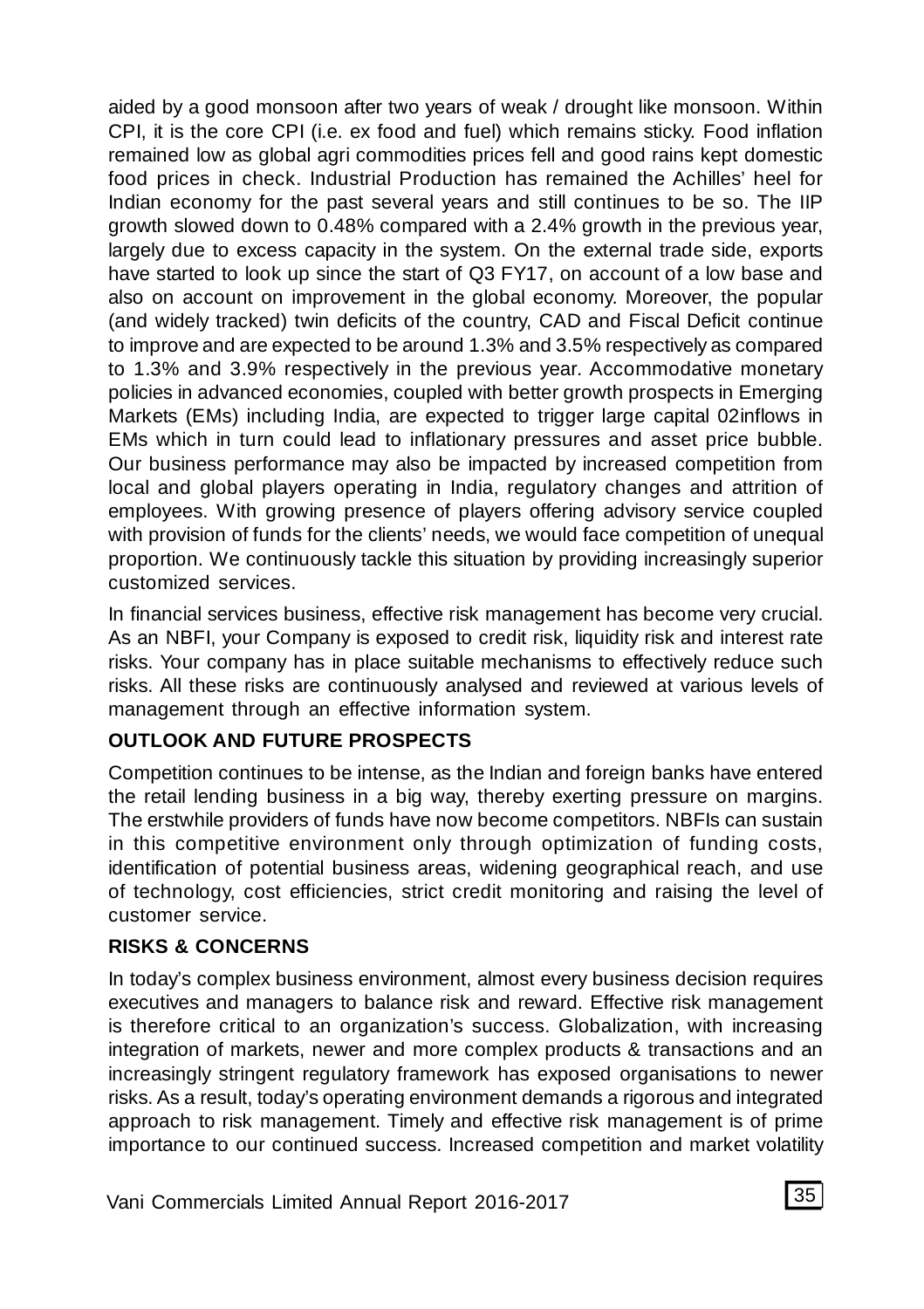aided by a good monsoon after two years of weak / drought like monsoon. Within CPI, it is the core CPI (i.e. ex food and fuel) which remains sticky. Food inflation remained low as global agri commodities prices fell and good rains kept domestic food prices in check. Industrial Production has remained the Achilles' heel for Indian economy for the past several years and still continues to be so. The IIP growth slowed down to 0.48% compared with a 2.4% growth in the previous year, largely due to excess capacity in the system. On the external trade side, exports have started to look up since the start of Q3 FY17, on account of a low base and also on account on improvement in the global economy. Moreover, the popular (and widely tracked) twin deficits of the country, CAD and Fiscal Deficit continue to improve and are expected to be around 1.3% and 3.5% respectively as compared to 1.3% and 3.9% respectively in the previous year. Accommodative monetary policies in advanced economies, coupled with better growth prospects in Emerging Markets (EMs) including India, are expected to trigger large capital 02inflows in EMs which in turn could lead to inflationary pressures and asset price bubble. Our business performance may also be impacted by increased competition from local and global players operating in India, regulatory changes and attrition of employees. With growing presence of players offering advisory service coupled with provision of funds for the clients' needs, we would face competition of unequal proportion. We continuously tackle this situation by providing increasingly superior customized services.

In financial services business, effective risk management has become very crucial. As an NBFI, your Company is exposed to credit risk, liquidity risk and interest rate risks. Your company has in place suitable mechanisms to effectively reduce such risks. All these risks are continuously analysed and reviewed at various levels of management through an effective information system.

**OUTLOOK AND FUTURE PROSPECTS**

Competition continues to be intense, as the Indian and foreign banks have entered the retail lending business in a big way, thereby exerting pressure on margins. The erstwhile providers of funds have now become competitors. NBFIs can sustain in this competitive environment only through optimization of funding costs, identification of potential business areas, widening geographical reach, and use of technology, cost efficiencies, strict credit monitoring and raising the level of customer service.

**RISKS & CONCERNS**

In today's complex business environment, almost every business decision requires executives and managers to balance risk and reward. Effective risk management is therefore critical to an organization's success. Globalization, with increasing integration of markets, newer and more complex products & transactions and an increasingly stringent regulatory framework has exposed organisations to newer risks. As a result, today's operating environment demands a rigorous and integrated approach to risk management. Timely and effective risk management is of prime importance to our continued success. Increased competition and market volatility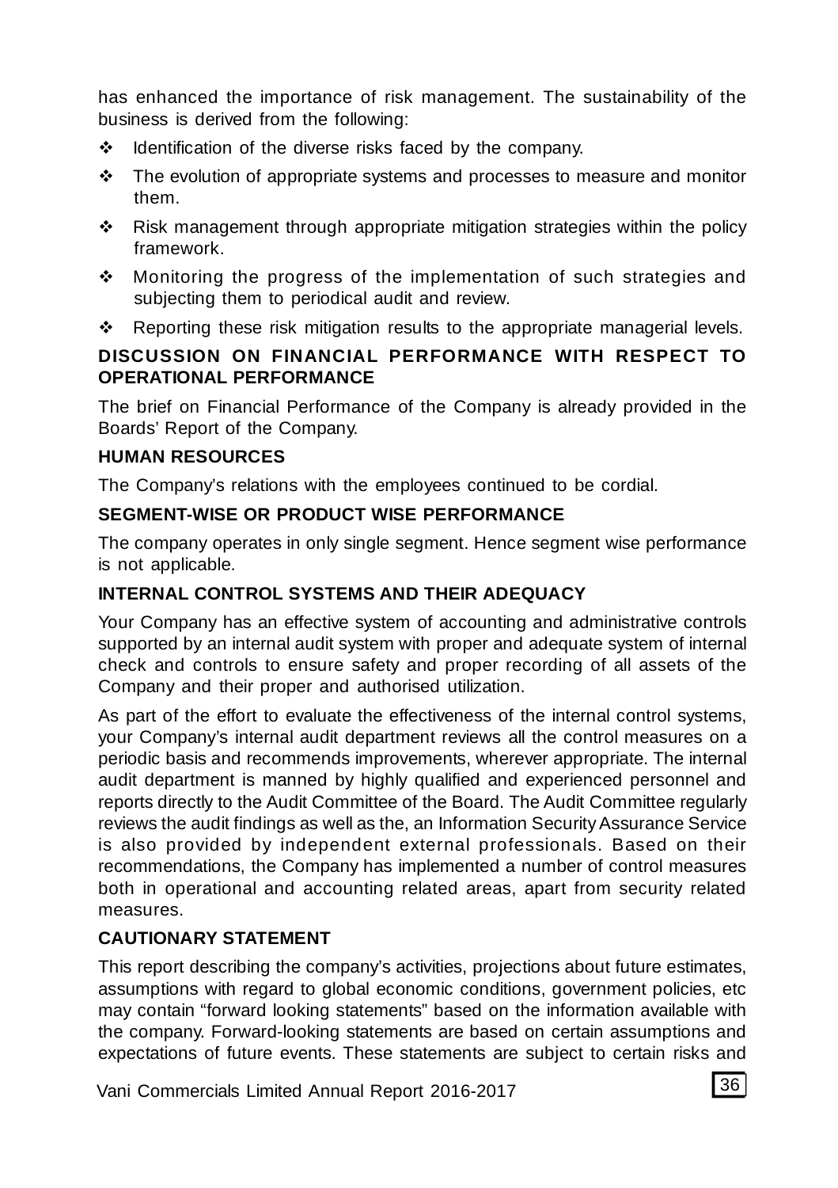has enhanced the importance of risk management. The sustainability of the business is derived from the following:

- Identification of the diverse risks faced by the company.
- The evolution of appropriate systems and processes to measure and monitor them.
- Risk management through appropriate mitigation strategies within the policy framework.
- Monitoring the progress of the implementation of such strategies and subjecting them to periodical audit and review.
- Reporting these risk mitigation results to the appropriate managerial levels.

**DISCUSSION ON FINANCIAL PERFORMANCE WITH RESPECT TO OPERATIONAL PERFORMANCE**

The brief on Financial Performance of the Company is already provided in the Boards' Report of the Company.

**HUMAN RESOURCES**

The Company's relations with the employees continued to be cordial.

**SEGMENT-WISE OR PRODUCT WISE PERFORMANCE**

The company operates in only single segment. Hence segment wise performance is not applicable.

**INTERNAL CONTROL SYSTEMS AND THEIR ADEQUACY**

Your Company has an effective system of accounting and administrative controls supported by an internal audit system with proper and adequate system of internal check and controls to ensure safety and proper recording of all assets of the Company and their proper and authorised utilization.

As part of the effort to evaluate the effectiveness of the internal control systems, your Company's internal audit department reviews all the control measures on a periodic basis and recommends improvements, wherever appropriate. The internal audit department is manned by highly qualified and experienced personnel and reports directly to the Audit Committee of the Board. The Audit Committee regularly reviews the audit findings as well as the, an Information Security Assurance Service is also provided by independent external professionals. Based on their recommendations, the Company has implemented a number of control measures both in operational and accounting related areas, apart from security related measures.

**CAUTIONARY STATEMENT**

This report describing the company's activities, projections about future estimates, assumptions with regard to global economic conditions, government policies, etc may contain "forward looking statements" based on the information available with the company. Forward-looking statements are based on certain assumptions and expectations of future events. These statements are subject to certain risks and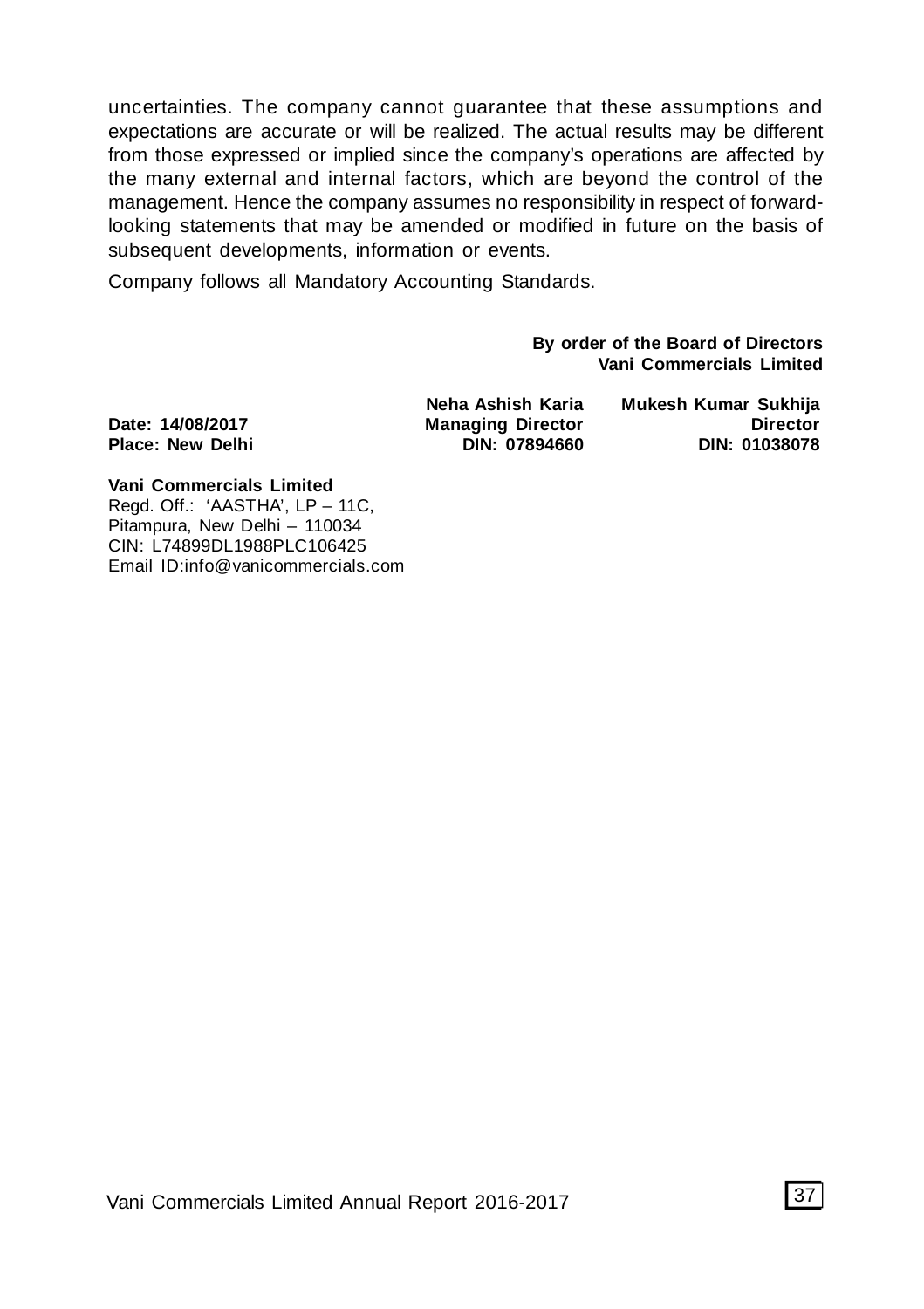uncertainties. The company cannot guarantee that these assumptions and expectations are accurate or will be realized. The actual results may be different from those expressed or implied since the company's operations are affected by the many external and internal factors, which are beyond the control of the management. Hence the company assumes no responsibility in respect of forward-looking statements that may be amended or modified in future on the basis of subsequent developments, information or events.

Company follows all Mandatory Accounting Standards.

**By order of the Board of Directors**
**Vani Commercials Limited**

| | | |
|---|---|---|
| | **Neha Ashish Karia** | **Mukesh Kumar Sukhija** |
| **Date: 14/08/2017** | **Managing Director** | **Director** |
| **Place: New Delhi** | **DIN: 07894660** | **DIN: 01038078** |

**Vani Commercials Limited**
Regd. Off.: 'AASTHA', LP – 11C,
Pitampura, New Delhi – 110034
CIN: L74899DL1988PLC106425
Email ID:info@vanicommercials.com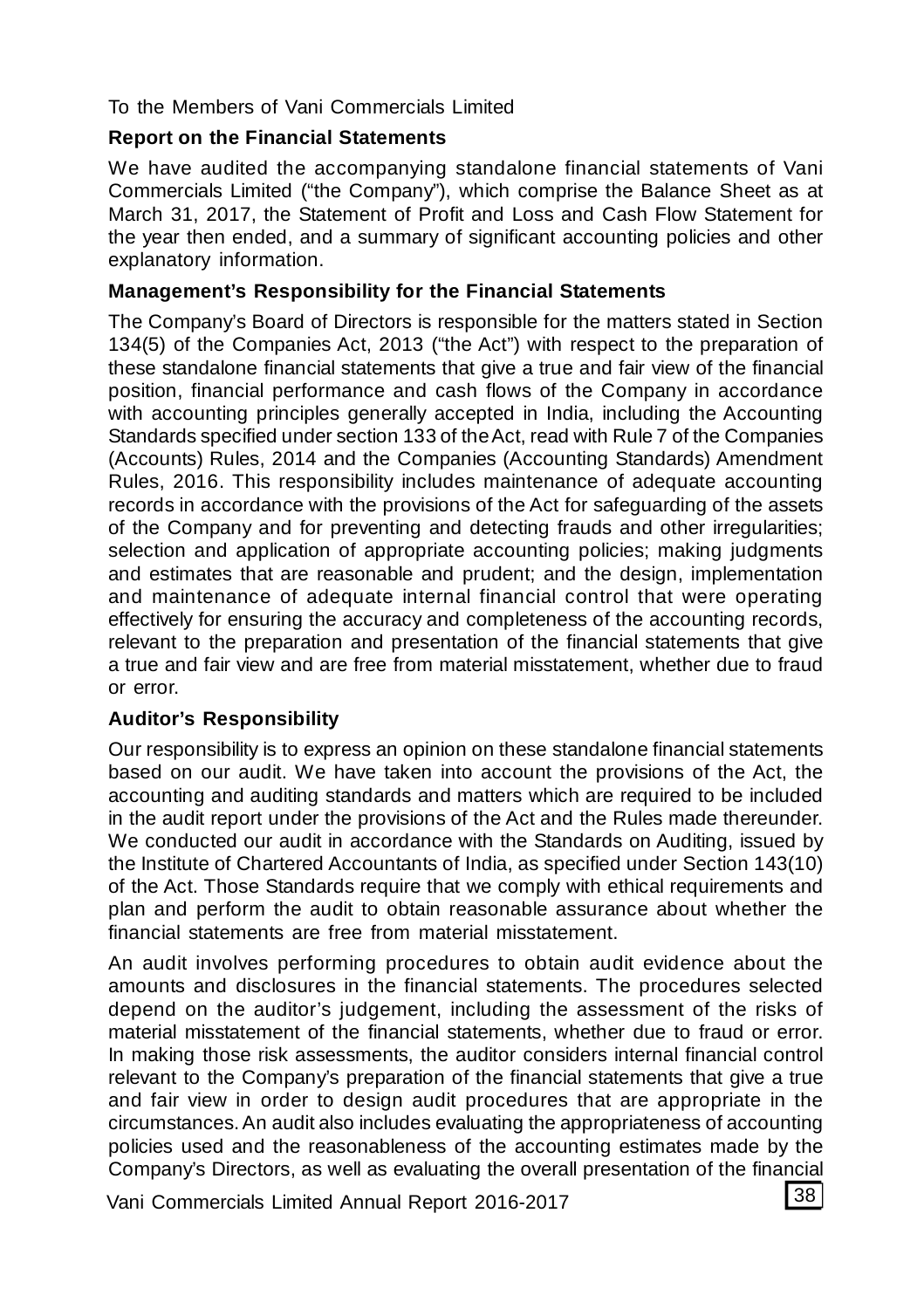To the Members of Vani Commercials Limited

**Report on the Financial Statements**

We have audited the accompanying standalone financial statements of Vani Commercials Limited ("the Company"), which comprise the Balance Sheet as at March 31, 2017, the Statement of Profit and Loss and Cash Flow Statement for the year then ended, and a summary of significant accounting policies and other explanatory information.

**Management's Responsibility for the Financial Statements**

The Company's Board of Directors is responsible for the matters stated in Section 134(5) of the Companies Act, 2013 ("the Act") with respect to the preparation of these standalone financial statements that give a true and fair view of the financial position, financial performance and cash flows of the Company in accordance with accounting principles generally accepted in India, including the Accounting Standards specified under section 133 of the Act, read with Rule 7 of the Companies (Accounts) Rules, 2014 and the Companies (Accounting Standards) Amendment Rules, 2016. This responsibility includes maintenance of adequate accounting records in accordance with the provisions of the Act for safeguarding of the assets of the Company and for preventing and detecting frauds and other irregularities; selection and application of appropriate accounting policies; making judgments and estimates that are reasonable and prudent; and the design, implementation and maintenance of adequate internal financial control that were operating effectively for ensuring the accuracy and completeness of the accounting records, relevant to the preparation and presentation of the financial statements that give a true and fair view and are free from material misstatement, whether due to fraud or error.

**Auditor's Responsibility**

Our responsibility is to express an opinion on these standalone financial statements based on our audit. We have taken into account the provisions of the Act, the accounting and auditing standards and matters which are required to be included in the audit report under the provisions of the Act and the Rules made thereunder. We conducted our audit in accordance with the Standards on Auditing, issued by the Institute of Chartered Accountants of India, as specified under Section 143(10) of the Act. Those Standards require that we comply with ethical requirements and plan and perform the audit to obtain reasonable assurance about whether the financial statements are free from material misstatement.

An audit involves performing procedures to obtain audit evidence about the amounts and disclosures in the financial statements. The procedures selected depend on the auditor's judgement, including the assessment of the risks of material misstatement of the financial statements, whether due to fraud or error. In making those risk assessments, the auditor considers internal financial control relevant to the Company's preparation of the financial statements that give a true and fair view in order to design audit procedures that are appropriate in the circumstances. An audit also includes evaluating the appropriateness of accounting policies used and the reasonableness of the accounting estimates made by the Company's Directors, as well as evaluating the overall presentation of the financial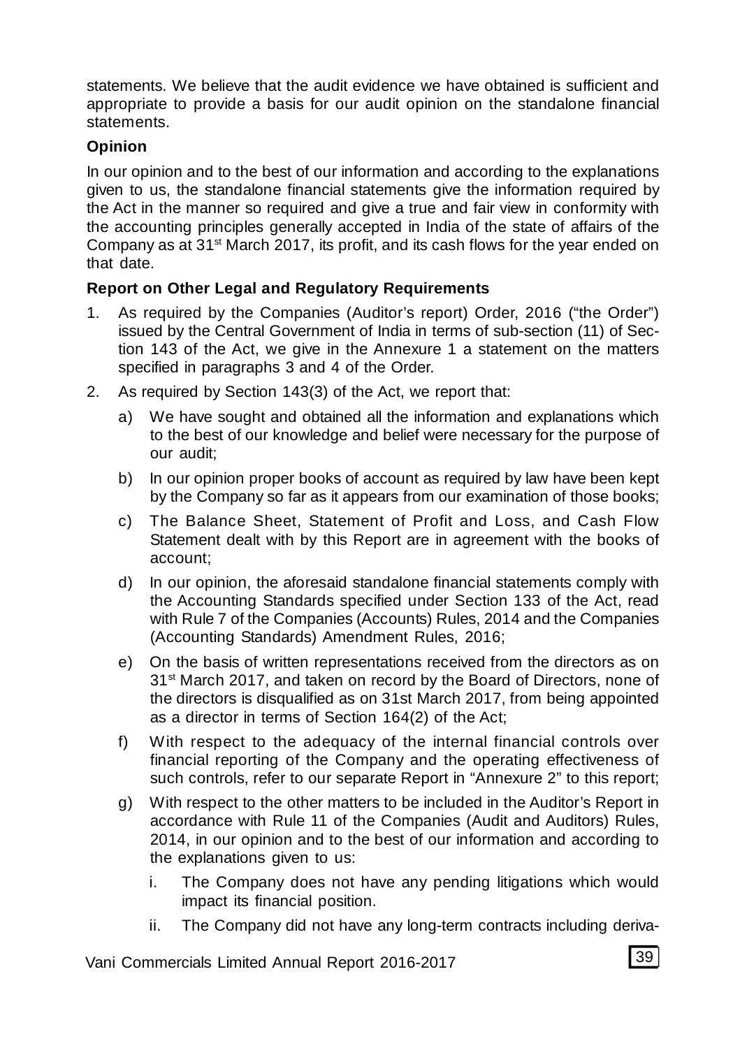statements. We believe that the audit evidence we have obtained is sufficient and appropriate to provide a basis for our audit opinion on the standalone financial statements.

**Opinion**

In our opinion and to the best of our information and according to the explanations given to us, the standalone financial statements give the information required by the Act in the manner so required and give a true and fair view in conformity with the accounting principles generally accepted in India of the state of affairs of the Company as at 31st March 2017, its profit, and its cash flows for the year ended on that date.

**Report on Other Legal and Regulatory Requirements**

1. As required by the Companies (Auditor's report) Order, 2016 ("the Order") issued by the Central Government of India in terms of sub-section (11) of Section 143 of the Act, we give in the Annexure 1 a statement on the matters specified in paragraphs 3 and 4 of the Order.
2. As required by Section 143(3) of the Act, we report that:
   a) We have sought and obtained all the information and explanations which to the best of our knowledge and belief were necessary for the purpose of our audit;
   b) In our opinion proper books of account as required by law have been kept by the Company so far as it appears from our examination of those books;
   c) The Balance Sheet, Statement of Profit and Loss, and Cash Flow Statement dealt with by this Report are in agreement with the books of account;
   d) In our opinion, the aforesaid standalone financial statements comply with the Accounting Standards specified under Section 133 of the Act, read with Rule 7 of the Companies (Accounts) Rules, 2014 and the Companies (Accounting Standards) Amendment Rules, 2016;
   e) On the basis of written representations received from the directors as on 31st March 2017, and taken on record by the Board of Directors, none of the directors is disqualified as on 31st March 2017, from being appointed as a director in terms of Section 164(2) of the Act;
   f) With respect to the adequacy of the internal financial controls over financial reporting of the Company and the operating effectiveness of such controls, refer to our separate Report in "Annexure 2" to this report;
   g) With respect to the other matters to be included in the Auditor's Report in accordance with Rule 11 of the Companies (Audit and Auditors) Rules, 2014, in our opinion and to the best of our information and according to the explanations given to us:
      i. The Company does not have any pending litigations which would impact its financial position.
      ii. The Company did not have any long-term contracts including deriva-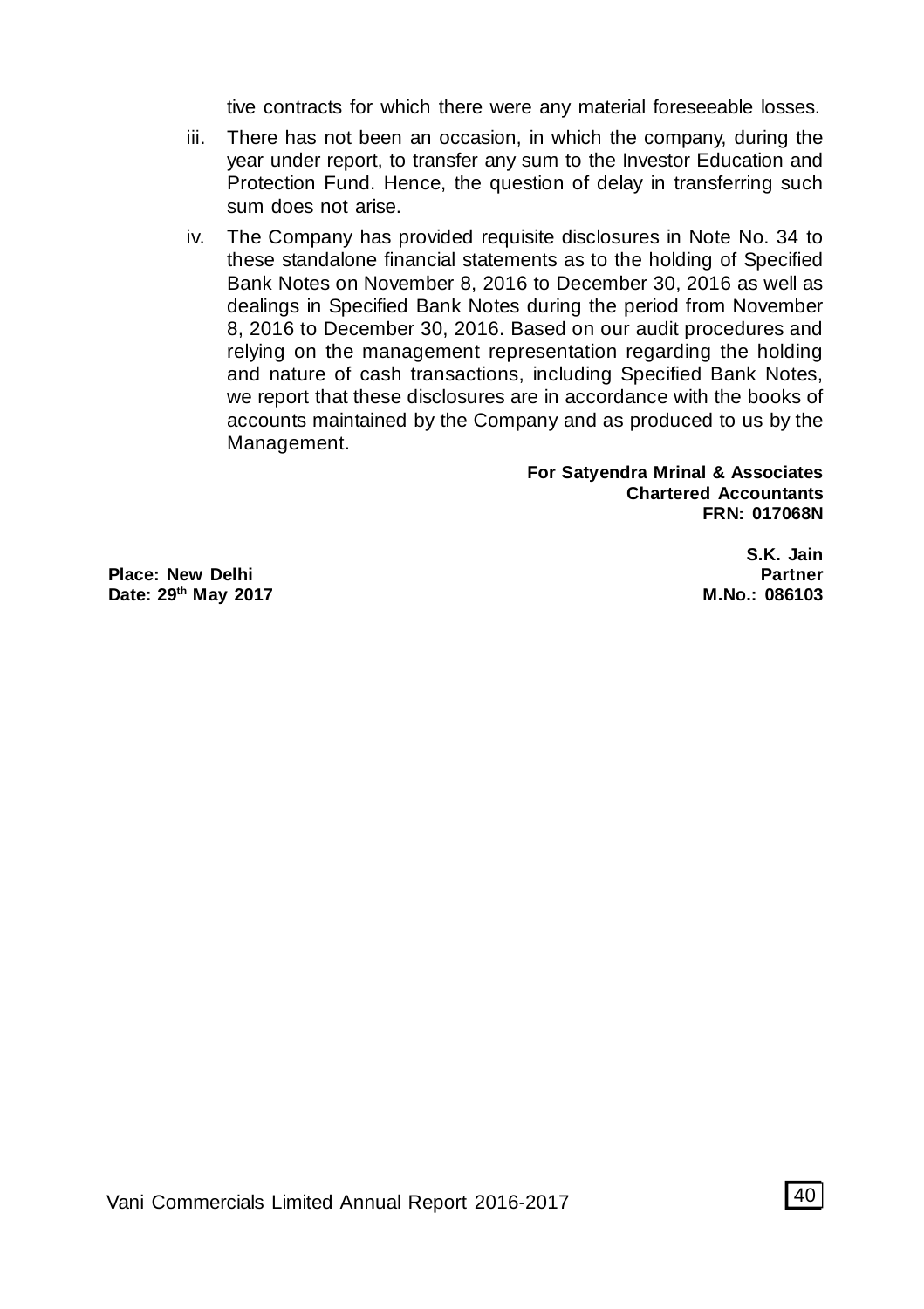tive contracts for which there were any material foreseeable losses.

iii. There has not been an occasion, in which the company, during the year under report, to transfer any sum to the Investor Education and Protection Fund. Hence, the question of delay in transferring such sum does not arise.

iv. The Company has provided requisite disclosures in Note No. 34 to these standalone financial statements as to the holding of Specified Bank Notes on November 8, 2016 to December 30, 2016 as well as dealings in Specified Bank Notes during the period from November 8, 2016 to December 30, 2016. Based on our audit procedures and relying on the management representation regarding the holding and nature of cash transactions, including Specified Bank Notes, we report that these disclosures are in accordance with the books of accounts maintained by the Company and as produced to us by the Management.

**For Satyendra Mrinal & Associates**
**Chartered Accountants**
**FRN: 017068N**

**S.K. Jain**
**Partner**
**M.No.: 086103**

**Place: New Delhi**
**Date: 29th May 2017**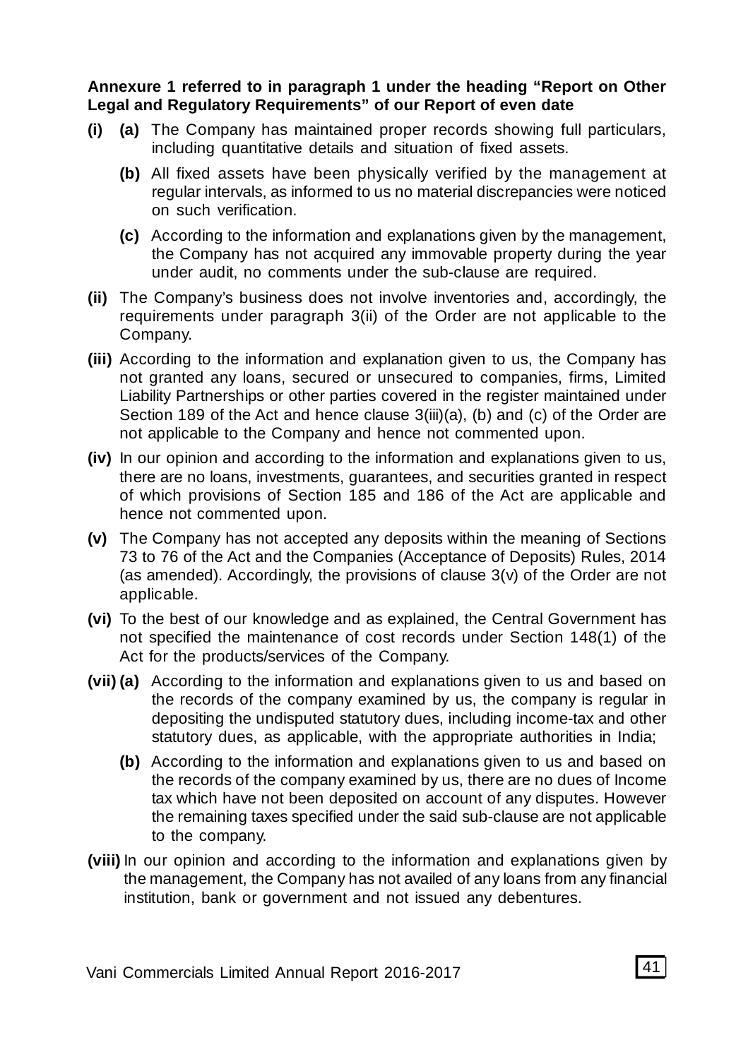**Annexure 1 referred to in paragraph 1 under the heading "Report on Other Legal and Regulatory Requirements" of our Report of even date**

**(i)** **(a)** The Company has maintained proper records showing full particulars, including quantitative details and situation of fixed assets.

**(b)** All fixed assets have been physically verified by the management at regular intervals, as informed to us no material discrepancies were noticed on such verification.

**(c)** According to the information and explanations given by the management, the Company has not acquired any immovable property during the year under audit, no comments under the sub-clause are required.

**(ii)** The Company's business does not involve inventories and, accordingly, the requirements under paragraph 3(ii) of the Order are not applicable to the Company.

**(iii)** According to the information and explanation given to us, the Company has not granted any loans, secured or unsecured to companies, firms, Limited Liability Partnerships or other parties covered in the register maintained under Section 189 of the Act and hence clause 3(iii)(a), (b) and (c) of the Order are not applicable to the Company and hence not commented upon.

**(iv)** In our opinion and according to the information and explanations given to us, there are no loans, investments, guarantees, and securities granted in respect of which provisions of Section 185 and 186 of the Act are applicable and hence not commented upon.

**(v)** The Company has not accepted any deposits within the meaning of Sections 73 to 76 of the Act and the Companies (Acceptance of Deposits) Rules, 2014 (as amended). Accordingly, the provisions of clause 3(v) of the Order are not applicable.

**(vi)** To the best of our knowledge and as explained, the Central Government has not specified the maintenance of cost records under Section 148(1) of the Act for the products/services of the Company.

**(vii)** **(a)** According to the information and explanations given to us and based on the records of the company examined by us, the company is regular in depositing the undisputed statutory dues, including income-tax and other statutory dues, as applicable, with the appropriate authorities in India;

**(b)** According to the information and explanations given to us and based on the records of the company examined by us, there are no dues of Income tax which have not been deposited on account of any disputes. However the remaining taxes specified under the said sub-clause are not applicable to the company.

**(viii)** In our opinion and according to the information and explanations given by the management, the Company has not availed of any loans from any financial institution, bank or government and not issued any debentures.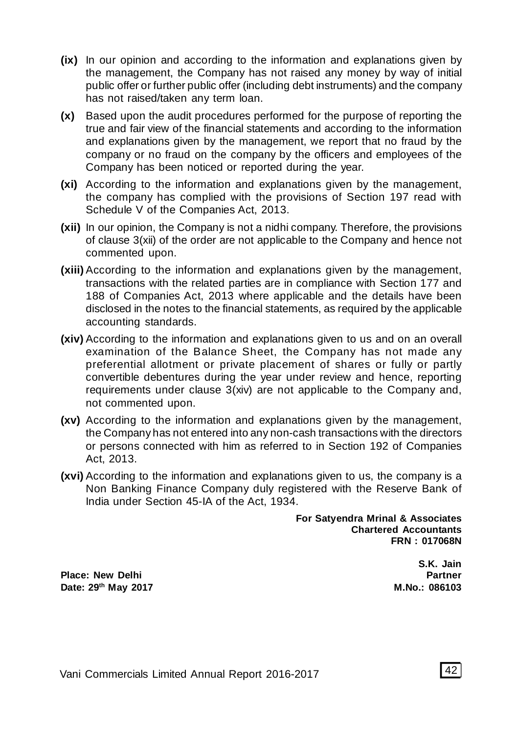**(ix)** In our opinion and according to the information and explanations given by the management, the Company has not raised any money by way of initial public offer or further public offer (including debt instruments) and the company has not raised/taken any term loan.

**(x)** Based upon the audit procedures performed for the purpose of reporting the true and fair view of the financial statements and according to the information and explanations given by the management, we report that no fraud by the company or no fraud on the company by the officers and employees of the Company has been noticed or reported during the year.

**(xi)** According to the information and explanations given by the management, the company has complied with the provisions of Section 197 read with Schedule V of the Companies Act, 2013.

**(xii)** In our opinion, the Company is not a nidhi company. Therefore, the provisions of clause 3(xii) of the order are not applicable to the Company and hence not commented upon.

**(xiii)** According to the information and explanations given by the management, transactions with the related parties are in compliance with Section 177 and 188 of Companies Act, 2013 where applicable and the details have been disclosed in the notes to the financial statements, as required by the applicable accounting standards.

**(xiv)** According to the information and explanations given to us and on an overall examination of the Balance Sheet, the Company has not made any preferential allotment or private placement of shares or fully or partly convertible debentures during the year under review and hence, reporting requirements under clause 3(xiv) are not applicable to the Company and, not commented upon.

**(xv)** According to the information and explanations given by the management, the Company has not entered into any non-cash transactions with the directors or persons connected with him as referred to in Section 192 of Companies Act, 2013.

**(xvi)** According to the information and explanations given to us, the company is a Non Banking Finance Company duly registered with the Reserve Bank of India under Section 45-IA of the Act, 1934.

**For Satyendra Mrinal & Associates**
**Chartered Accountants**
**FRN : 017068N**

**S.K. Jain**
**Partner**
**M.No.: 086103**

**Place: New Delhi**
**Date: 29th May 2017**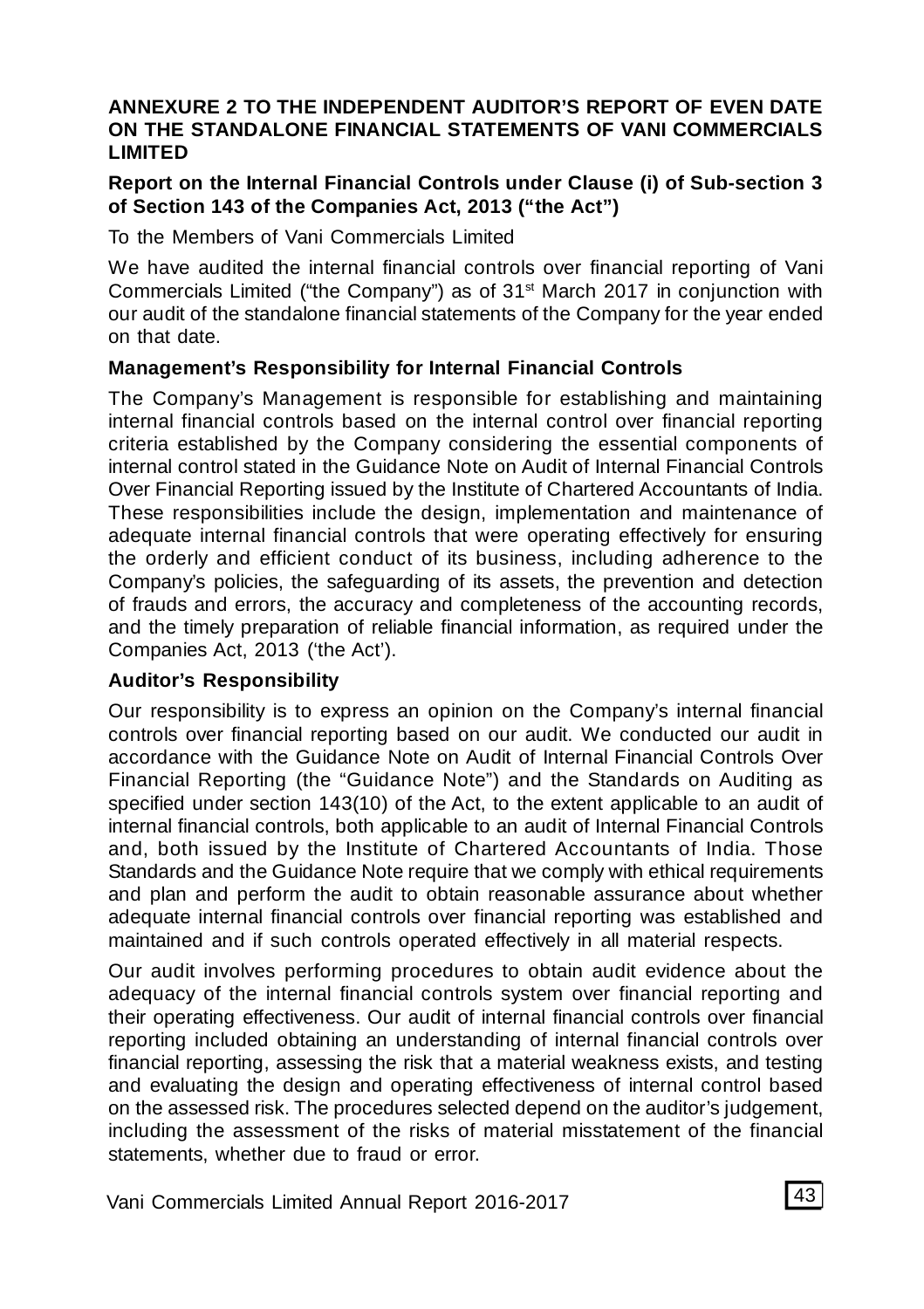**ANNEXURE 2 TO THE INDEPENDENT AUDITOR'S REPORT OF EVEN DATE ON THE STANDALONE FINANCIAL STATEMENTS OF VANI COMMERCIALS LIMITED**

**Report on the Internal Financial Controls under Clause (i) of Sub-section 3 of Section 143 of the Companies Act, 2013 ("the Act")**

To the Members of Vani Commercials Limited

We have audited the internal financial controls over financial reporting of Vani Commercials Limited ("the Company") as of 31st March 2017 in conjunction with our audit of the standalone financial statements of the Company for the year ended on that date.

**Management's Responsibility for Internal Financial Controls**

The Company's Management is responsible for establishing and maintaining internal financial controls based on the internal control over financial reporting criteria established by the Company considering the essential components of internal control stated in the Guidance Note on Audit of Internal Financial Controls Over Financial Reporting issued by the Institute of Chartered Accountants of India. These responsibilities include the design, implementation and maintenance of adequate internal financial controls that were operating effectively for ensuring the orderly and efficient conduct of its business, including adherence to the Company's policies, the safeguarding of its assets, the prevention and detection of frauds and errors, the accuracy and completeness of the accounting records, and the timely preparation of reliable financial information, as required under the Companies Act, 2013 ('the Act').

**Auditor's Responsibility**

Our responsibility is to express an opinion on the Company's internal financial controls over financial reporting based on our audit. We conducted our audit in accordance with the Guidance Note on Audit of Internal Financial Controls Over Financial Reporting (the "Guidance Note") and the Standards on Auditing as specified under section 143(10) of the Act, to the extent applicable to an audit of internal financial controls, both applicable to an audit of Internal Financial Controls and, both issued by the Institute of Chartered Accountants of India. Those Standards and the Guidance Note require that we comply with ethical requirements and plan and perform the audit to obtain reasonable assurance about whether adequate internal financial controls over financial reporting was established and maintained and if such controls operated effectively in all material respects.

Our audit involves performing procedures to obtain audit evidence about the adequacy of the internal financial controls system over financial reporting and their operating effectiveness. Our audit of internal financial controls over financial reporting included obtaining an understanding of internal financial controls over financial reporting, assessing the risk that a material weakness exists, and testing and evaluating the design and operating effectiveness of internal control based on the assessed risk. The procedures selected depend on the auditor's judgement, including the assessment of the risks of material misstatement of the financial statements, whether due to fraud or error.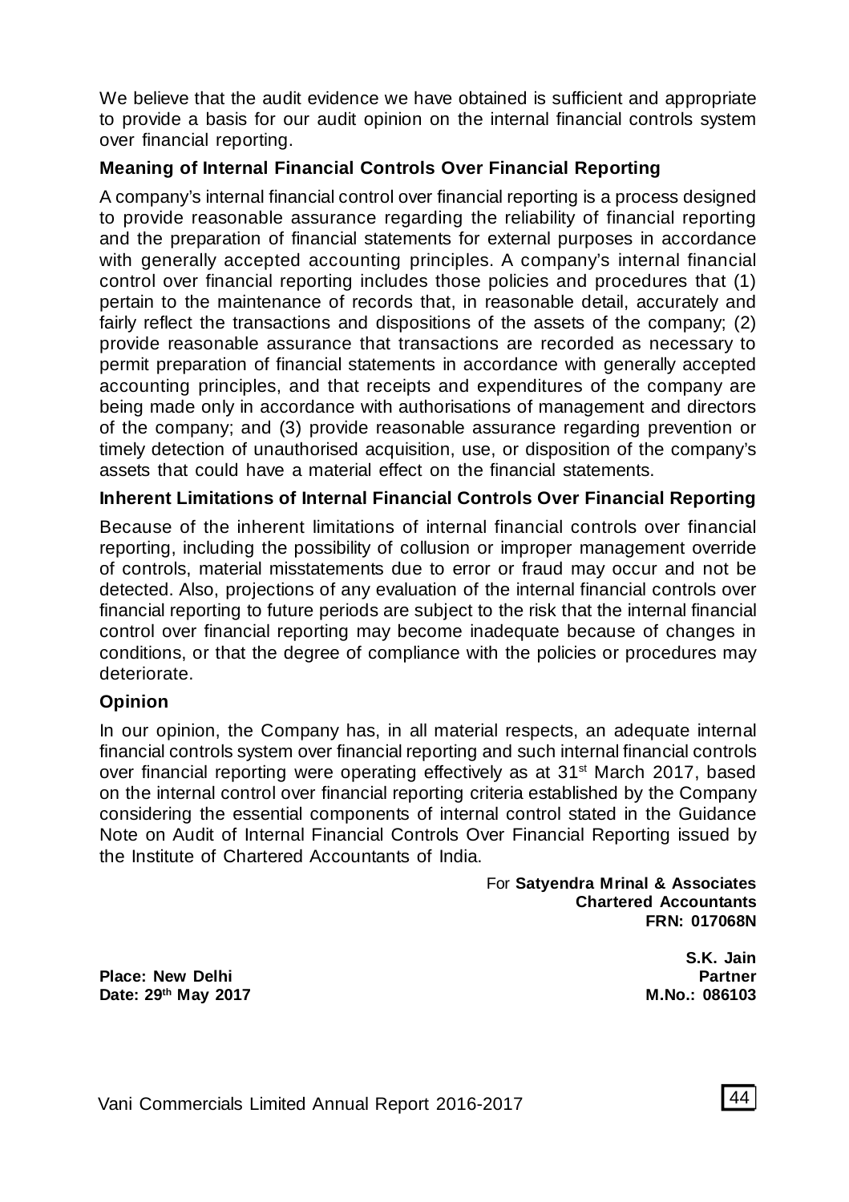We believe that the audit evidence we have obtained is sufficient and appropriate to provide a basis for our audit opinion on the internal financial controls system over financial reporting.

**Meaning of Internal Financial Controls Over Financial Reporting**

A company's internal financial control over financial reporting is a process designed to provide reasonable assurance regarding the reliability of financial reporting and the preparation of financial statements for external purposes in accordance with generally accepted accounting principles. A company's internal financial control over financial reporting includes those policies and procedures that (1) pertain to the maintenance of records that, in reasonable detail, accurately and fairly reflect the transactions and dispositions of the assets of the company; (2) provide reasonable assurance that transactions are recorded as necessary to permit preparation of financial statements in accordance with generally accepted accounting principles, and that receipts and expenditures of the company are being made only in accordance with authorisations of management and directors of the company; and (3) provide reasonable assurance regarding prevention or timely detection of unauthorised acquisition, use, or disposition of the company's assets that could have a material effect on the financial statements.

**Inherent Limitations of Internal Financial Controls Over Financial Reporting**

Because of the inherent limitations of internal financial controls over financial reporting, including the possibility of collusion or improper management override of controls, material misstatements due to error or fraud may occur and not be detected. Also, projections of any evaluation of the internal financial controls over financial reporting to future periods are subject to the risk that the internal financial control over financial reporting may become inadequate because of changes in conditions, or that the degree of compliance with the policies or procedures may deteriorate.

**Opinion**

In our opinion, the Company has, in all material respects, an adequate internal financial controls system over financial reporting and such internal financial controls over financial reporting were operating effectively as at 31st March 2017, based on the internal control over financial reporting criteria established by the Company considering the essential components of internal control stated in the Guidance Note on Audit of Internal Financial Controls Over Financial Reporting issued by the Institute of Chartered Accountants of India.

For **Satyendra Mrinal & Associates**
**Chartered Accountants**
**FRN: 017068N**

**S.K. Jain**
**Partner**
**M.No.: 086103**

**Place: New Delhi**
**Date: 29th May 2017**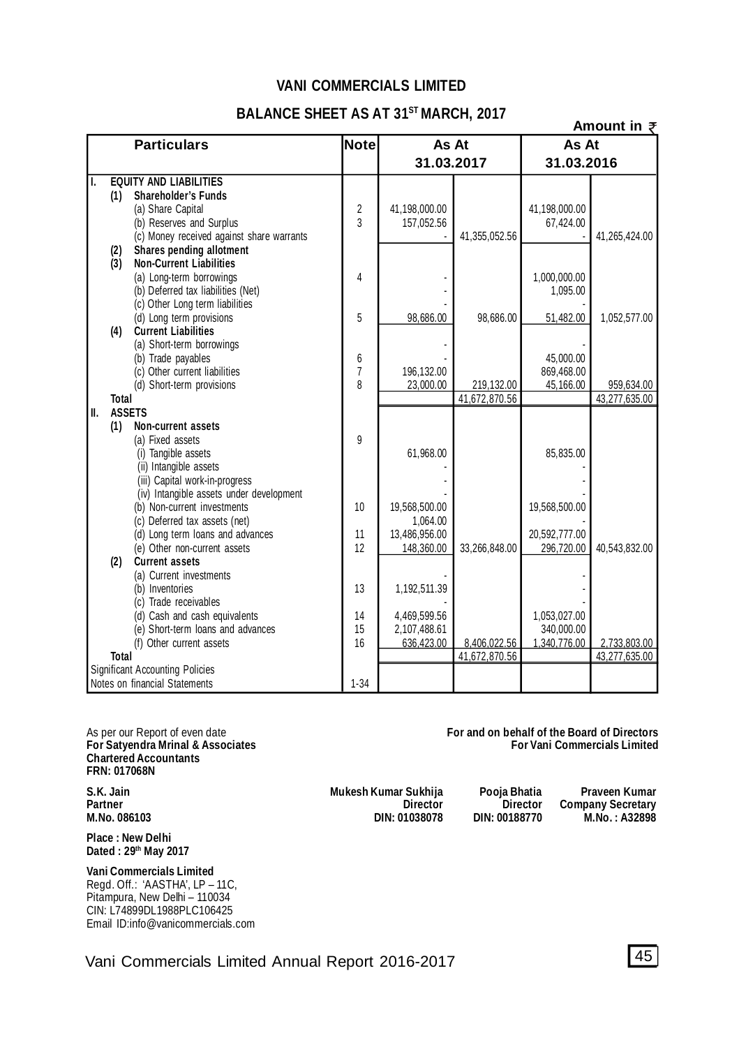# VANI COMMERCIALS LIMITED

## BALANCE SHEET AS AT 31[ST] MARCH, 2017

**Amount in ₹**

| Particulars | Note | As At 31.03.2017 | | As At 31.03.2016 | |
|---|---|---|---|---|---|
| **I. EQUITY AND LIABILITIES** | | | | | |
| **(1) Shareholder's Funds** | | | | | |
| (a) Share Capital | 2 | 41,198,000.00 | | 41,198,000.00 | |
| (b) Reserves and Surplus | 3 | 157,052.56 | | 67,424.00 | |
| (c) Money received against share warrants | | - | 41,355,052.56 | - | 41,265,424.00 |
| **(2) Shares pending allotment** | | | | | |
| **(3) Non-Current Liabilities** | | | | | |
| (a) Long-term borrowings | 4 | - | | 1,000,000.00 | |
| (b) Deferred tax liabilities (Net) | | - | | 1,095.00 | |
| (c) Other Long term liabilities | | - | | - | |
| (d) Long term provisions | 5 | 98,686.00 | 98,686.00 | 51,482.00 | 1,052,577.00 |
| **(4) Current Liabilities** | | | | | |
| (a) Short-term borrowings | | - | | - | |
| (b) Trade payables | 6 | - | | 45,000.00 | |
| (c) Other current liabilities | 7 | 196,132.00 | | 869,468.00 | |
| (d) Short-term provisions | 8 | 23,000.00 | 219,132.00 | 45,166.00 | 959,634.00 |
| **Total** | | | 41,672,870.56 | | 43,277,635.00 |
| **II. ASSETS** | | | | | |
| **(1) Non-current assets** | | | | | |
| (a) Fixed assets | 9 | | | | |
| (i) Tangible assets | | 61,968.00 | | 85,835.00 | |
| (ii) Intangible assets | | - | | - | |
| (iii) Capital work-in-progress | | - | | - | |
| (iv) Intangible assets under development | | - | | - | |
| (b) Non-current investments | 10 | 19,568,500.00 | | 19,568,500.00 | |
| (c) Deferred tax assets (net) | | 1,064.00 | | - | |
| (d) Long term loans and advances | 11 | 13,486,956.00 | | 20,592,777.00 | |
| (e) Other non-current assets | 12 | 148,360.00 | 33,266,848.00 | 296,720.00 | 40,543,832.00 |
| **(2) Current assets** | | | | | |
| (a) Current investments | | - | | - | |
| (b) Inventories | 13 | 1,192,511.39 | | - | |
| (c) Trade receivables | | - | | - | |
| (d) Cash and cash equivalents | 14 | 4,469,599.56 | | 1,053,027.00 | |
| (e) Short-term loans and advances | 15 | 2,107,488.61 | | 340,000.00 | |
| (f) Other current assets | 16 | 636,423.00 | 8,406,022.56 | 1,340,776.00 | 2,733,803.00 |
| **Total** | | | 41,672,870.56 | | 43,277,635.00 |
| Significant Accounting Policies | | | | | |
| Notes on financial Statements | 1-34 | | | | |

As per our Report of even date
**For Satyendra Mrinal & Associates**
**Chartered Accountants**
**FRN: 017068N**

**For and on behalf of the Board of Directors**
**For Vani Commercials Limited**

| | | | |
|---|---|---|---|
| **S.K. Jain** | **Mukesh Kumar Sukhija** | **Pooja Bhatia** | **Praveen Kumar** |
| **Partner** | **Director** | **Director** | **Company Secretary** |
| **M.No. 086103** | **DIN: 01038078** | **DIN: 00188770** | **M.No. : A32898** |

**Place : New Delhi**
**Dated : 29[th] May 2017**

**Vani Commercials Limited**
Regd. Off.: 'AASTHA', LP – 11C,
Pitampura, New Delhi – 110034
CIN: L74899DL1988PLC106425
Email ID:info@vanicommercials.com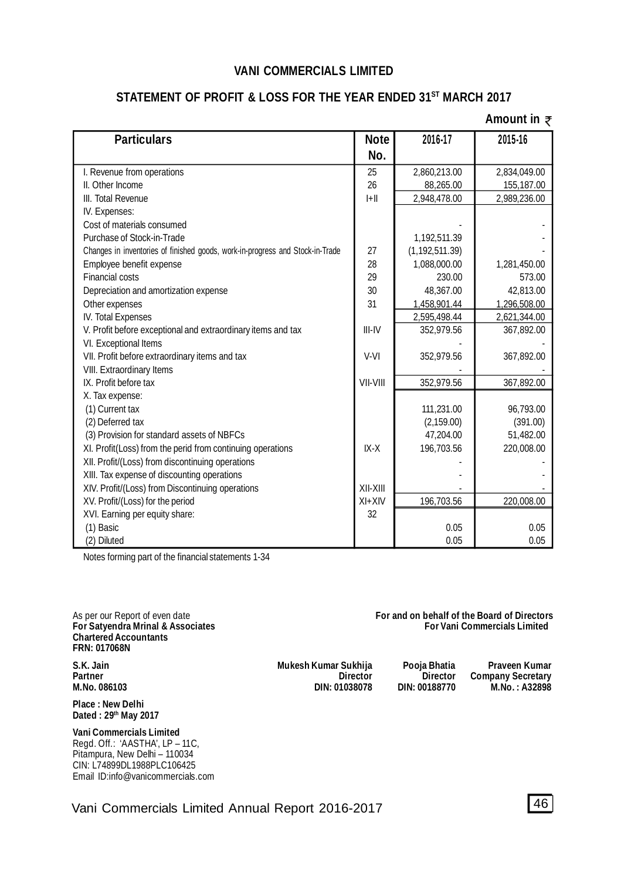# VANI COMMERCIALS LIMITED

## STATEMENT OF PROFIT & LOSS FOR THE YEAR ENDED 31ST MARCH 2017

**Amount in ₹**

| Particulars | Note No. | 2016-17 | 2015-16 |
|---|---|---|---|
| I. Revenue from operations | 25 | 2,860,213.00 | 2,834,049.00 |
| II. Other Income | 26 | 88,265.00 | 155,187.00 |
| III. Total Revenue | I+II | 2,948,478.00 | 2,989,236.00 |
| IV. Expenses: | | | |
| Cost of materials consumed | | - | - |
| Purchase of Stock-in-Trade | | 1,192,511.39 | - |
| Changes in inventories of finished goods, work-in-progress and Stock-in-Trade | 27 | (1,192,511.39) | - |
| Employee benefit expense | 28 | 1,088,000.00 | 1,281,450.00 |
| Financial costs | 29 | 230.00 | 573.00 |
| Depreciation and amortization expense | 30 | 48,367.00 | 42,813.00 |
| Other expenses | 31 | 1,458,901.44 | 1,296,508.00 |
| IV. Total Expenses | | 2,595,498.44 | 2,621,344.00 |
| V. Profit before exceptional and extraordinary items and tax | III-IV | 352,979.56 | 367,892.00 |
| VI. Exceptional Items | | - | - |
| VII. Profit before extraordinary items and tax | V-VI | 352,979.56 | 367,892.00 |
| VIII. Extraordinary Items | | - | - |
| IX. Profit before tax | VII-VIII | 352,979.56 | 367,892.00 |
| X. Tax expense: | | | |
| (1) Current tax | | 111,231.00 | 96,793.00 |
| (2) Deferred tax | | (2,159.00) | (391.00) |
| (3) Provision for standard assets of NBFCs | | 47,204.00 | 51,482.00 |
| XI. Profit(Loss) from the perid from continuing operations | IX-X | 196,703.56 | 220,008.00 |
| XII. Profit/(Loss) from discontinuing operations | | - | - |
| XIII. Tax expense of discounting operations | | - | - |
| XIV. Profit/(Loss) from Discontinuing operations | XII-XIII | - | - |
| XV. Profit/(Loss) for the period | XI+XIV | 196,703.56 | 220,008.00 |
| XVI. Earning per equity share: | 32 | | |
| (1) Basic | | 0.05 | 0.05 |
| (2) Diluted | | 0.05 | 0.05 |

Notes forming part of the financial statements 1-34

As per our Report of even date
**For Satyendra Mrinal & Associates**
**Chartered Accountants**
**FRN: 017068N**

**For and on behalf of the Board of Directors**
**For Vani Commercials Limited**

| | | | |
|---|---|---|---|
| **S.K. Jain** | **Mukesh Kumar Sukhija** | **Pooja Bhatia** | **Praveen Kumar** |
| **Partner** | **Director** | **Director** | **Company Secretary** |
| **M.No. 086103** | **DIN: 01038078** | **DIN: 00188770** | **M.No. : A32898** |

**Place : New Delhi**
**Dated : 29th May 2017**

**Vani Commercials Limited**
Regd. Off.: 'AASTHA', LP – 11C,
Pitampura, New Delhi – 110034
CIN: L74899DL1988PLC106425
Email ID:info@vanicommercials.com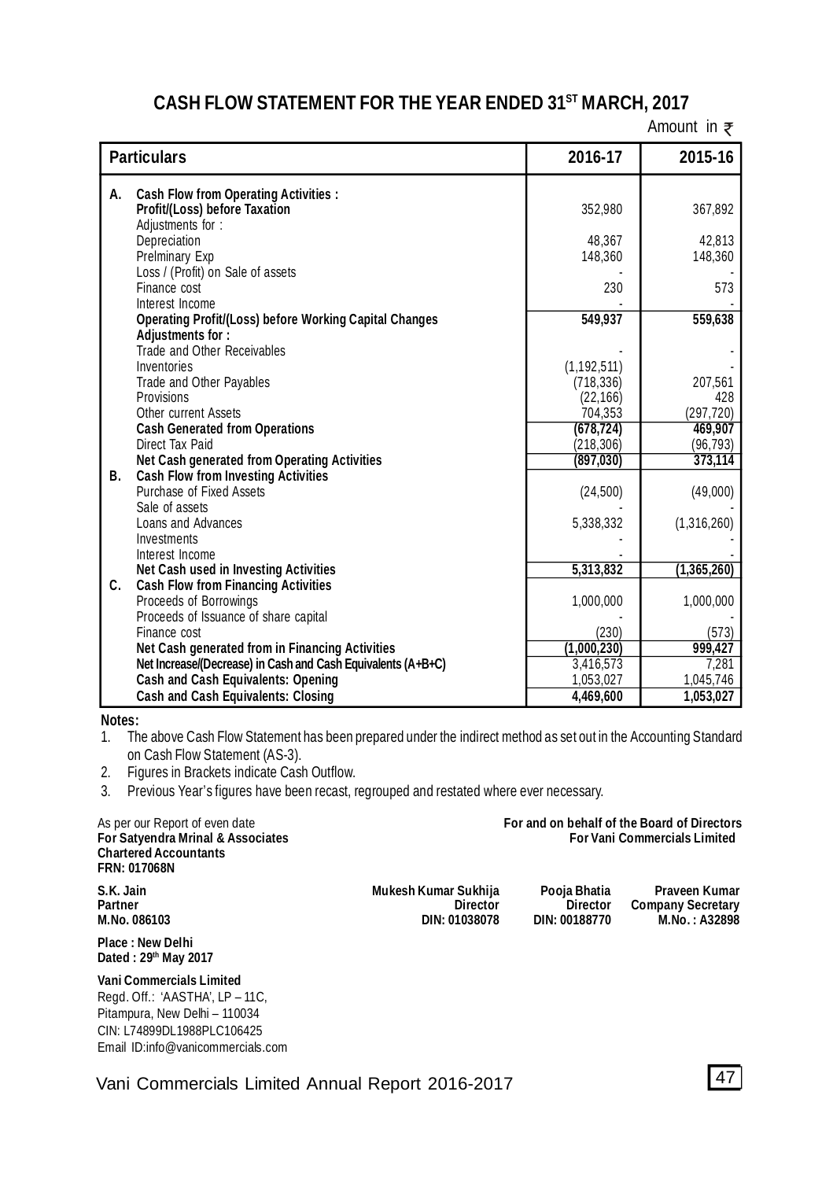# CASH FLOW STATEMENT FOR THE YEAR ENDED 31ST MARCH, 2017

Amount in ₹

| | Particulars | 2016-17 | 2015-16 |
|---|---|---|---|
| **A.** | **Cash Flow from Operating Activities :** | | |
| | **Profit/(Loss) before Taxation** | 352,980 | 367,892 |
| | Adjustments for : | | |
| | Depreciation | 48,367 | 42,813 |
| | Prelminary Exp | 148,360 | 148,360 |
| | Loss / (Profit) on Sale of assets | - | - |
| | Finance cost | 230 | 573 |
| | Interest Income | - | - |
| | **Operating Profit/(Loss) before Working Capital Changes** | **549,937** | **559,638** |
| | **Adjustments for :** | | |
| | Trade and Other Receivables | - | - |
| | Inventories | (1,192,511) | - |
| | Trade and Other Payables | (718,336) | 207,561 |
| | Provisions | (22,166) | 428 |
| | Other current Assets | 704,353 | (297,720) |
| | **Cash Generated from Operations** | **(678,724)** | **469,907** |
| | Direct Tax Paid | (218,306) | (96,793) |
| | **Net Cash generated from Operating Activities** | **(897,030)** | **373,114** |
| **B.** | **Cash Flow from Investing Activities** | | |
| | Purchase of Fixed Assets | (24,500) | (49,000) |
| | Sale of assets | - | - |
| | Loans and Advances | 5,338,332 | (1,316,260) |
| | Investments | - | - |
| | Interest Income | - | - |
| | **Net Cash used in Investing Activities** | **5,313,832** | **(1,365,260)** |
| **C.** | **Cash Flow from Financing Activities** | | |
| | Proceeds of Borrowings | 1,000,000 | 1,000,000 |
| | Proceeds of Issuance of share capital | - | - |
| | Finance cost | (230) | (573) |
| | **Net Cash generated from in Financing Activities** | **(1,000,230)** | **999,427** |
| | **Net Increase/(Decrease) in Cash and Cash Equivalents (A+B+C)** | 3,416,573 | 7,281 |
| | **Cash and Cash Equivalents: Opening** | 1,053,027 | 1,045,746 |
| | **Cash and Cash Equivalents: Closing** | **4,469,600** | **1,053,027** |

**Notes:**

1. The above Cash Flow Statement has been prepared under the indirect method as set out in the Accounting Standard on Cash Flow Statement (AS-3).
2. Figures in Brackets indicate Cash Outflow.
3. Previous Year's figures have been recast, regrouped and restated where ever necessary.

As per our Report of even date
**For Satyendra Mrinal & Associates**
**Chartered Accountants**
**FRN: 017068N**

**For and on behalf of the Board of Directors**
**For Vani Commercials Limited**

**S.K. Jain**
**Partner**
**M.No. 086103**

**Mukesh Kumar Sukhija**
**Director**
**DIN: 01038078**

**Pooja Bhatia**
**Director**
**DIN: 00188770**

**Praveen Kumar**
**Company Secretary**
**M.No. : A32898**

**Place : New Delhi**
**Dated : 29th May 2017**

**Vani Commercials Limited**
Regd. Off.: 'AASTHA', LP – 11C,
Pitampura, New Delhi – 110034
CIN: L74899DL1988PLC106425
Email ID:info@vanicommercials.com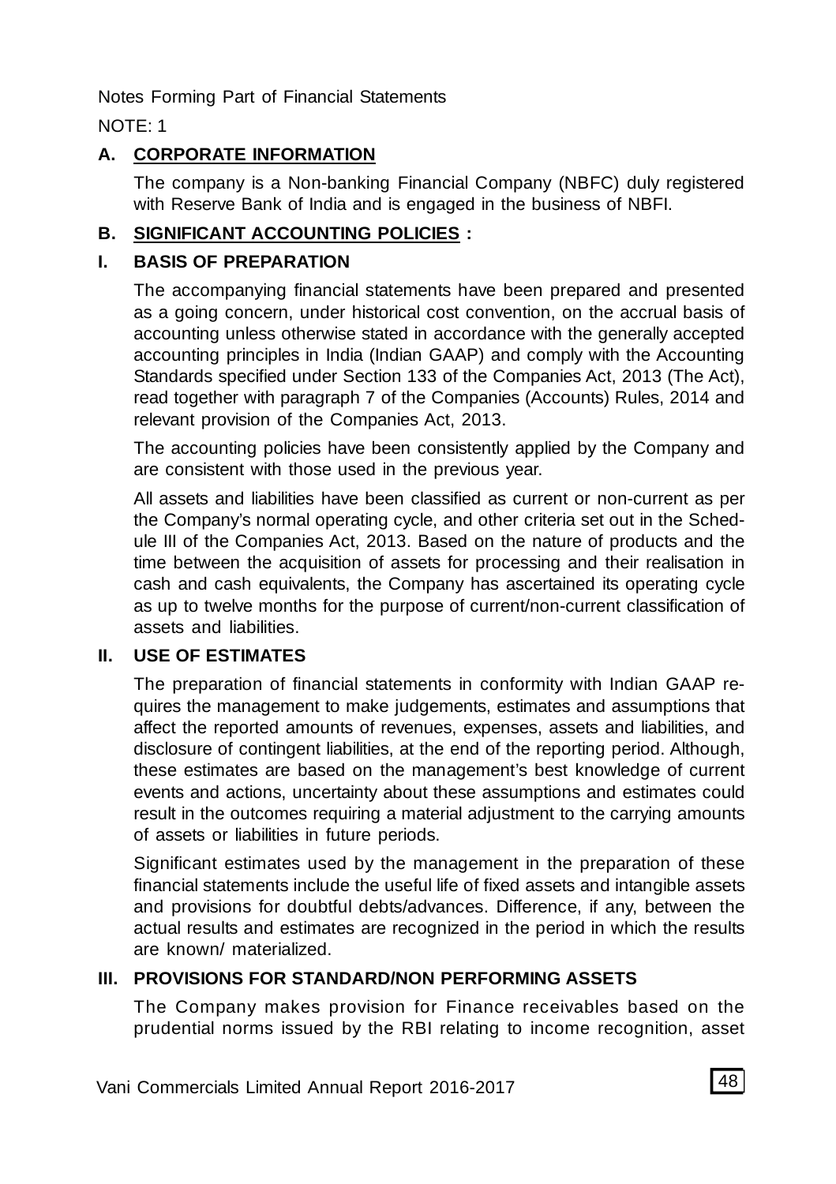Notes Forming Part of Financial Statements

NOTE: 1

## A. CORPORATE INFORMATION

The company is a Non-banking Financial Company (NBFC) duly registered with Reserve Bank of India and is engaged in the business of NBFI.

## B. SIGNIFICANT ACCOUNTING POLICIES :

### I. BASIS OF PREPARATION

The accompanying financial statements have been prepared and presented as a going concern, under historical cost convention, on the accrual basis of accounting unless otherwise stated in accordance with the generally accepted accounting principles in India (Indian GAAP) and comply with the Accounting Standards specified under Section 133 of the Companies Act, 2013 (The Act), read together with paragraph 7 of the Companies (Accounts) Rules, 2014 and relevant provision of the Companies Act, 2013.

The accounting policies have been consistently applied by the Company and are consistent with those used in the previous year.

All assets and liabilities have been classified as current or non-current as per the Company's normal operating cycle, and other criteria set out in the Schedule III of the Companies Act, 2013. Based on the nature of products and the time between the acquisition of assets for processing and their realisation in cash and cash equivalents, the Company has ascertained its operating cycle as up to twelve months for the purpose of current/non-current classification of assets and liabilities.

### II. USE OF ESTIMATES

The preparation of financial statements in conformity with Indian GAAP requires the management to make judgements, estimates and assumptions that affect the reported amounts of revenues, expenses, assets and liabilities, and disclosure of contingent liabilities, at the end of the reporting period. Although, these estimates are based on the management's best knowledge of current events and actions, uncertainty about these assumptions and estimates could result in the outcomes requiring a material adjustment to the carrying amounts of assets or liabilities in future periods.

Significant estimates used by the management in the preparation of these financial statements include the useful life of fixed assets and intangible assets and provisions for doubtful debts/advances. Difference, if any, between the actual results and estimates are recognized in the period in which the results are known/ materialized.

### III. PROVISIONS FOR STANDARD/NON PERFORMING ASSETS

The Company makes provision for Finance receivables based on the prudential norms issued by the RBI relating to income recognition, asset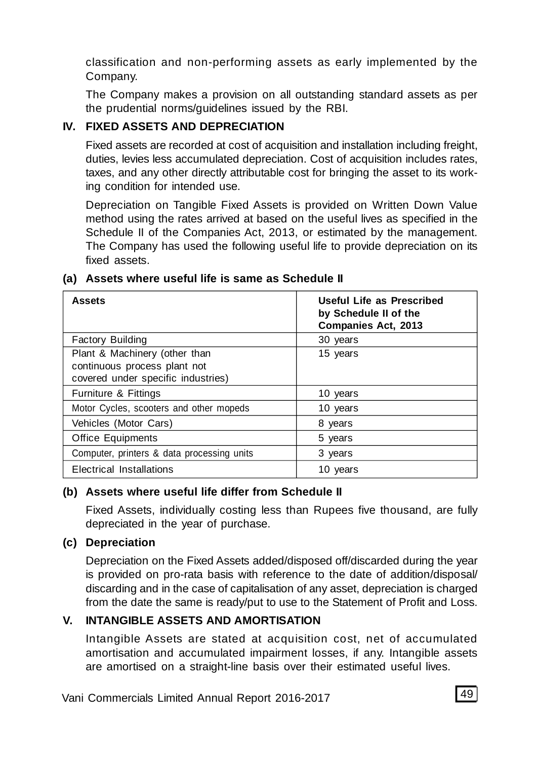classification and non-performing assets as early implemented by the Company.

The Company makes a provision on all outstanding standard assets as per the prudential norms/guidelines issued by the RBI.

## IV. FIXED ASSETS AND DEPRECIATION

Fixed assets are recorded at cost of acquisition and installation including freight, duties, levies less accumulated depreciation. Cost of acquisition includes rates, taxes, and any other directly attributable cost for bringing the asset to its working condition for intended use.

Depreciation on Tangible Fixed Assets is provided on Written Down Value method using the rates arrived at based on the useful lives as specified in the Schedule II of the Companies Act, 2013, or estimated by the management. The Company has used the following useful life to provide depreciation on its fixed assets.

### (a) Assets where useful life is same as Schedule II

| Assets | Useful Life as Prescribed by Schedule II of the Companies Act, 2013 |
|---|---|
| Factory Building | 30 years |
| Plant & Machinery (other than continuous process plant not covered under specific industries) | 15 years |
| Furniture & Fittings | 10 years |
| Motor Cycles, scooters and other mopeds | 10 years |
| Vehicles (Motor Cars) | 8 years |
| Office Equipments | 5 years |
| Computer, printers & data processing units | 3 years |
| Electrical Installations | 10 years |

### (b) Assets where useful life differ from Schedule II

Fixed Assets, individually costing less than Rupees five thousand, are fully depreciated in the year of purchase.

### (c) Depreciation

Depreciation on the Fixed Assets added/disposed off/discarded during the year is provided on pro-rata basis with reference to the date of addition/disposal/ discarding and in the case of capitalisation of any asset, depreciation is charged from the date the same is ready/put to use to the Statement of Profit and Loss.

## V. INTANGIBLE ASSETS AND AMORTISATION

Intangible Assets are stated at acquisition cost, net of accumulated amortisation and accumulated impairment losses, if any. Intangible assets are amortised on a straight-line basis over their estimated useful lives.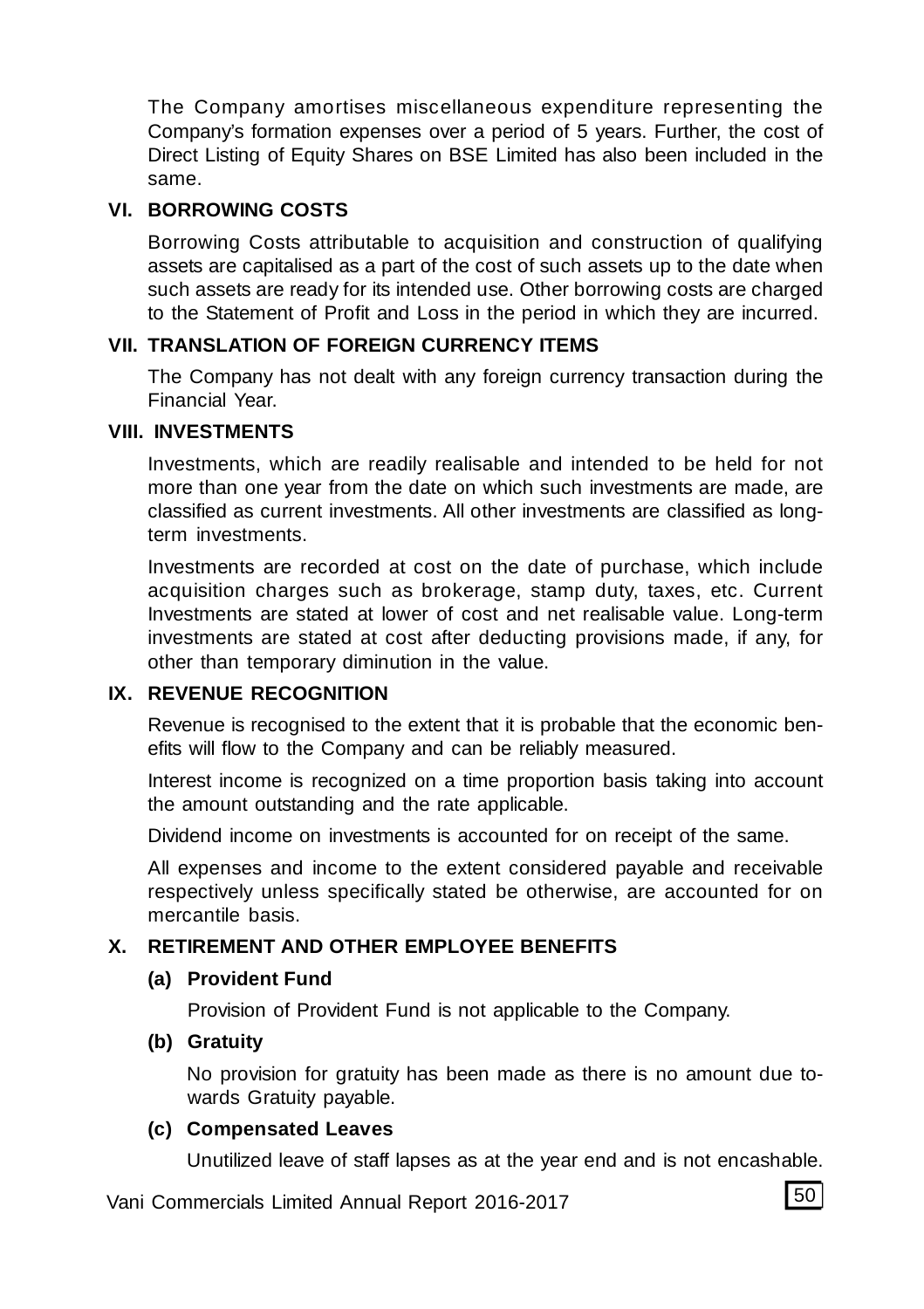The Company amortises miscellaneous expenditure representing the Company's formation expenses over a period of 5 years. Further, the cost of Direct Listing of Equity Shares on BSE Limited has also been included in the same.

### VI. BORROWING COSTS

Borrowing Costs attributable to acquisition and construction of qualifying assets are capitalised as a part of the cost of such assets up to the date when such assets are ready for its intended use. Other borrowing costs are charged to the Statement of Profit and Loss in the period in which they are incurred.

### VII. TRANSLATION OF FOREIGN CURRENCY ITEMS

The Company has not dealt with any foreign currency transaction during the Financial Year.

### VIII. INVESTMENTS

Investments, which are readily realisable and intended to be held for not more than one year from the date on which such investments are made, are classified as current investments. All other investments are classified as long-term investments.

Investments are recorded at cost on the date of purchase, which include acquisition charges such as brokerage, stamp duty, taxes, etc. Current Investments are stated at lower of cost and net realisable value. Long-term investments are stated at cost after deducting provisions made, if any, for other than temporary diminution in the value.

### IX. REVENUE RECOGNITION

Revenue is recognised to the extent that it is probable that the economic benefits will flow to the Company and can be reliably measured.

Interest income is recognized on a time proportion basis taking into account the amount outstanding and the rate applicable.

Dividend income on investments is accounted for on receipt of the same.

All expenses and income to the extent considered payable and receivable respectively unless specifically stated be otherwise, are accounted for on mercantile basis.

### X. RETIREMENT AND OTHER EMPLOYEE BENEFITS

**(a) Provident Fund**

Provision of Provident Fund is not applicable to the Company.

**(b) Gratuity**

No provision for gratuity has been made as there is no amount due towards Gratuity payable.

**(c) Compensated Leaves**

Unutilized leave of staff lapses as at the year end and is not encashable.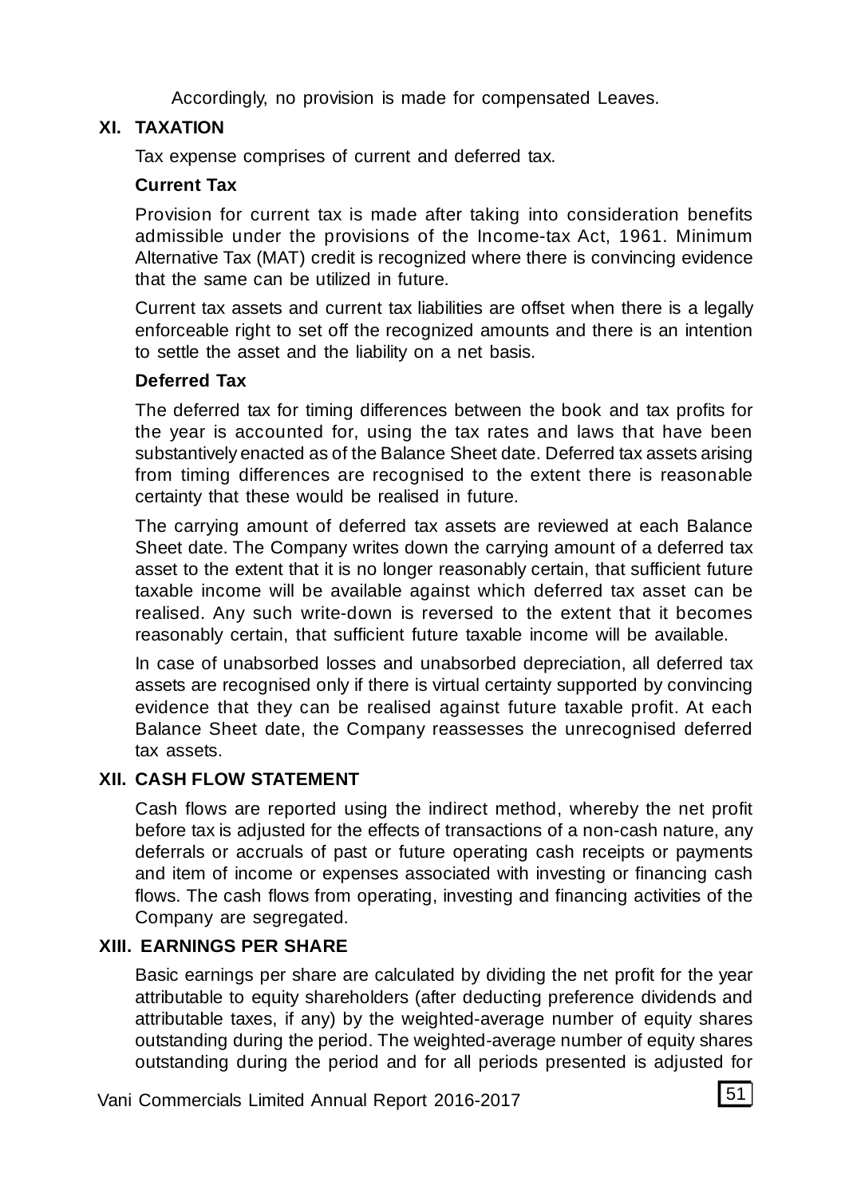Accordingly, no provision is made for compensated Leaves.

## XI. TAXATION

Tax expense comprises of current and deferred tax.

**Current Tax**

Provision for current tax is made after taking into consideration benefits admissible under the provisions of the Income-tax Act, 1961. Minimum Alternative Tax (MAT) credit is recognized where there is convincing evidence that the same can be utilized in future.

Current tax assets and current tax liabilities are offset when there is a legally enforceable right to set off the recognized amounts and there is an intention to settle the asset and the liability on a net basis.

**Deferred Tax**

The deferred tax for timing differences between the book and tax profits for the year is accounted for, using the tax rates and laws that have been substantively enacted as of the Balance Sheet date. Deferred tax assets arising from timing differences are recognised to the extent there is reasonable certainty that these would be realised in future.

The carrying amount of deferred tax assets are reviewed at each Balance Sheet date. The Company writes down the carrying amount of a deferred tax asset to the extent that it is no longer reasonably certain, that sufficient future taxable income will be available against which deferred tax asset can be realised. Any such write-down is reversed to the extent that it becomes reasonably certain, that sufficient future taxable income will be available.

In case of unabsorbed losses and unabsorbed depreciation, all deferred tax assets are recognised only if there is virtual certainty supported by convincing evidence that they can be realised against future taxable profit. At each Balance Sheet date, the Company reassesses the unrecognised deferred tax assets.

## XII. CASH FLOW STATEMENT

Cash flows are reported using the indirect method, whereby the net profit before tax is adjusted for the effects of transactions of a non-cash nature, any deferrals or accruals of past or future operating cash receipts or payments and item of income or expenses associated with investing or financing cash flows. The cash flows from operating, investing and financing activities of the Company are segregated.

## XIII. EARNINGS PER SHARE

Basic earnings per share are calculated by dividing the net profit for the year attributable to equity shareholders (after deducting preference dividends and attributable taxes, if any) by the weighted-average number of equity shares outstanding during the period. The weighted-average number of equity shares outstanding during the period and for all periods presented is adjusted for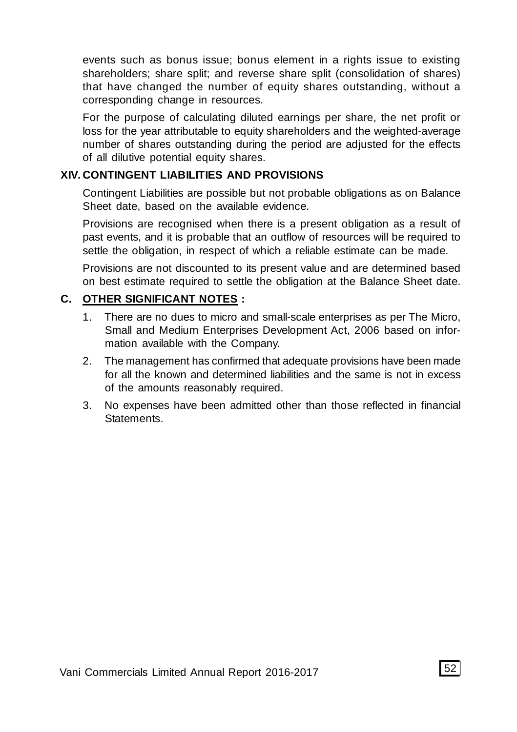events such as bonus issue; bonus element in a rights issue to existing shareholders; share split; and reverse share split (consolidation of shares) that have changed the number of equity shares outstanding, without a corresponding change in resources.

For the purpose of calculating diluted earnings per share, the net profit or loss for the year attributable to equity shareholders and the weighted-average number of shares outstanding during the period are adjusted for the effects of all dilutive potential equity shares.

### XIV. CONTINGENT LIABILITIES AND PROVISIONS

Contingent Liabilities are possible but not probable obligations as on Balance Sheet date, based on the available evidence.

Provisions are recognised when there is a present obligation as a result of past events, and it is probable that an outflow of resources will be required to settle the obligation, in respect of which a reliable estimate can be made.

Provisions are not discounted to its present value and are determined based on best estimate required to settle the obligation at the Balance Sheet date.

## C. OTHER SIGNIFICANT NOTES :

1. There are no dues to micro and small-scale enterprises as per The Micro, Small and Medium Enterprises Development Act, 2006 based on information available with the Company.
2. The management has confirmed that adequate provisions have been made for all the known and determined liabilities and the same is not in excess of the amounts reasonably required.
3. No expenses have been admitted other than those reflected in financial Statements.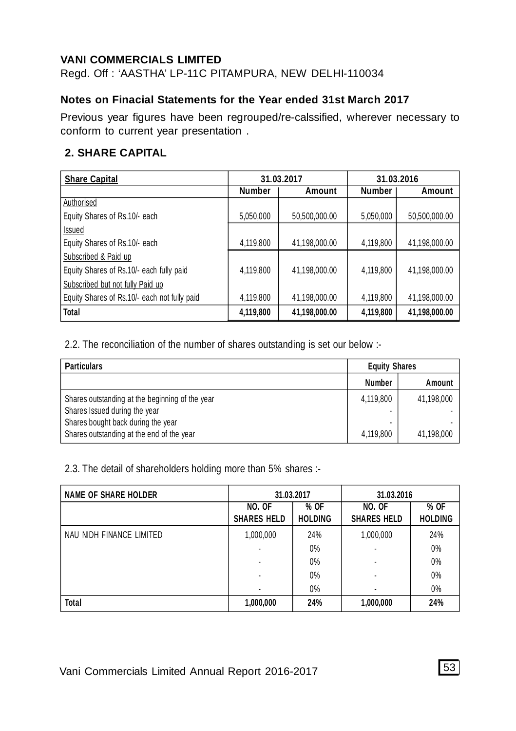**VANI COMMERCIALS LIMITED**

Regd. Off : 'AASTHA' LP-11C PITAMPURA, NEW DELHI-110034

**Notes on Finacial Statements for the Year ended 31st March 2017**

Previous year figures have been regrouped/re-calssified, wherever necessary to conform to current year presentation .

## 2. SHARE CAPITAL

| Share Capital | 31.03.2017 | | 31.03.2016 | |
|---|---|---|---|---|
| | Number | Amount | Number | Amount |
| Authorised | | | | |
| Equity Shares of Rs.10/- each | 5,050,000 | 50,500,000.00 | 5,050,000 | 50,500,000.00 |
| Issued | | | | |
| Equity Shares of Rs.10/- each | 4,119,800 | 41,198,000.00 | 4,119,800 | 41,198,000.00 |
| Subscribed & Paid up | | | | |
| Equity Shares of Rs.10/- each fully paid | 4,119,800 | 41,198,000.00 | 4,119,800 | 41,198,000.00 |
| Subscribed but not fully Paid up | | | | |
| Equity Shares of Rs.10/- each not fully paid | 4,119,800 | 41,198,000.00 | 4,119,800 | 41,198,000.00 |
| **Total** | **4,119,800** | **41,198,000.00** | **4,119,800** | **41,198,000.00** |

2.2. The reconciliation of the number of shares outstanding is set our below :-

| Particulars | Equity Shares | |
|---|---|---|
| | Number | Amount |
| Shares outstanding at the beginning of the year | 4,119,800 | 41,198,000 |
| Shares Issued during the year | - | - |
| Shares bought back during the year | - | - |
| Shares outstanding at the end of the year | 4,119,800 | 41,198,000 |

2.3. The detail of shareholders holding more than 5% shares :-

| NAME OF SHARE HOLDER | 31.03.2017 | | 31.03.2016 | |
|---|---|---|---|---|
| | NO. OF SHARES HELD | % OF HOLDING | NO. OF SHARES HELD | % OF HOLDING |
| NAU NIDH FINANCE LIMITED | 1,000,000 | 24% | 1,000,000 | 24% |
| | - | 0% | - | 0% |
| | - | 0% | - | 0% |
| | - | 0% | - | 0% |
| | - | 0% | - | 0% |
| **Total** | **1,000,000** | **24%** | **1,000,000** | **24%** |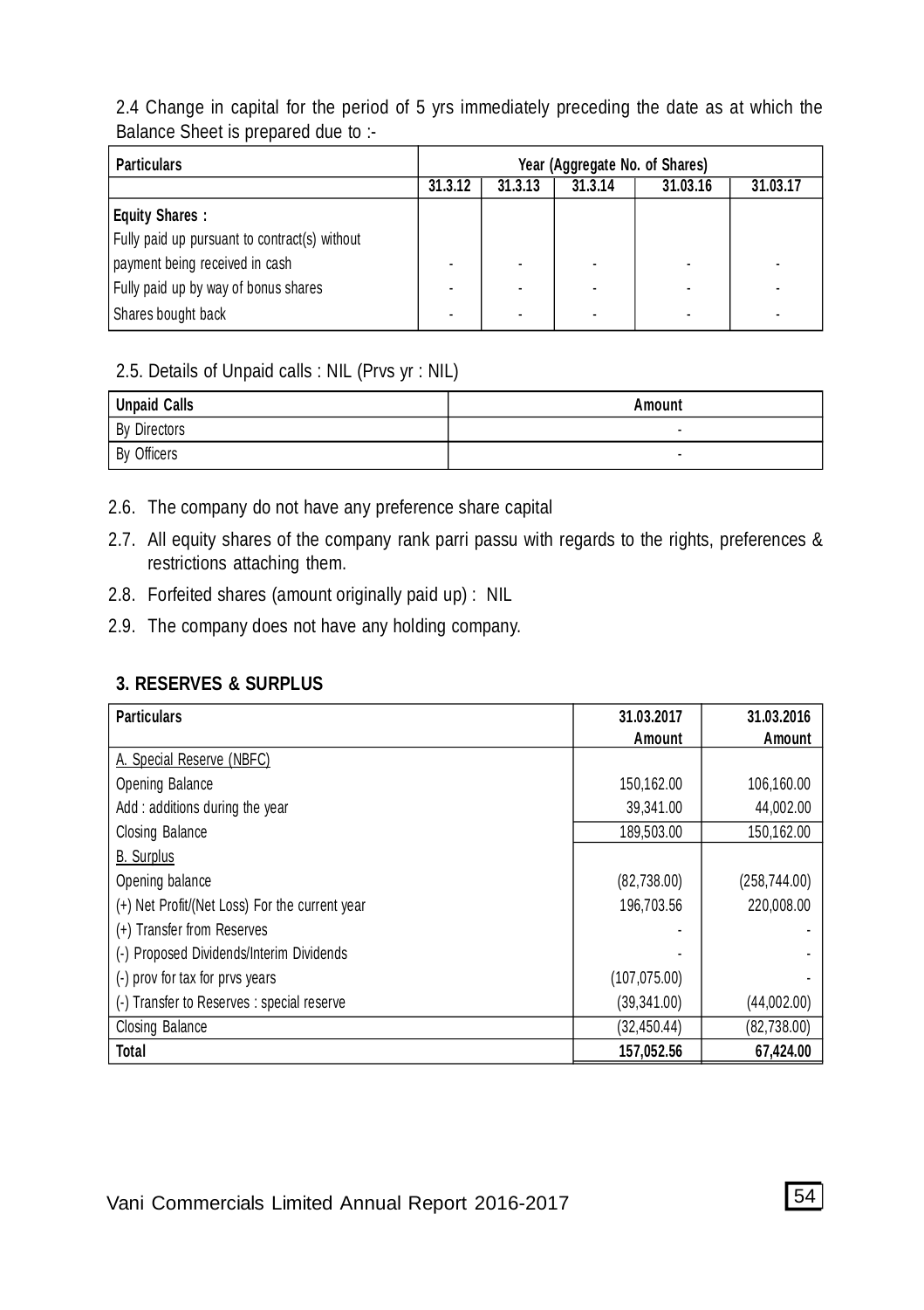2.4 Change in capital for the period of 5 yrs immediately preceding the date as at which the Balance Sheet is prepared due to :-

| Particulars | Year (Aggregate No. of Shares) | | | | |
|---|---|---|---|---|---|
| | 31.3.12 | 31.3.13 | 31.3.14 | 31.03.16 | 31.03.17 |
| **Equity Shares :** | | | | | |
| Fully paid up pursuant to contract(s) without payment being received in cash | - | - | - | - | - |
| Fully paid up by way of bonus shares | - | - | - | - | - |
| Shares bought back | - | - | - | - | - |

2.5. Details of Unpaid calls : NIL (Prvs yr : NIL)

| Unpaid Calls | Amount |
|---|---|
| By Directors | - |
| By Officers | - |

2.6. The company do not have any preference share capital

2.7. All equity shares of the company rank parri passu with regards to the rights, preferences & restrictions attaching them.

2.8. Forfeited shares (amount originally paid up) : NIL

2.9. The company does not have any holding company.

### 3. RESERVES & SURPLUS

| Particulars | 31.03.2017 Amount | 31.03.2016 Amount |
|---|---|---|
| A. Special Reserve (NBFC) | | |
| Opening Balance | 150,162.00 | 106,160.00 |
| Add : additions during the year | 39,341.00 | 44,002.00 |
| Closing Balance | 189,503.00 | 150,162.00 |
| B. Surplus | | |
| Opening balance | (82,738.00) | (258,744.00) |
| (+) Net Profit/(Net Loss) For the current year | 196,703.56 | 220,008.00 |
| (+) Transfer from Reserves | - | - |
| (-) Proposed Dividends/Interim Dividends | - | - |
| (-) prov for tax for prvs years | (107,075.00) | - |
| (-) Transfer to Reserves : special reserve | (39,341.00) | (44,002.00) |
| Closing Balance | (32,450.44) | (82,738.00) |
| **Total** | **157,052.56** | **67,424.00** |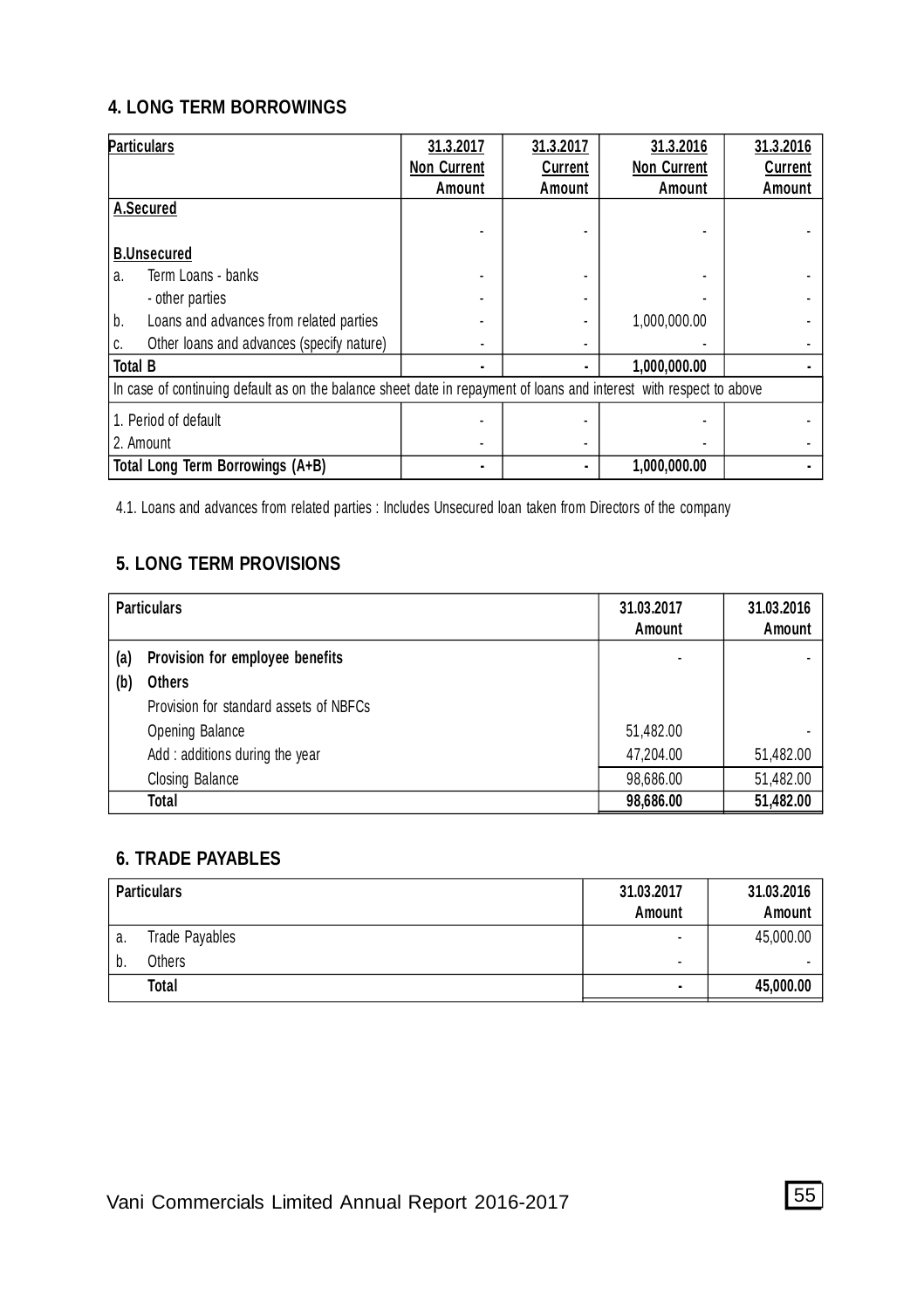## 4. LONG TERM BORROWINGS

| Particulars | 31.3.2017 Non Current Amount | 31.3.2017 Current Amount | 31.3.2016 Non Current Amount | 31.3.2016 Current Amount |
|---|---|---|---|---|
| **A.Secured** | | | | |
| | - | - | - | - |
| **B.Unsecured** | | | | |
| a. Term Loans - banks | - | - | - | - |
| - other parties | - | - | - | - |
| b. Loans and advances from related parties | - | - | 1,000,000.00 | - |
| c. Other loans and advances (specify nature) | - | - | - | - |
| **Total B** | **-** | **-** | **1,000,000.00** | **-** |
| In case of continuing default as on the balance sheet date in repayment of loans and interest with respect to above | | | | |
| 1. Period of default | - | - | - | - |
| 2. Amount | - | - | - | - |
| **Total Long Term Borrowings (A+B)** | **-** | **-** | **1,000,000.00** | **-** |

4.1. Loans and advances from related parties : Includes Unsecured loan taken from Directors of the company

## 5. LONG TERM PROVISIONS

| | Particulars | 31.03.2017 Amount | 31.03.2016 Amount |
|---|---|---|---|
| **(a)** | **Provision for employee benefits** | - | - |
| **(b)** | **Others** | | |
| | Provision for standard assets of NBFCs | | |
| | Opening Balance | 51,482.00 | - |
| | Add : additions during the year | 47,204.00 | 51,482.00 |
| | Closing Balance | 98,686.00 | 51,482.00 |
| | **Total** | **98,686.00** | **51,482.00** |

## 6. TRADE PAYABLES

| | Particulars | 31.03.2017 Amount | 31.03.2016 Amount |
|---|---|---|---|
| a. | Trade Payables | - | 45,000.00 |
| b. | Others | - | - |
| | **Total** | **-** | **45,000.00** |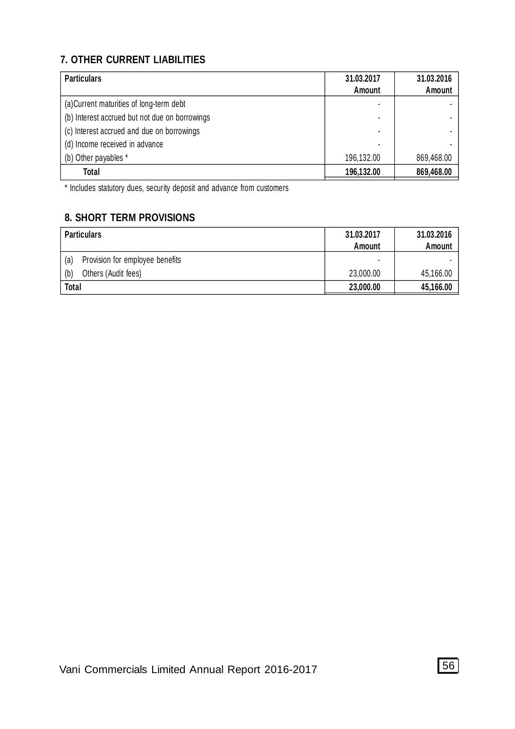## 7. OTHER CURRENT LIABILITIES

| Particulars | 31.03.2017 Amount | 31.03.2016 Amount |
|---|---|---|
| (a)Current maturities of long-term debt | - | - |
| (b) Interest accrued but not due on borrowings | - | - |
| (c) Interest accrued and due on borrowings | - | - |
| (d) Income received in advance | - | - |
| (b) Other payables * | 196,132.00 | 869,468.00 |
| **Total** | **196,132.00** | **869,468.00** |

* Includes statutory dues, security deposit and advance from customers

## 8. SHORT TERM PROVISIONS

| Particulars | 31.03.2017 Amount | 31.03.2016 Amount |
|---|---|---|
| (a) Provision for employee benefits | - | - |
| (b) Others (Audit fees) | 23,000.00 | 45,166.00 |
| **Total** | **23,000.00** | **45,166.00** |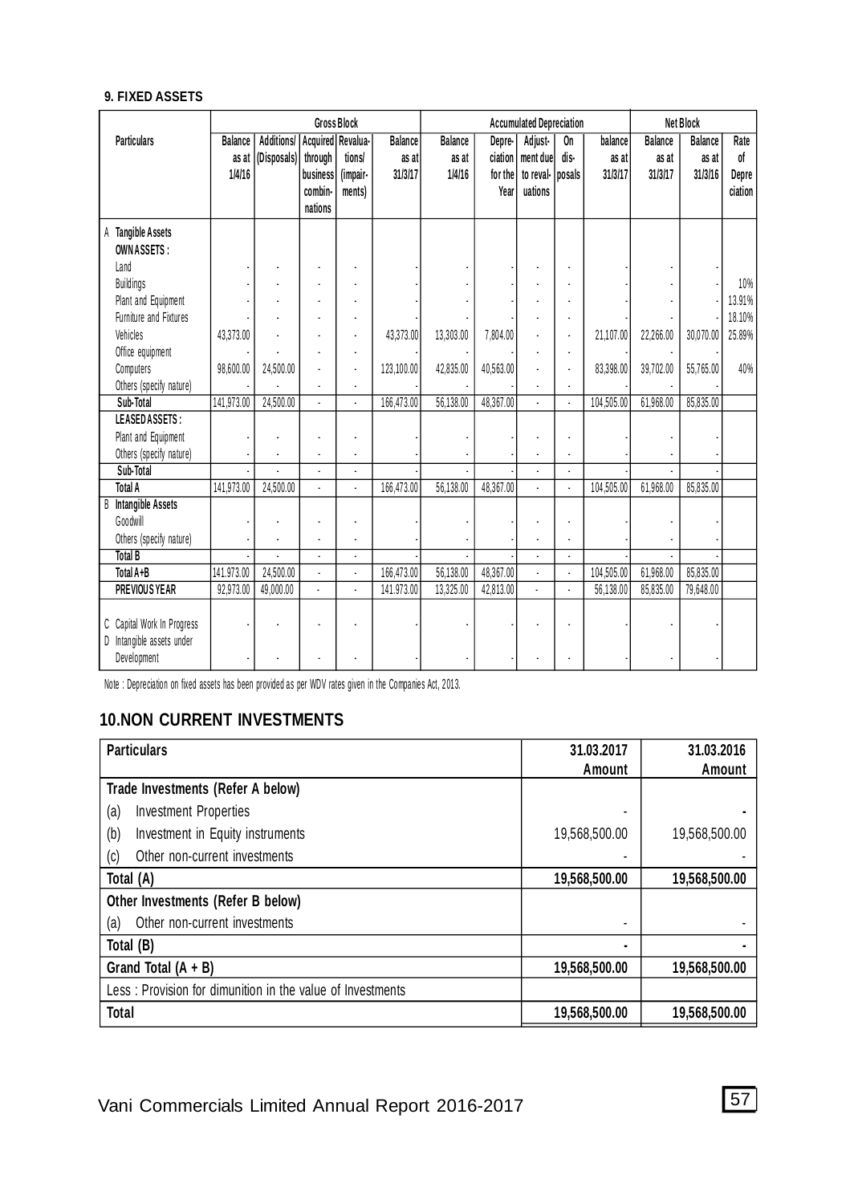### 9. FIXED ASSETS

| Particulars | Gross Block | | | | | Accumulated Depreciation | | | | | Net Block | | |
|---|---|---|---|---|---|---|---|---|---|---|---|---|---|
| | Balance as at 1/4/16 | Additions/ (Disposals) | Acquired through business combin-nations | Revalua-tions/ (impair-ments) | Balance as at 31/3/17 | Balance as at 1/4/16 | Depre-ciation for the Year | Adjust-ment due to reval-uations | On dis-posals | balance as at 31/3/17 | Balance as at 31/3/17 | Balance as at 31/3/16 | Rate of Depre ciation |
| **A Tangible Assets** | | | | | | | | | | | | | |
| **OWN ASSETS :** | | | | | | | | | | | | | |
| Land | - | - | - | - | - | - | - | - | - | - | - | - | |
| Buildings | - | - | - | - | - | - | - | - | - | - | - | - | 10% |
| Plant and Equipment | - | - | - | - | - | - | - | - | - | - | - | - | 13.91% |
| Furniture and Fixtures | - | - | - | - | - | - | - | - | - | - | - | - | 18.10% |
| Vehicles | 43,373.00 | - | - | - | 43,373.00 | 13,303.00 | 7,804.00 | - | - | 21,107.00 | 22,266.00 | 30,070.00 | 25.89% |
| Office equipment | - | - | - | - | - | - | - | - | - | - | - | - | |
| Computers | 98,600.00 | 24,500.00 | - | - | 123,100.00 | 42,835.00 | 40,563.00 | - | - | 83,398.00 | 39,702.00 | 55,765.00 | 40% |
| Others (specify nature) | - | - | - | - | - | - | - | - | - | - | - | - | |
| **Sub-Total** | 141,973.00 | 24,500.00 | - | - | 166,473.00 | 56,138.00 | 48,367.00 | - | - | 104,505.00 | 61,968.00 | 85,835.00 | |
| **LEASED ASSETS :** | | | | | | | | | | | | | |
| Plant and Equipment | - | - | - | - | - | - | - | - | - | - | - | - | |
| Others (specify nature) | - | - | - | - | - | - | - | - | - | - | - | - | |
| **Sub-Total** | - | - | - | - | - | - | - | - | - | - | - | - | |
| **Total A** | 141,973.00 | 24,500.00 | - | - | 166,473.00 | 56,138.00 | 48,367.00 | - | - | 104,505.00 | 61,968.00 | 85,835.00 | |
| **B Intangible Assets** | | | | | | | | | | | | | |
| Goodwill | - | - | - | - | - | - | - | - | - | - | - | - | |
| Others (specify nature) | - | - | - | - | - | - | - | - | - | - | - | - | |
| **Total B** | - | - | - | - | - | - | - | - | - | - | - | - | |
| **Total A+B** | 141.973.00 | 24,500.00 | - | - | 166,473.00 | 56,138.00 | 48,367.00 | - | - | 104,505.00 | 61,968.00 | 85,835.00 | |
| **PREVIOUS YEAR** | 92,973.00 | 49,000.00 | - | - | 141.973.00 | 13,325.00 | 42,813.00 | - | - | 56,138.00 | 85,835.00 | 79,648.00 | |
| C Capital Work In Progress | - | - | - | - | - | - | - | - | - | - | - | - | |
| D Intangible assets under Development | - | - | - | - | - | - | - | - | - | - | - | - | |

Note : Depreciation on fixed assets has been provided as per WDV rates given in the Companies Act, 2013.

## 10.NON CURRENT INVESTMENTS

| Particulars | 31.03.2017 Amount | 31.03.2016 Amount |
|---|---|---|
| **Trade Investments (Refer A below)** | | |
| (a) Investment Properties | - | - |
| (b) Investment in Equity instruments | 19,568,500.00 | 19,568,500.00 |
| (c) Other non-current investments | - | - |
| **Total (A)** | **19,568,500.00** | **19,568,500.00** |
| **Other Investments (Refer B below)** | | |
| (a) Other non-current investments | - | - |
| **Total (B)** | - | - |
| **Grand Total (A + B)** | **19,568,500.00** | **19,568,500.00** |
| Less : Provision for dimunition in the value of Investments | | |
| **Total** | **19,568,500.00** | **19,568,500.00** |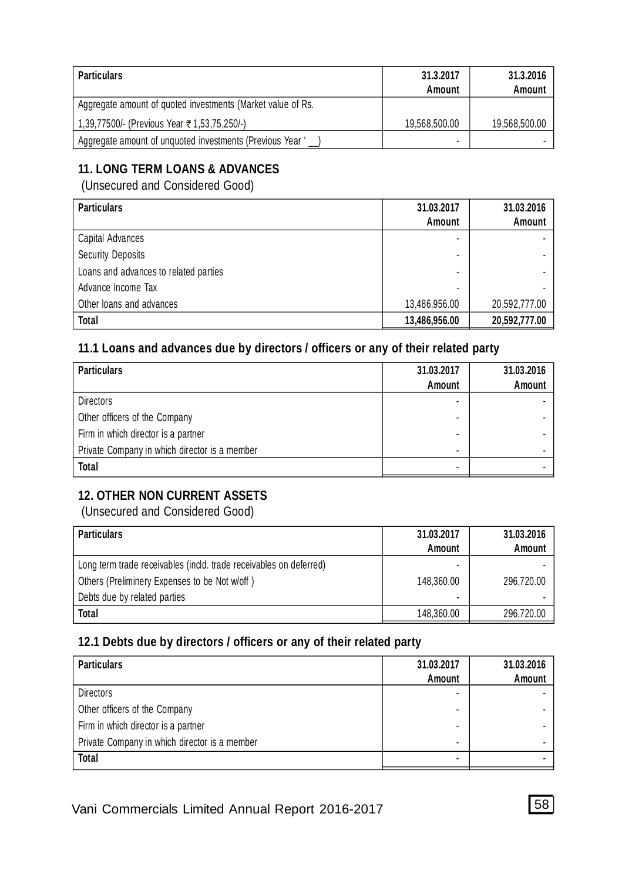| Particulars | 31.3.2017 Amount | 31.3.2016 Amount |
|---|---|---|
| Aggregate amount of quoted investments (Market value of Rs. 1,39,77500/- (Previous Year ₹ 1,53,75,250/-) | 19,568,500.00 | 19,568,500.00 |
| Aggregate amount of unquoted investments (Previous Year ' __) | - | - |

## 11. LONG TERM LOANS & ADVANCES

(Unsecured and Considered Good)

| Particulars | 31.03.2017 Amount | 31.03.2016 Amount |
|---|---|---|
| Capital Advances | - | - |
| Security Deposits | - | - |
| Loans and advances to related parties | - | - |
| Advance Income Tax | - | - |
| Other loans and advances | 13,486,956.00 | 20,592,777.00 |
| **Total** | **13,486,956.00** | **20,592,777.00** |

## 11.1 Loans and advances due by directors / officers or any of their related party

| Particulars | 31.03.2017 Amount | 31.03.2016 Amount |
|---|---|---|
| Directors | - | - |
| Other officers of the Company | - | - |
| Firm in which director is a partner | - | - |
| Private Company in which director is a member | - | - |
| **Total** | - | - |

## 12. OTHER NON CURRENT ASSETS

(Unsecured and Considered Good)

| Particulars | 31.03.2017 Amount | 31.03.2016 Amount |
|---|---|---|
| Long term trade receivables (incld. trade receivables on deferred) | - | - |
| Others (Preliminery Expenses to be Not w/off ) | 148,360.00 | 296,720.00 |
| Debts due by related parties | - | - |
| **Total** | 148,360.00 | 296,720.00 |

## 12.1 Debts due by directors / officers or any of their related party

| Particulars | 31.03.2017 Amount | 31.03.2016 Amount |
|---|---|---|
| Directors | - | - |
| Other officers of the Company | - | - |
| Firm in which director is a partner | - | - |
| Private Company in which director is a member | - | - |
| **Total** | - | - |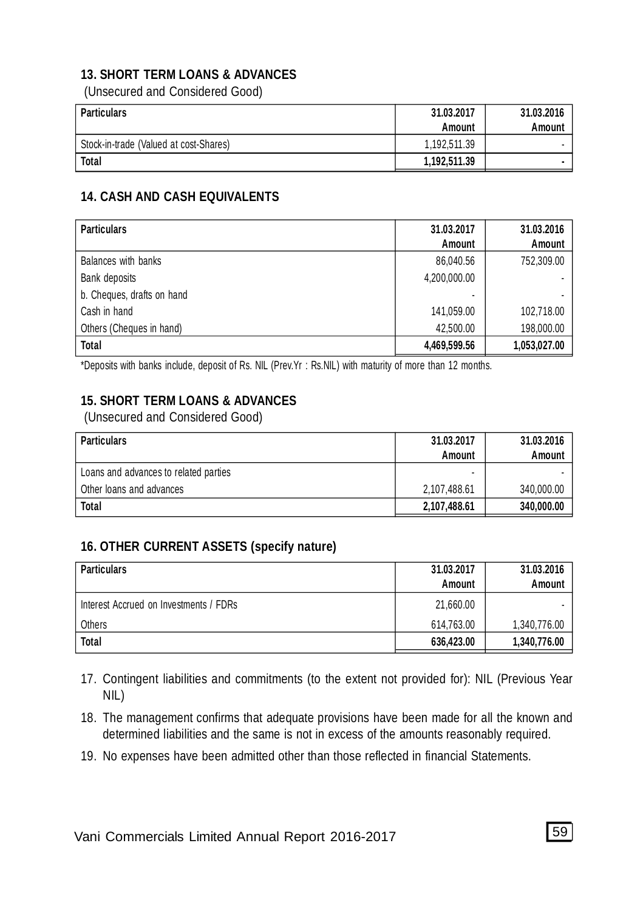## 13. SHORT TERM LOANS & ADVANCES

(Unsecured and Considered Good)

| Particulars | 31.03.2017 Amount | 31.03.2016 Amount |
|---|---|---|
| Stock-in-trade (Valued at cost-Shares) | 1,192,511.39 | - |
| **Total** | **1,192,511.39** | **-** |

## 14. CASH AND CASH EQUIVALENTS

| Particulars | 31.03.2017 Amount | 31.03.2016 Amount |
|---|---|---|
| Balances with banks | 86,040.56 | 752,309.00 |
| Bank deposits | 4,200,000.00 | - |
| b. Cheques, drafts on hand | - | - |
| Cash in hand | 141,059.00 | 102,718.00 |
| Others (Cheques in hand) | 42,500.00 | 198,000.00 |
| **Total** | **4,469,599.56** | **1,053,027.00** |

*Deposits with banks include, deposit of Rs. NIL (Prev.Yr : Rs.NIL) with maturity of more than 12 months.

## 15. SHORT TERM LOANS & ADVANCES

(Unsecured and Considered Good)

| Particulars | 31.03.2017 Amount | 31.03.2016 Amount |
|---|---|---|
| Loans and advances to related parties | - | - |
| Other loans and advances | 2,107,488.61 | 340,000.00 |
| **Total** | **2,107,488.61** | **340,000.00** |

## 16. OTHER CURRENT ASSETS (specify nature)

| Particulars | 31.03.2017 Amount | 31.03.2016 Amount |
|---|---|---|
| Interest Accrued on Investments / FDRs | 21,660.00 | - |
| Others | 614,763.00 | 1,340,776.00 |
| **Total** | **636,423.00** | **1,340,776.00** |

17. Contingent liabilities and commitments (to the extent not provided for): NIL (Previous Year NIL)

18. The management confirms that adequate provisions have been made for all the known and determined liabilities and the same is not in excess of the amounts reasonably required.

19. No expenses have been admitted other than those reflected in financial Statements.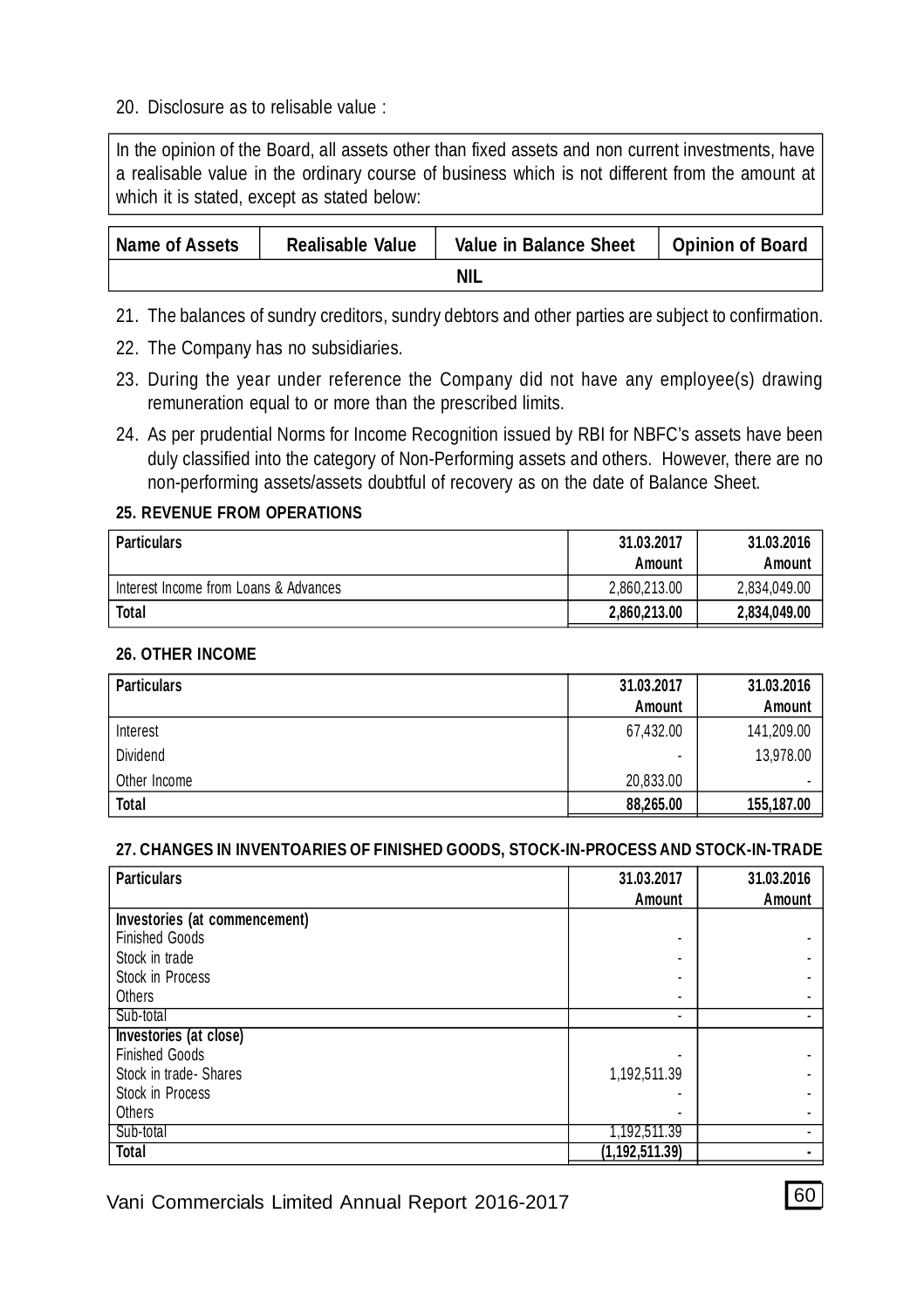20. Disclosure as to relisable value :

In the opinion of the Board, all assets other than fixed assets and non current investments, have a realisable value in the ordinary course of business which is not different from the amount at which it is stated, except as stated below:

| Name of Assets | Realisable Value | Value in Balance Sheet | Opinion of Board |
|---|---|---|---|
| NIL | | | |

21. The balances of sundry creditors, sundry debtors and other parties are subject to confirmation.

22. The Company has no subsidiaries.

23. During the year under reference the Company did not have any employee(s) drawing remuneration equal to or more than the prescribed limits.

24. As per prudential Norms for Income Recognition issued by RBI for NBFC's assets have been duly classified into the category of Non-Performing assets and others. However, there are no non-performing assets/assets doubtful of recovery as on the date of Balance Sheet.

**25. REVENUE FROM OPERATIONS**

| Particulars | 31.03.2017 Amount | 31.03.2016 Amount |
|---|---|---|
| Interest Income from Loans & Advances | 2,860,213.00 | 2,834,049.00 |
| **Total** | **2,860,213.00** | **2,834,049.00** |

**26. OTHER INCOME**

| Particulars | 31.03.2017 Amount | 31.03.2016 Amount |
|---|---|---|
| Interest | 67,432.00 | 141,209.00 |
| Dividend | - | 13,978.00 |
| Other Income | 20,833.00 | - |
| **Total** | **88,265.00** | **155,187.00** |

**27. CHANGES IN INVENTOARIES OF FINISHED GOODS, STOCK-IN-PROCESS AND STOCK-IN-TRADE**

| Particulars | 31.03.2017 Amount | 31.03.2016 Amount |
|---|---|---|
| **Investories (at commencement)** | | |
| Finished Goods | - | - |
| Stock in trade | - | - |
| Stock in Process | - | - |
| Others | - | - |
| Sub-total | - | - |
| **Investories (at close)** | | |
| Finished Goods | - | - |
| Stock in trade- Shares | 1,192,511.39 | - |
| Stock in Process | - | - |
| Others | - | - |
| Sub-total | 1,192,511.39 | - |
| **Total** | **(1,192,511.39)** | **-** |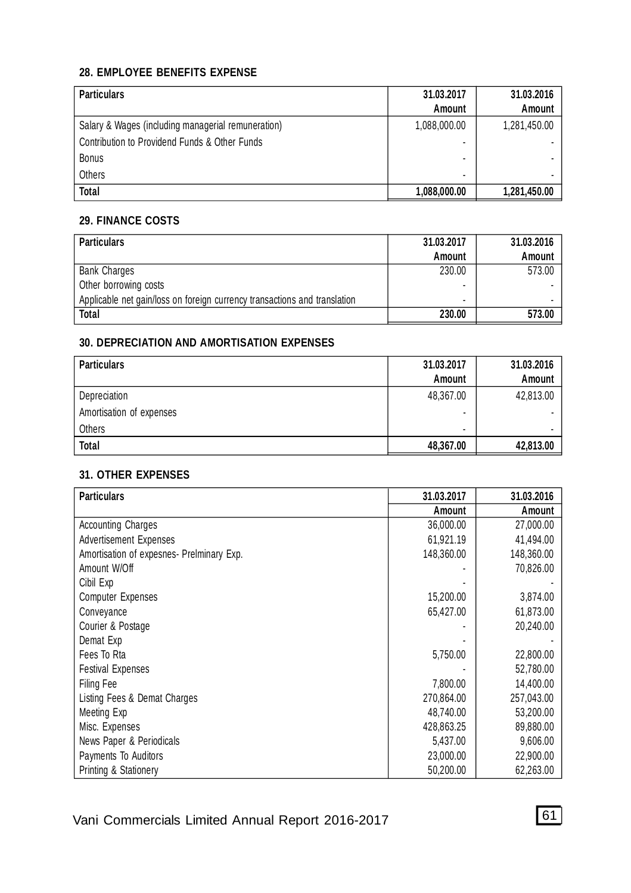### 28. EMPLOYEE BENEFITS EXPENSE

| Particulars | 31.03.2017<br>Amount | 31.03.2016<br>Amount |
|---|---|---|
| Salary & Wages (including managerial remuneration) | 1,088,000.00 | 1,281,450.00 |
| Contribution to Providend Funds & Other Funds | - | - |
| Bonus | - | - |
| Others | - | - |
| **Total** | **1,088,000.00** | **1,281,450.00** |

### 29. FINANCE COSTS

| Particulars | 31.03.2017<br>Amount | 31.03.2016<br>Amount |
|---|---|---|
| Bank Charges | 230.00 | 573.00 |
| Other borrowing costs | - | - |
| Applicable net gain/loss on foreign currency transactions and translation | - | - |
| **Total** | **230.00** | **573.00** |

### 30. DEPRECIATION AND AMORTISATION EXPENSES

| Particulars | 31.03.2017<br>Amount | 31.03.2016<br>Amount |
|---|---|---|
| Depreciation | 48,367.00 | 42,813.00 |
| Amortisation of expenses | - | - |
| Others | - | - |
| **Total** | **48,367.00** | **42,813.00** |

### 31. OTHER EXPENSES

| Particulars | 31.03.2017<br>Amount | 31.03.2016<br>Amount |
|---|---|---|
| Accounting Charges | 36,000.00 | 27,000.00 |
| Advertisement Expenses | 61,921.19 | 41,494.00 |
| Amortisation of expesnes- Prelminary Exp. | 148,360.00 | 148,360.00 |
| Amount W/Off | - | 70,826.00 |
| Cibil Exp | - | - |
| Computer Expenses | 15,200.00 | 3,874.00 |
| Conveyance | 65,427.00 | 61,873.00 |
| Courier & Postage | - | 20,240.00 |
| Demat Exp | - | - |
| Fees To Rta | 5,750.00 | 22,800.00 |
| Festival Expenses | - | 52,780.00 |
| Filing Fee | 7,800.00 | 14,400.00 |
| Listing Fees & Demat Charges | 270,864.00 | 257,043.00 |
| Meeting Exp | 48,740.00 | 53,200.00 |
| Misc. Expenses | 428,863.25 | 89,880.00 |
| News Paper & Periodicals | 5,437.00 | 9,606.00 |
| Payments To Auditors | 23,000.00 | 22,900.00 |
| Printing & Stationery | 50,200.00 | 62,263.00 |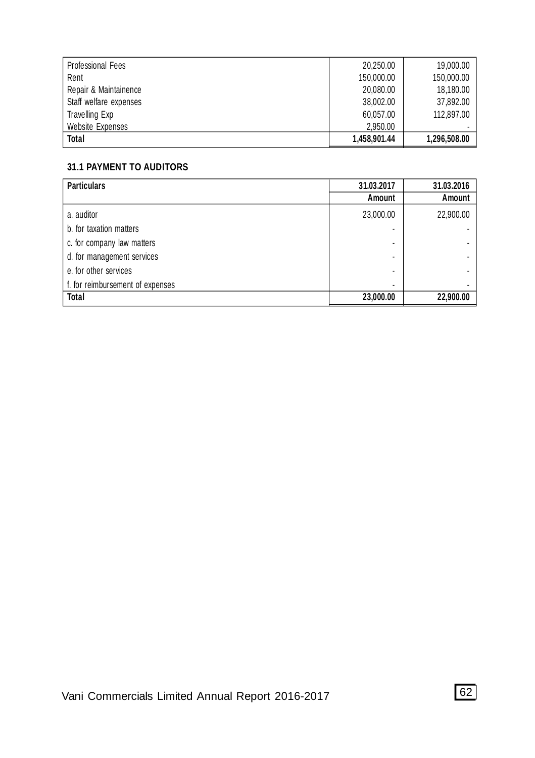| | | |
|---|---|---|
| Professional Fees | 20,250.00 | 19,000.00 |
| Rent | 150,000.00 | 150,000.00 |
| Repair & Maintainence | 20,080.00 | 18,180.00 |
| Staff welfare expenses | 38,002.00 | 37,892.00 |
| Travelling Exp | 60,057.00 | 112,897.00 |
| Website Expenses | 2,950.00 | - |
| **Total** | **1,458,901.44** | **1,296,508.00** |

### 31.1 PAYMENT TO AUDITORS

| Particulars | 31.03.2017 | 31.03.2016 |
|---|---|---|
| | Amount | Amount |
| a. auditor | 23,000.00 | 22,900.00 |
| b. for taxation matters | - | - |
| c. for company law matters | - | - |
| d. for management services | - | - |
| e. for other services | - | - |
| f. for reimbursement of expenses | - | - |
| **Total** | **23,000.00** | **22,900.00** |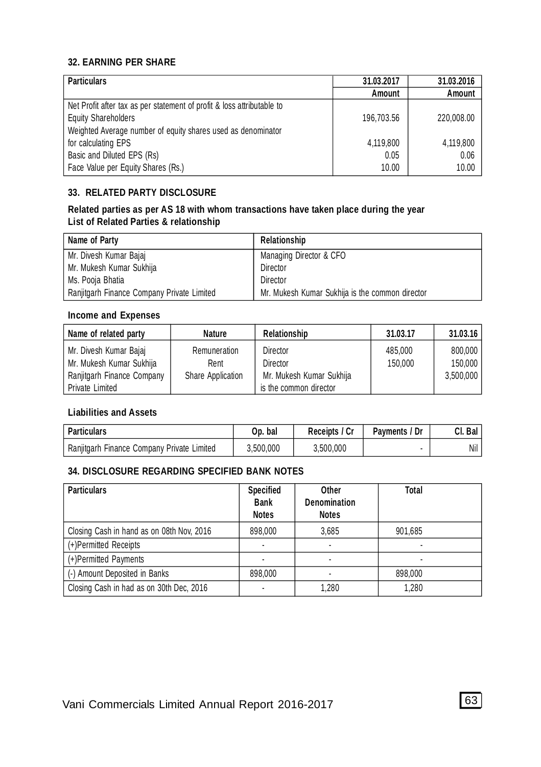### 32. EARNING PER SHARE

| Particulars | 31.03.2017 | 31.03.2016 |
|---|---|---|
| | Amount | Amount |
| Net Profit after tax as per statement of profit & loss attributable to Equity Shareholders | 196,703.56 | 220,008.00 |
| Weighted Average number of equity shares used as denominator for calculating EPS | 4,119,800 | 4,119,800 |
| Basic and Diluted EPS (Rs) | 0.05 | 0.06 |
| Face Value per Equity Shares (Rs.) | 10.00 | 10.00 |

### 33. RELATED PARTY DISCLOSURE

**Related parties as per AS 18 with whom transactions have taken place during the year**
**List of Related Parties & relationship**

| Name of Party | Relationship |
|---|---|
| Mr. Divesh Kumar Bajaj | Managing Director & CFO |
| Mr. Mukesh Kumar Sukhija | Director |
| Ms. Pooja Bhatia | Director |
| Ranjitgarh Finance Company Private Limited | Mr. Mukesh Kumar Sukhija is the common director |

**Income and Expenses**

| Name of related party | Nature | Relationship | 31.03.17 | 31.03.16 |
|---|---|---|---|---|
| Mr. Divesh Kumar Bajaj | Remuneration | Director | 485,000 | 800,000 |
| Mr. Mukesh Kumar Sukhija | Rent | Director | 150,000 | 150,000 |
| Ranjitgarh Finance Company Private Limited | Share Application | Mr. Mukesh Kumar Sukhija is the common director | | 3,500,000 |

**Liabilities and Assets**

| Particulars | Op. bal | Receipts / Cr | Payments / Dr | Cl. Bal |
|---|---|---|---|---|
| Ranjitgarh Finance Company Private Limited | 3,500,000 | 3,500,000 | - | Nil |

### 34. DISCLOSURE REGARDING SPECIFIED BANK NOTES

| Particulars | Specified Bank Notes | Other Denomination Notes | Total |
|---|---|---|---|
| Closing Cash in hand as on 08th Nov, 2016 | 898,000 | 3,685 | 901,685 |
| (+)Permitted Receipts | - | - | - |
| (+)Permitted Payments | - | - | - |
| (-) Amount Deposited in Banks | 898,000 | - | 898,000 |
| Closing Cash in had as on 30th Dec, 2016 | - | 1,280 | 1,280 |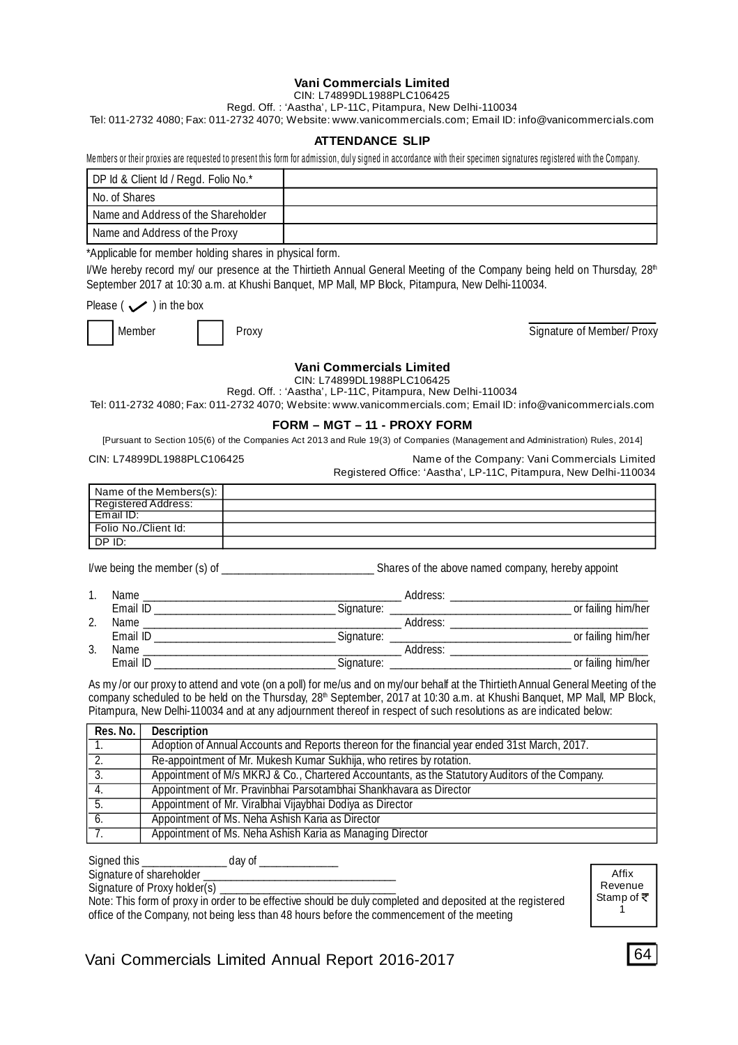**Vani Commercials Limited**

CIN: L74899DL1988PLC106425

Regd. Off. : 'Aastha', LP-11C, Pitampura, New Delhi-110034

Tel: 011-2732 4080; Fax: 011-2732 4070; Website: www.vanicommercials.com; Email ID: info@vanicommercials.com

## ATTENDANCE SLIP

Members or their proxies are requested to present this form for admission, duly signed in accordance with their specimen signatures registered with the Company.

| | |
|---|---|
| DP Id & Client Id / Regd. Folio No.* | |
| No. of Shares | |
| Name and Address of the Shareholder | |
| Name and Address of the Proxy | |

*Applicable for member holding shares in physical form.

I/We hereby record my/ our presence at the Thirtieth Annual General Meeting of the Company being held on Thursday, 28th September 2017 at 10:30 a.m. at Khushi Banquet, MP Mall, MP Block, Pitampura, New Delhi-110034.

Please ( ✓ ) in the box

☐ Member ☐ Proxy

Signature of Member/ Proxy

**Vani Commercials Limited**

CIN: L74899DL1988PLC106425

Regd. Off. : 'Aastha', LP-11C, Pitampura, New Delhi-110034

Tel: 011-2732 4080; Fax: 011-2732 4070; Website: www.vanicommercials.com; Email ID: info@vanicommercials.com

## FORM – MGT – 11 - PROXY FORM

[Pursuant to Section 105(6) of the Companies Act 2013 and Rule 19(3) of Companies (Management and Administration) Rules, 2014]

CIN: L74899DL1988PLC106425

Name of the Company: Vani Commercials Limited

Registered Office: 'Aastha', LP-11C, Pitampura, New Delhi-110034

| | |
|---|---|
| Name of the Members(s): | |
| Registered Address: | |
| Email ID: | |
| Folio No./Client Id: | |
| DP ID: | |

I/we being the member (s) of ___________________________ Shares of the above named company, hereby appoint

1. Name ______________________________ Address: ______________________________
   Email ID ______________________________ Signature: ______________________________ or failing him/her
2. Name ______________________________ Address: ______________________________
   Email ID ______________________________ Signature: ______________________________ or failing him/her
3. Name ______________________________ Address: ______________________________
   Email ID ______________________________ Signature: ______________________________ or failing him/her

As my /or our proxy to attend and vote (on a poll) for me/us and on my/our behalf at the Thirtieth Annual General Meeting of the company scheduled to be held on the Thursday, 28th September, 2017 at 10:30 a.m. at Khushi Banquet, MP Mall, MP Block, Pitampura, New Delhi-110034 and at any adjournment thereof in respect of such resolutions as are indicated below:

| Res. No. | Description |
|---|---|
| 1. | Adoption of Annual Accounts and Reports thereon for the financial year ended 31st March, 2017. |
| 2. | Re-appointment of Mr. Mukesh Kumar Sukhija, who retires by rotation. |
| 3. | Appointment of M/s MKRJ & Co., Chartered Accountants, as the Statutory Auditors of the Company. |
| 4. | Appointment of Mr. Pravinbhai Parsotambhai Shankhavara as Director |
| 5. | Appointment of Mr. Viralbhai Vijaybhai Dodiya as Director |
| 6. | Appointment of Ms. Neha Ashish Karia as Director |
| 7. | Appointment of Ms. Neha Ashish Karia as Managing Director |

Signed this ______________ day of ______________

Signature of shareholder ________________________________

Signature of Proxy holder(s) ________________________________

Note: This form of proxy in order to be effective should be duly completed and deposited at the registered office of the Company, not being less than 48 hours before the commencement of the meeting

Affix Revenue Stamp of ₹ 1